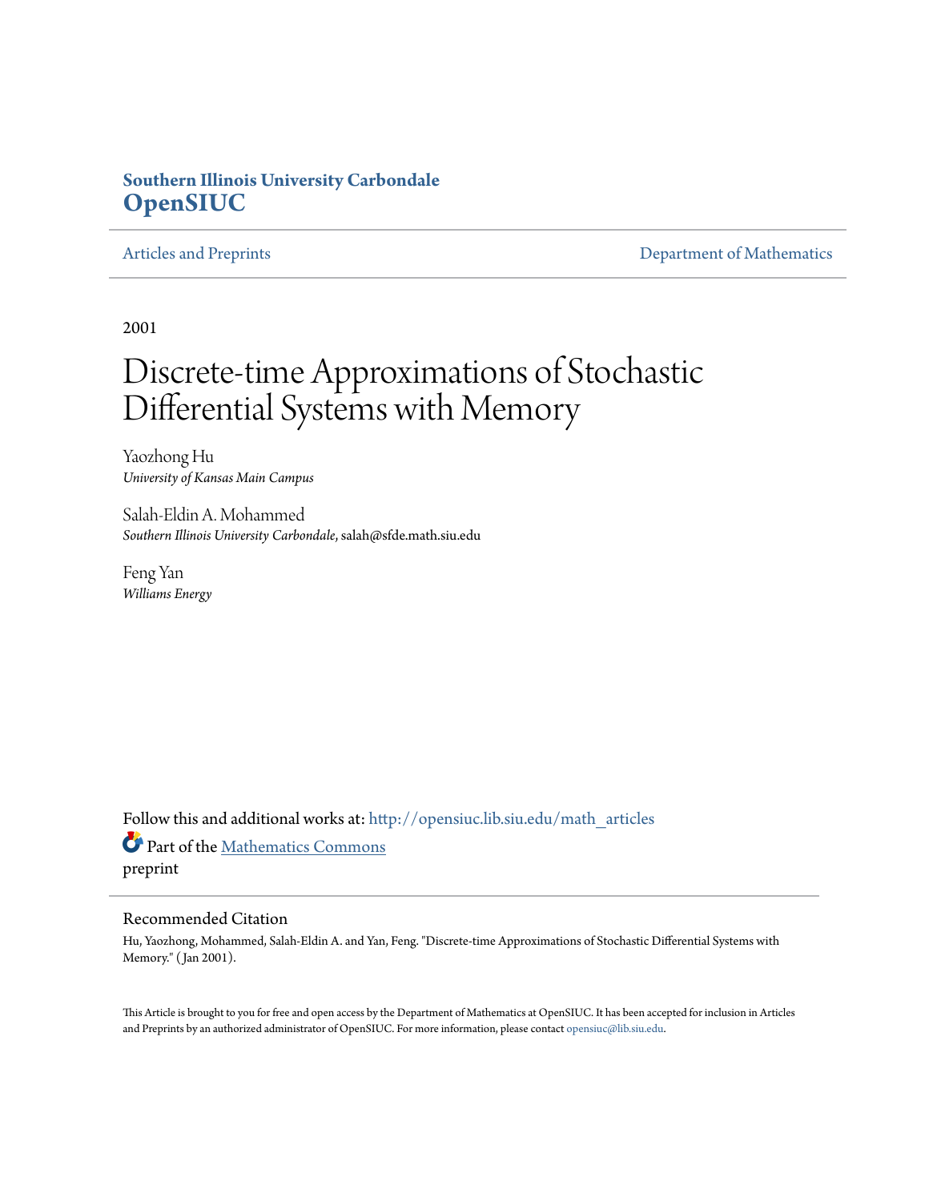Southern Illinois University Carbondale
**OpenSIUC**

Articles and Preprints

Department of Mathematics

2001

# Discrete-time Approximations of Stochastic Differential Systems with Memory

Yaozhong Hu
*University of Kansas Main Campus*

Salah-Eldin A. Mohammed
*Southern Illinois University Carbondale*, salah@sfde.math.siu.edu

Feng Yan
*Williams Energy*

Follow this and additional works at: http://opensiuc.lib.siu.edu/math_articles

Part of the Mathematics Commons

preprint

## Recommended Citation

Hu, Yaozhong, Mohammed, Salah-Eldin A. and Yan, Feng. "Discrete-time Approximations of Stochastic Differential Systems with Memory." (Jan 2001).

This Article is brought to you for free and open access by the Department of Mathematics at OpenSIUC. It has been accepted for inclusion in Articles and Preprints by an authorized administrator of OpenSIUC. For more information, please contact opensiuc@lib.siu.edu.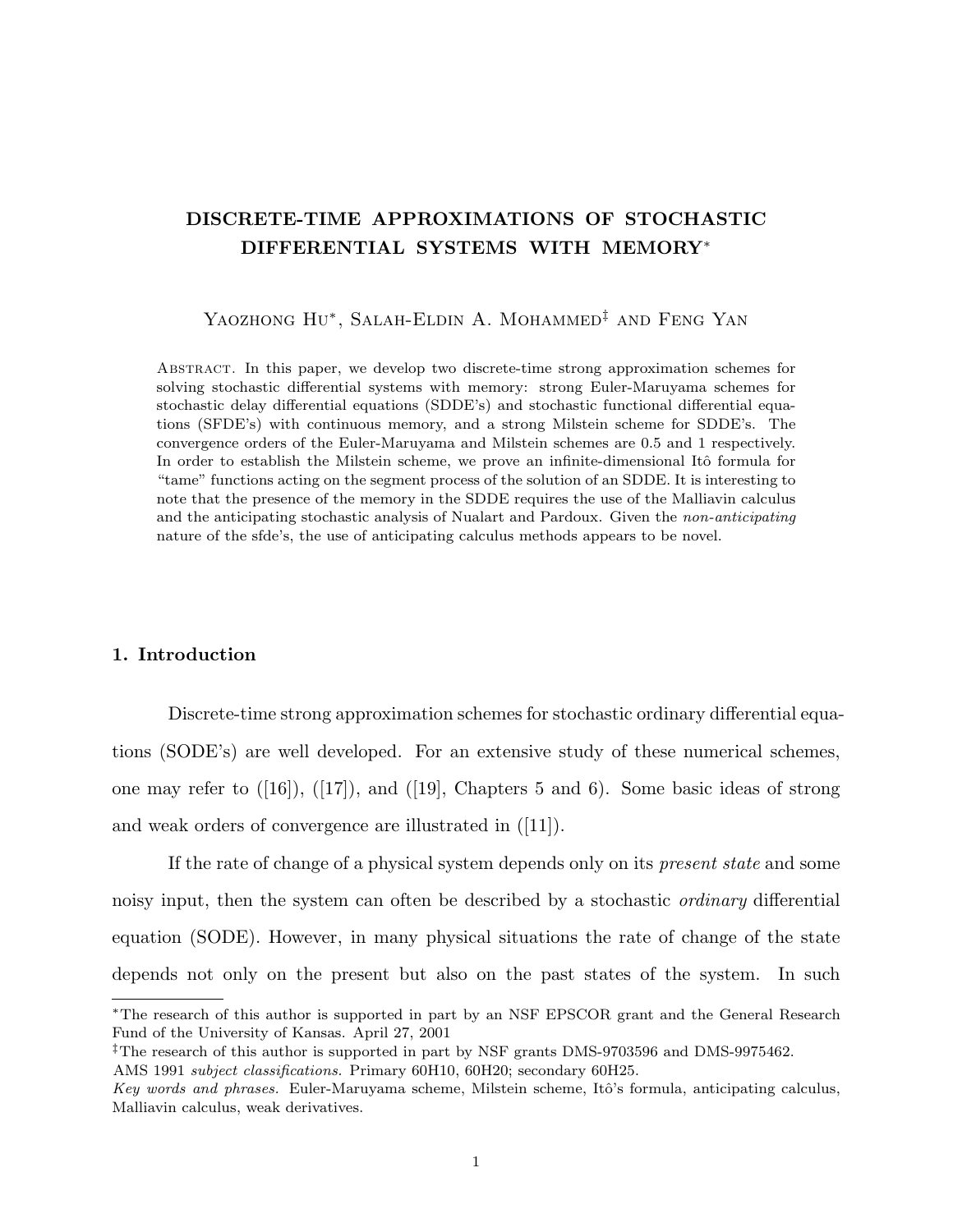# DISCRETE-TIME APPROXIMATIONS OF STOCHASTIC DIFFERENTIAL SYSTEMS WITH MEMORY*

Yaozhong Hu*, Salah-Eldin A. Mohammed‡ and Feng Yan

Abstract. In this paper, we develop two discrete-time strong approximation schemes for solving stochastic differential systems with memory: strong Euler-Maruyama schemes for stochastic delay differential equations (SDDE's) and stochastic functional differential equations (SFDE's) with continuous memory, and a strong Milstein scheme for SDDE's. The convergence orders of the Euler-Maruyama and Milstein schemes are 0.5 and 1 respectively. In order to establish the Milstein scheme, we prove an infinite-dimensional Itô formula for "tame" functions acting on the segment process of the solution of an SDDE. It is interesting to note that the presence of the memory in the SDDE requires the use of the Malliavin calculus and the anticipating stochastic analysis of Nualart and Pardoux. Given the *non-anticipating* nature of the sfde's, the use of anticipating calculus methods appears to be novel.

## 1. Introduction

Discrete-time strong approximation schemes for stochastic ordinary differential equations (SODE's) are well developed. For an extensive study of these numerical schemes, one may refer to ([16]), ([17]), and ([19], Chapters 5 and 6). Some basic ideas of strong and weak orders of convergence are illustrated in ([11]).

If the rate of change of a physical system depends only on its *present state* and some noisy input, then the system can often be described by a stochastic *ordinary* differential equation (SODE). However, in many physical situations the rate of change of the state depends not only on the present but also on the past states of the system. In such

---

*The research of this author is supported in part by an NSF EPSCOR grant and the General Research Fund of the University of Kansas. April 27, 2001

‡The research of this author is supported in part by NSF grants DMS-9703596 and DMS-9975462.

AMS 1991 *subject classifications.* Primary 60H10, 60H20; secondary 60H25.

*Key words and phrases.* Euler-Maruyama scheme, Milstein scheme, Itô's formula, anticipating calculus, Malliavin calculus, weak derivatives.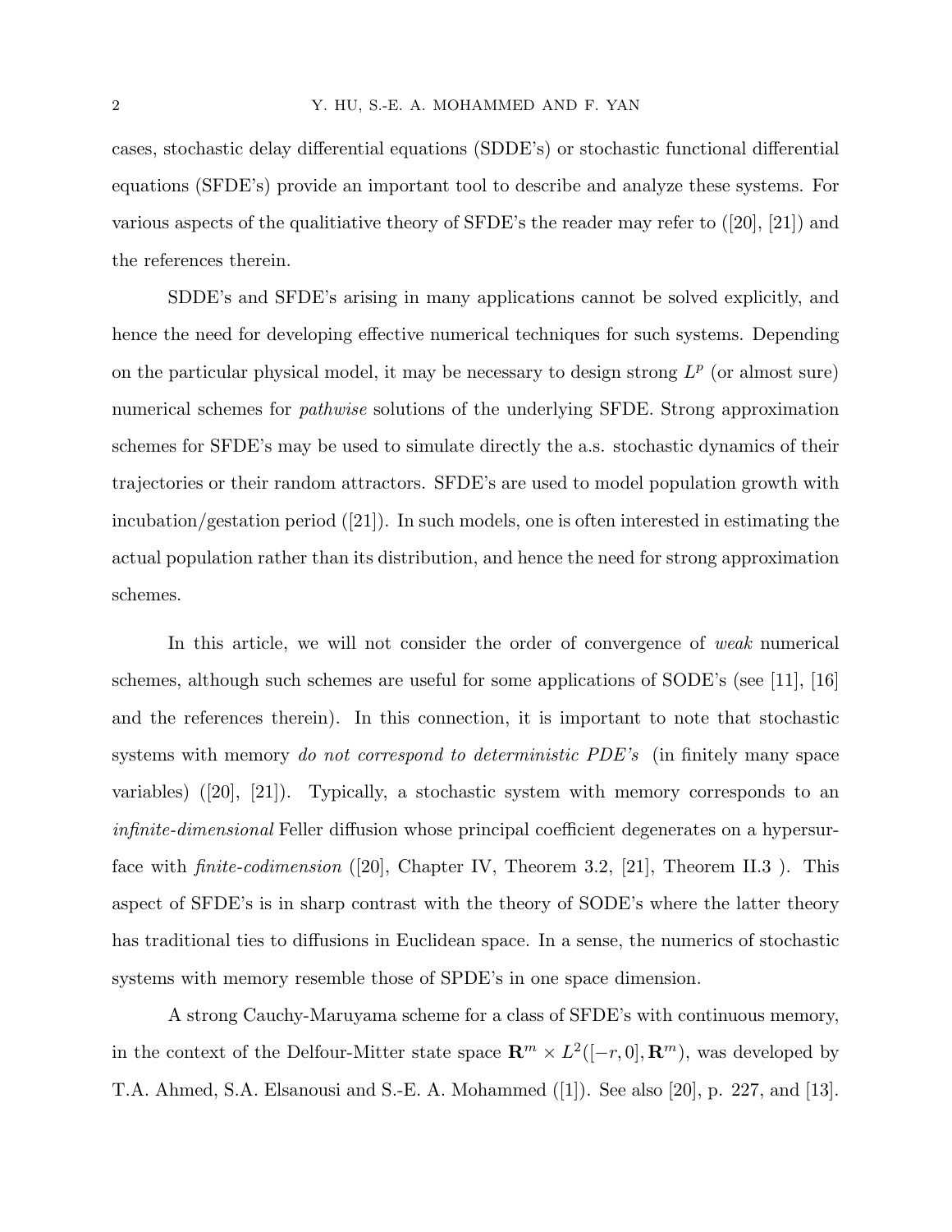cases, stochastic delay differential equations (SDDE's) or stochastic functional differential equations (SFDE's) provide an important tool to describe and analyze these systems. For various aspects of the qualitiative theory of SFDE's the reader may refer to ([20], [21]) and the references therein.

SDDE's and SFDE's arising in many applications cannot be solved explicitly, and hence the need for developing effective numerical techniques for such systems. Depending on the particular physical model, it may be necessary to design strong $L^p$ (or almost sure) numerical schemes for *pathwise* solutions of the underlying SFDE. Strong approximation schemes for SFDE's may be used to simulate directly the a.s. stochastic dynamics of their trajectories or their random attractors. SFDE's are used to model population growth with incubation/gestation period ([21]). In such models, one is often interested in estimating the actual population rather than its distribution, and hence the need for strong approximation schemes.

In this article, we will not consider the order of convergence of *weak* numerical schemes, although such schemes are useful for some applications of SODE's (see [11], [16] and the references therein). In this connection, it is important to note that stochastic systems with memory *do not correspond to deterministic PDE's* (in finitely many space variables) ([20], [21]). Typically, a stochastic system with memory corresponds to an *infinite-dimensional* Feller diffusion whose principal coefficient degenerates on a hypersurface with *finite-codimension* ([20], Chapter IV, Theorem 3.2, [21], Theorem II.3 ). This aspect of SFDE's is in sharp contrast with the theory of SODE's where the latter theory has traditional ties to diffusions in Euclidean space. In a sense, the numerics of stochastic systems with memory resemble those of SPDE's in one space dimension.

A strong Cauchy-Maruyama scheme for a class of SFDE's with continuous memory, in the context of the Delfour-Mitter state space $\mathbf{R}^m \times L^2([-r, 0], \mathbf{R}^m)$, was developed by T.A. Ahmed, S.A. Elsanousi and S.-E. A. Mohammed ([1]). See also [20], p. 227, and [13].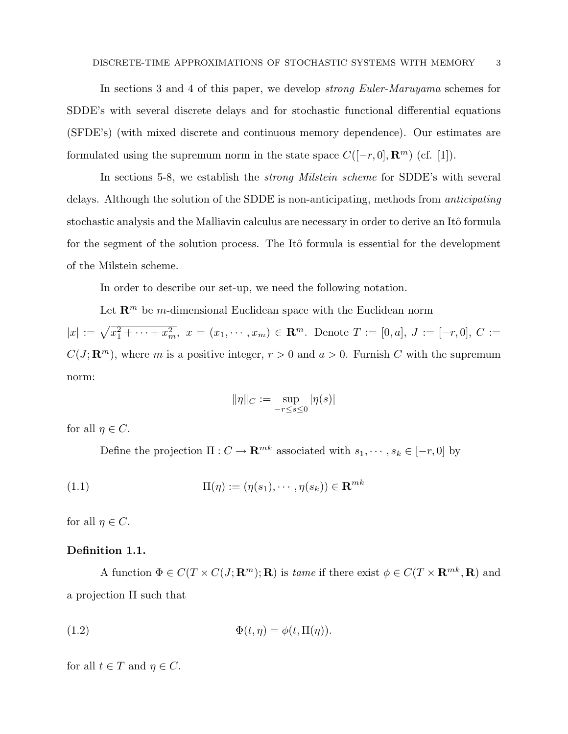In sections 3 and 4 of this paper, we develop *strong Euler-Maruyama* schemes for SDDE's with several discrete delays and for stochastic functional differential equations (SFDE's) (with mixed discrete and continuous memory dependence). Our estimates are formulated using the supremum norm in the state space $C([-r,0],\mathbf{R}^m)$ (cf. [1]).

In sections 5-8, we establish the *strong Milstein scheme* for SDDE's with several delays. Although the solution of the SDDE is non-anticipating, methods from *anticipating* stochastic analysis and the Malliavin calculus are necessary in order to derive an Itô formula for the segment of the solution process. The Itô formula is essential for the development of the Milstein scheme.

In order to describe our set-up, we need the following notation.

Let $\mathbf{R}^m$ be $m$-dimensional Euclidean space with the Euclidean norm $|x| := \sqrt{x_1^2 + \cdots + x_m^2}$, $x = (x_1, \cdots, x_m) \in \mathbf{R}^m$. Denote $T := [0,a]$, $J := [-r,0]$, $C := C(J;\mathbf{R}^m)$, where $m$ is a positive integer, $r > 0$ and $a > 0$. Furnish $C$ with the supremum norm:

$$\|\eta\|_C := \sup_{-r \le s \le 0} |\eta(s)|$$

for all $\eta \in C$.

Define the projection $\Pi : C \to \mathbf{R}^{mk}$ associated with $s_1, \cdots, s_k \in [-r,0]$ by

$$\Pi(\eta) := (\eta(s_1), \cdots, \eta(s_k)) \in \mathbf{R}^{mk} \tag{1.1}$$

for all $\eta \in C$.

**Definition 1.1.**

A function $\Phi \in C(T \times C(J;\mathbf{R}^m);\mathbf{R})$ is *tame* if there exist $\phi \in C(T \times \mathbf{R}^{mk}, \mathbf{R})$ and a projection $\Pi$ such that

$$\Phi(t,\eta) = \phi(t,\Pi(\eta)). \tag{1.2}$$

for all $t \in T$ and $\eta \in C$.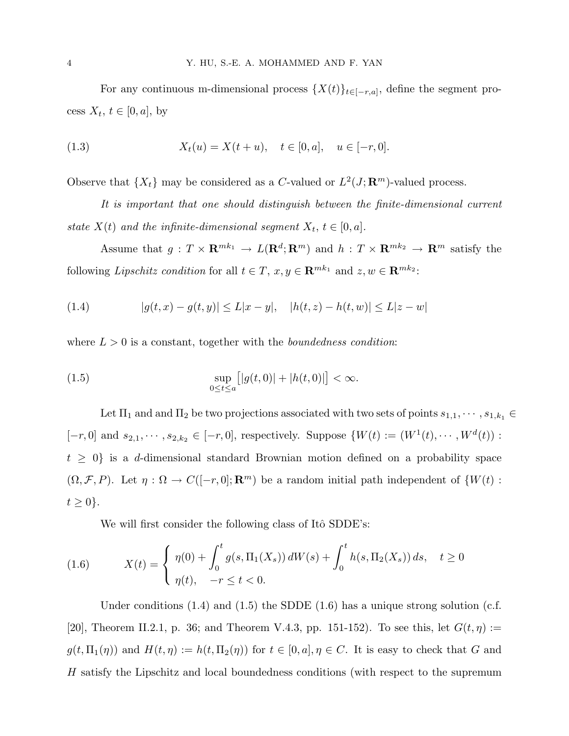For any continuous m-dimensional process $\{X(t)\}_{t\in[-r,a]}$, define the segment process $X_t$, $t \in [0, a]$, by

$$X_t(u) = X(t + u), \quad t \in [0, a], \quad u \in [-r, 0]. \tag{1.3}$$

Observe that $\{X_t\}$ may be considered as a $C$-valued or $L^2(J; \mathbf{R}^m)$-valued process.

*It is important that one should distinguish between the finite-dimensional current state $X(t)$ and the infinite-dimensional segment $X_t$, $t \in [0, a]$.*

Assume that $g : T \times \mathbf{R}^{mk_1} \to L(\mathbf{R}^d; \mathbf{R}^m)$ and $h : T \times \mathbf{R}^{mk_2} \to \mathbf{R}^m$ satisfy the following *Lipschitz condition* for all $t \in T$, $x, y \in \mathbf{R}^{mk_1}$ and $z, w \in \mathbf{R}^{mk_2}$:

$$|g(t, x) - g(t, y)| \le L|x - y|, \quad |h(t, z) - h(t, w)| \le L|z - w| \tag{1.4}$$

where $L > 0$ is a constant, together with the *boundedness condition*:

$$\sup_{0\le t\le a} \left[|g(t, 0)| + |h(t, 0)|\right] < \infty. \tag{1.5}$$

Let $\Pi_1$ and and $\Pi_2$ be two projections associated with two sets of points $s_{1,1}, \cdots, s_{1,k_1} \in [-r, 0]$ and $s_{2,1}, \cdots, s_{2,k_2} \in [-r, 0]$, respectively. Suppose $\{W(t) := (W^1(t), \cdots, W^d(t)) : t \ge 0\}$ is a $d$-dimensional standard Brownian motion defined on a probability space $(\Omega, \mathcal{F}, P)$. Let $\eta : \Omega \to C([-r, 0]; \mathbf{R}^m)$ be a random initial path independent of $\{W(t) : t \ge 0\}$.

We will first consider the following class of Itô SDDE's:

$$X(t) = \begin{cases} \eta(0) + \displaystyle\int_0^t g(s, \Pi_1(X_s))\, dW(s) + \int_0^t h(s, \Pi_2(X_s))\, ds, & t \ge 0 \\ \eta(t), \quad -r \le t < 0. \end{cases} \tag{1.6}$$

Under conditions (1.4) and (1.5) the SDDE (1.6) has a unique strong solution (c.f. [20], Theorem II.2.1, p. 36; and Theorem V.4.3, pp. 151-152). To see this, let $G(t, \eta) := g(t, \Pi_1(\eta))$ and $H(t, \eta) := h(t, \Pi_2(\eta))$ for $t \in [0, a], \eta \in C$. It is easy to check that $G$ and $H$ satisfy the Lipschitz and local boundedness conditions (with respect to the supremum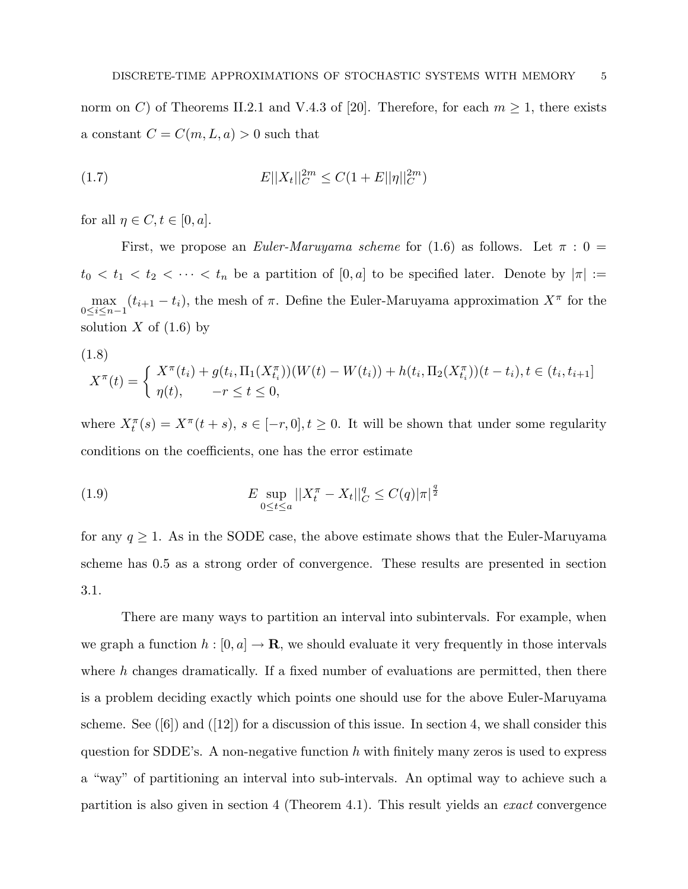norm on $C$) of Theorems II.2.1 and V.4.3 of [20]. Therefore, for each $m \geq 1$, there exists a constant $C = C(m, L, a) > 0$ such that

$$E||X_t||_C^{2m} \leq C(1 + E||\eta||_C^{2m}) \tag{1.7}$$

for all $\eta \in C, t \in [0, a]$.

First, we propose an *Euler-Maruyama scheme* for (1.6) as follows. Let $\pi : 0 = t_0 < t_1 < t_2 < \cdots < t_n$ be a partition of $[0, a]$ to be specified later. Denote by $|\pi| := \max_{0 \leq i \leq n-1}(t_{i+1} - t_i)$, the mesh of $\pi$. Define the Euler-Maruyama approximation $X^\pi$ for the solution $X$ of (1.6) by

(1.8)
$$X^\pi(t) = \begin{cases} X^\pi(t_i) + g(t_i, \Pi_1(X^\pi_{t_i}))(W(t) - W(t_i)) + h(t_i, \Pi_2(X^\pi_{t_i}))(t - t_i), t \in (t_i, t_{i+1}] \\ \eta(t), \qquad -r \leq t \leq 0, \end{cases}$$

where $X^\pi_t(s) = X^\pi(t + s)$, $s \in [-r, 0], t \geq 0$. It will be shown that under some regularity conditions on the coefficients, one has the error estimate

$$E \sup_{0 \leq t \leq a} ||X^\pi_t - X_t||_C^q \leq C(q)|\pi|^{\frac{q}{2}} \tag{1.9}$$

for any $q \geq 1$. As in the SODE case, the above estimate shows that the Euler-Maruyama scheme has 0.5 as a strong order of convergence. These results are presented in section 3.1.

There are many ways to partition an interval into subintervals. For example, when we graph a function $h : [0, a] \to \mathbf{R}$, we should evaluate it very frequently in those intervals where $h$ changes dramatically. If a fixed number of evaluations are permitted, then there is a problem deciding exactly which points one should use for the above Euler-Maruyama scheme. See ([6]) and ([12]) for a discussion of this issue. In section 4, we shall consider this question for SDDE's. A non-negative function $h$ with finitely many zeros is used to express a "way" of partitioning an interval into sub-intervals. An optimal way to achieve such a partition is also given in section 4 (Theorem 4.1). This result yields an *exact* convergence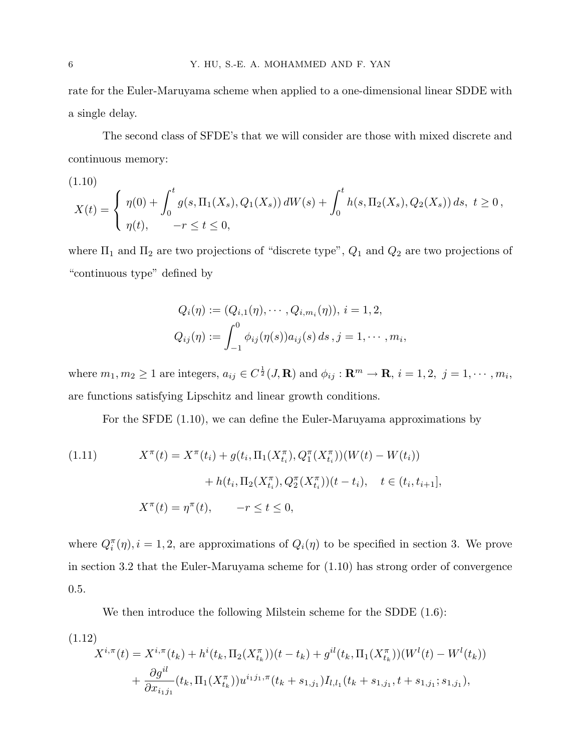rate for the Euler-Maruyama scheme when applied to a one-dimensional linear SDDE with a single delay.

The second class of SFDE's that we will consider are those with mixed discrete and continuous memory:

$$
X(t) = \begin{cases} \eta(0) + \displaystyle\int_0^t g(s, \Pi_1(X_s), Q_1(X_s))\, dW(s) + \int_0^t h(s, \Pi_2(X_s), Q_2(X_s))\, ds, \ t \geq 0\,, \\ \eta(t), \qquad -r \leq t \leq 0, \end{cases} \tag{1.10}
$$

where $\Pi_1$ and $\Pi_2$ are two projections of "discrete type", $Q_1$ and $Q_2$ are two projections of "continuous type" defined by

$$
\begin{aligned}
Q_i(\eta) &:= (Q_{i,1}(\eta), \cdots, Q_{i,m_i}(\eta)),\ i = 1, 2, \\
Q_{ij}(\eta) &:= \int_{-1}^0 \phi_{ij}(\eta(s)) a_{ij}(s)\, ds\,, j = 1, \cdots, m_i,
\end{aligned}
$$

where $m_1, m_2 \geq 1$ are integers, $a_{ij} \in C^{\frac{1}{2}}(J, \mathbf{R})$ and $\phi_{ij} : \mathbf{R}^m \to \mathbf{R}$, $i = 1, 2,\ j = 1, \cdots, m_i$, are functions satisfying Lipschitz and linear growth conditions.

For the SFDE (1.10), we can define the Euler-Maruyama approximations by

$$
\begin{aligned}
X^\pi(t) &= X^\pi(t_i) + g(t_i, \Pi_1(X^\pi_{t_i}), Q^\pi_1(X^\pi_{t_i}))(W(t) - W(t_i)) \\
&\qquad + h(t_i, \Pi_2(X^\pi_{t_i}), Q^\pi_2(X^\pi_{t_i}))(t - t_i), \quad t \in (t_i, t_{i+1}], \\
X^\pi(t) &= \eta^\pi(t), \qquad -r \leq t \leq 0,
\end{aligned} \tag{1.11}
$$

where $Q^\pi_i(\eta), i = 1, 2$, are approximations of $Q_i(\eta)$ to be specified in section 3. We prove in section 3.2 that the Euler-Maruyama scheme for (1.10) has strong order of convergence 0.5.

We then introduce the following Milstein scheme for the SDDE (1.6):

$$
\begin{aligned}
X^{i,\pi}(t) &= X^{i,\pi}(t_k) + h^i(t_k, \Pi_2(X^\pi_{t_k}))(t - t_k) + g^{il}(t_k, \Pi_1(X^\pi_{t_k}))(W^l(t) - W^l(t_k)) \\
&\quad + \frac{\partial g^{il}}{\partial x_{i_1 j_1}}(t_k, \Pi_1(X^\pi_{t_k})) u^{i_1 j_1, \pi}(t_k + s_{1,j_1}) I_{l,l_1}(t_k + s_{1,j_1}, t + s_{1,j_1}; s_{1,j_1}),
\end{aligned} \tag{1.12}
$$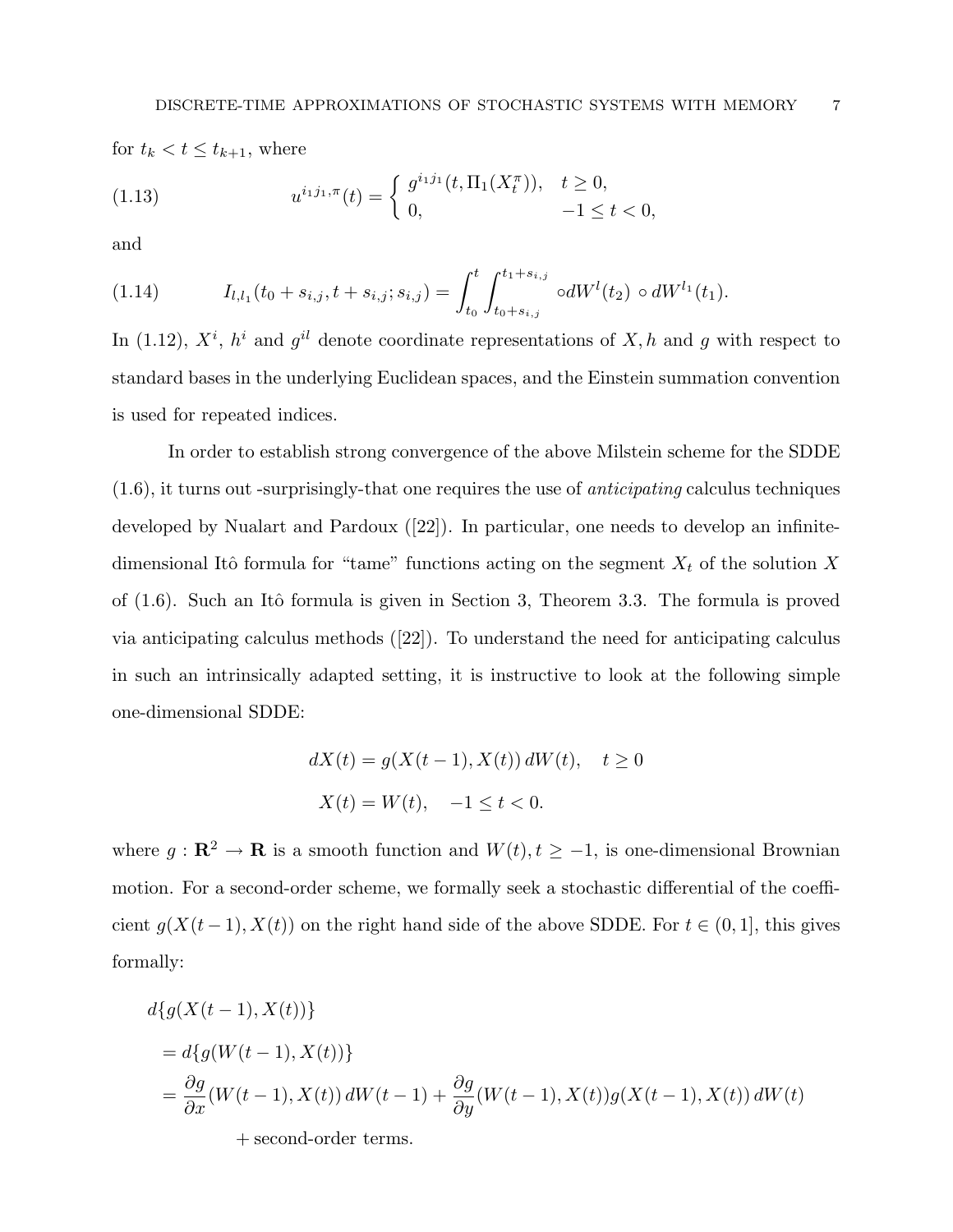for $t_k < t \leq t_{k+1}$, where

$$
u^{i_1 j_1, \pi}(t) = \begin{cases} g^{i_1 j_1}(t, \Pi_1(X_t^\pi)), & t \geq 0, \\ 0, & -1 \leq t < 0, \end{cases} \tag{1.13}
$$

and

$$
I_{l,l_1}(t_0 + s_{i,j}, t + s_{i,j}; s_{i,j}) = \int_{t_0}^{t} \int_{t_0 + s_{i,j}}^{t_1 + s_{i,j}} \circ dW^l(t_2) \circ dW^{l_1}(t_1). \tag{1.14}
$$

In (1.12), $X^i$, $h^i$ and $g^{il}$ denote coordinate representations of $X, h$ and $g$ with respect to standard bases in the underlying Euclidean spaces, and the Einstein summation convention is used for repeated indices.

In order to establish strong convergence of the above Milstein scheme for the SDDE (1.6), it turns out -surprisingly-that one requires the use of *anticipating* calculus techniques developed by Nualart and Pardoux ([22]). In particular, one needs to develop an infinite-dimensional Itô formula for "tame" functions acting on the segment $X_t$ of the solution $X$ of (1.6). Such an Itô formula is given in Section 3, Theorem 3.3. The formula is proved via anticipating calculus methods ([22]). To understand the need for anticipating calculus in such an intrinsically adapted setting, it is instructive to look at the following simple one-dimensional SDDE:

$$
\begin{aligned}
dX(t) &= g(X(t-1), X(t))\, dW(t), \quad t \geq 0 \\
X(t) &= W(t), \quad -1 \leq t < 0.
\end{aligned}
$$

where $g : \mathbf{R}^2 \to \mathbf{R}$ is a smooth function and $W(t), t \geq -1$, is one-dimensional Brownian motion. For a second-order scheme, we formally seek a stochastic differential of the coefficient $g(X(t-1), X(t))$ on the right hand side of the above SDDE. For $t \in (0, 1]$, this gives formally:

$$
\begin{aligned}
& d\{g(X(t-1), X(t))\} \\
&= d\{g(W(t-1), X(t))\} \\
&= \frac{\partial g}{\partial x}(W(t-1), X(t))\, dW(t-1) + \frac{\partial g}{\partial y}(W(t-1), X(t)) g(X(t-1), X(t))\, dW(t) \\
&\qquad + \text{second-order terms.}
\end{aligned}
$$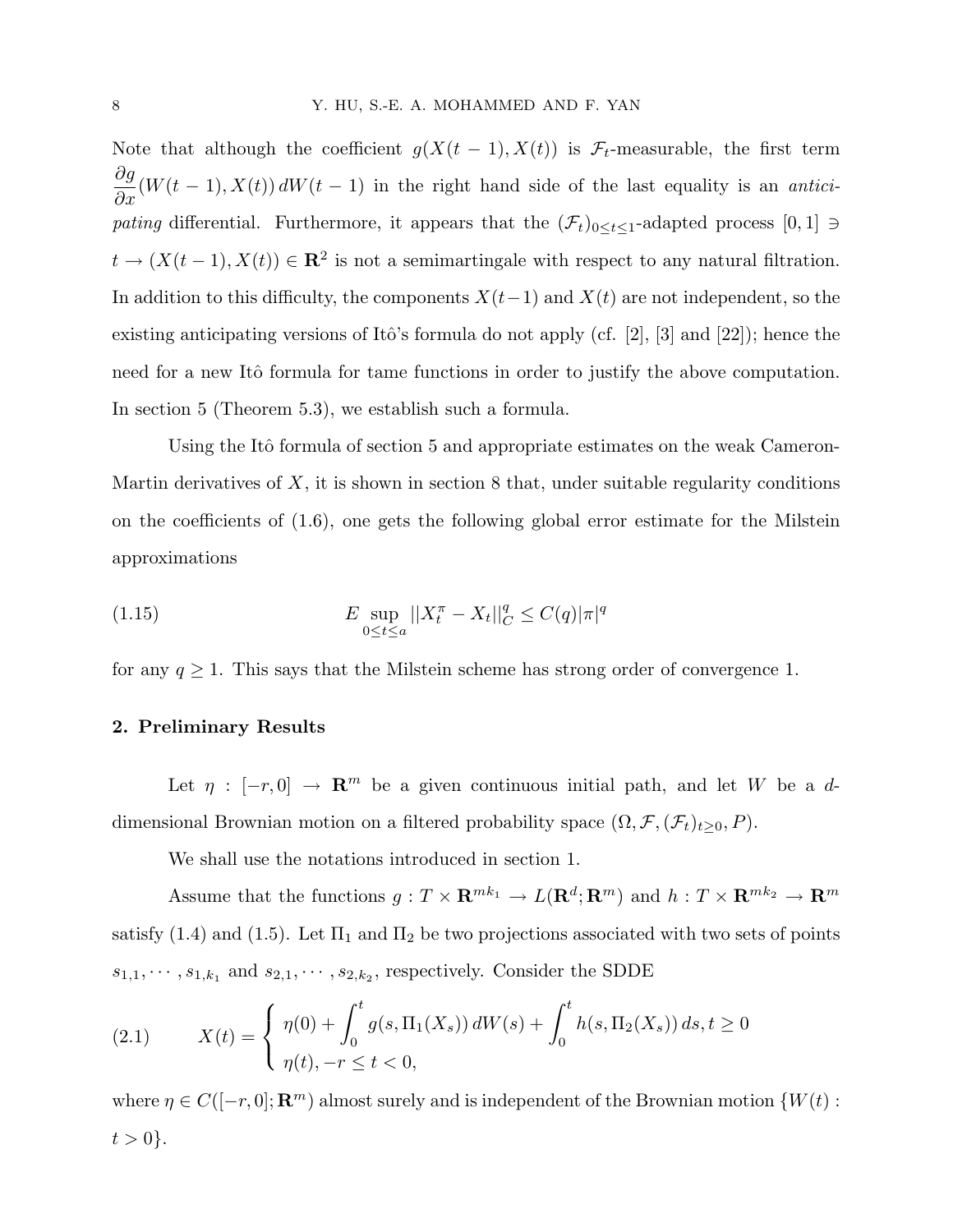Note that although the coefficient $g(X(t-1), X(t))$ is $\mathcal{F}_t$-measurable, the first term $\frac{\partial g}{\partial x}(W(t-1), X(t))\, dW(t-1)$ in the right hand side of the last equality is an *anticipating* differential. Furthermore, it appears that the $(\mathcal{F}_t)_{0 \le t \le 1}$-adapted process $[0,1] \ni t \to (X(t-1), X(t)) \in \mathbf{R}^2$ is not a semimartingale with respect to any natural filtration. In addition to this difficulty, the components $X(t-1)$ and $X(t)$ are not independent, so the existing anticipating versions of Itô's formula do not apply (cf. [2], [3] and [22]); hence the need for a new Itô formula for tame functions in order to justify the above computation. In section 5 (Theorem 5.3), we establish such a formula.

Using the Itô formula of section 5 and appropriate estimates on the weak Cameron-Martin derivatives of $X$, it is shown in section 8 that, under suitable regularity conditions on the coefficients of (1.6), one gets the following global error estimate for the Milstein approximations

$$E \sup_{0 \le t \le a} ||X_t^\pi - X_t||_C^q \le C(q)|\pi|^q \tag{1.15}$$

for any $q \ge 1$. This says that the Milstein scheme has strong order of convergence 1.

## 2. Preliminary Results

Let $\eta : [-r, 0] \to \mathbf{R}^m$ be a given continuous initial path, and let $W$ be a $d$-dimensional Brownian motion on a filtered probability space $(\Omega, \mathcal{F}, (\mathcal{F}_t)_{t \ge 0}, P)$.

We shall use the notations introduced in section 1.

Assume that the functions $g : T \times \mathbf{R}^{mk_1} \to L(\mathbf{R}^d; \mathbf{R}^m)$ and $h : T \times \mathbf{R}^{mk_2} \to \mathbf{R}^m$ satisfy (1.4) and (1.5). Let $\Pi_1$ and $\Pi_2$ be two projections associated with two sets of points $s_{1,1}, \cdots, s_{1,k_1}$ and $s_{2,1}, \cdots, s_{2,k_2}$, respectively. Consider the SDDE

$$X(t) = \begin{cases} \eta(0) + \displaystyle\int_0^t g(s, \Pi_1(X_s))\, dW(s) + \int_0^t h(s, \Pi_2(X_s))\, ds, t \ge 0 \\ \eta(t), -r \le t < 0, \end{cases} \tag{2.1}$$

where $\eta \in C([-r, 0]; \mathbf{R}^m)$ almost surely and is independent of the Brownian motion $\{W(t) : t > 0\}$.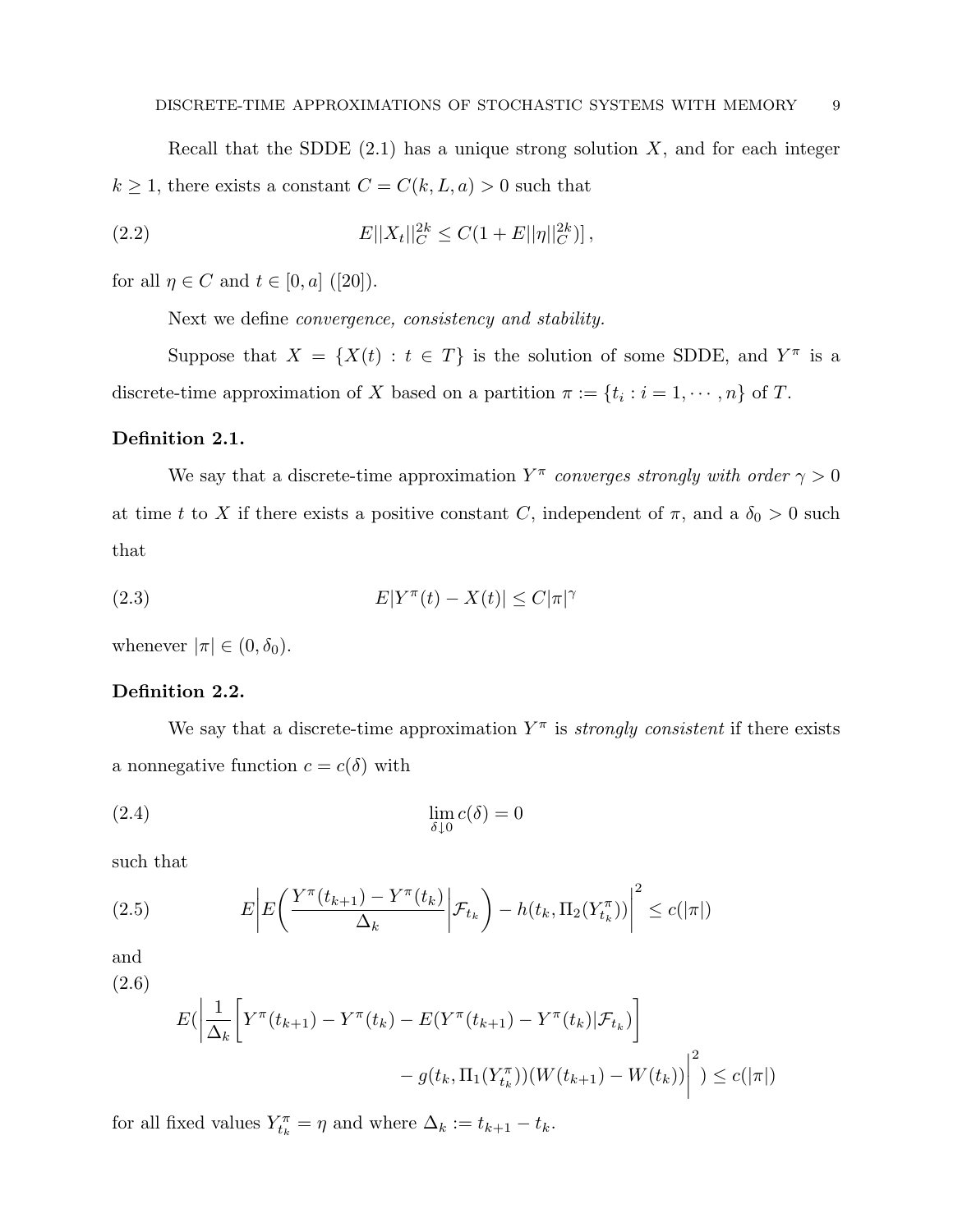Recall that the SDDE (2.1) has a unique strong solution $X$, and for each integer $k \geq 1$, there exists a constant $C = C(k, L, a) > 0$ such that

$$E||X_t||_C^{2k} \leq C(1 + E||\eta||_C^{2k})] \,, \tag{2.2}$$

for all $\eta \in C$ and $t \in [0, a]$ ([20]).

Next we define *convergence, consistency and stability.*

Suppose that $X = \{X(t) : t \in T\}$ is the solution of some SDDE, and $Y^\pi$ is a discrete-time approximation of $X$ based on a partition $\pi := \{t_i : i = 1, \cdots, n\}$ of $T$.

**Definition 2.1.**

We say that a discrete-time approximation $Y^\pi$ *converges strongly with order* $\gamma > 0$ at time $t$ to $X$ if there exists a positive constant $C$, independent of $\pi$, and a $\delta_0 > 0$ such that

$$E|Y^\pi(t) - X(t)| \leq C|\pi|^\gamma \tag{2.3}$$

whenever $|\pi| \in (0, \delta_0)$.

**Definition 2.2.**

We say that a discrete-time approximation $Y^\pi$ is *strongly consistent* if there exists a nonnegative function $c = c(\delta)$ with

$$\lim_{\delta \downarrow 0} c(\delta) = 0 \tag{2.4}$$

such that

$$E\left|E\left(\frac{Y^\pi(t_{k+1}) - Y^\pi(t_k)}{\Delta_k}\middle|\mathcal{F}_{t_k}\right) - h(t_k, \Pi_2(Y_{t_k}^\pi))\right|^2 \leq c(|\pi|) \tag{2.5}$$

and

$$E(\left|\frac{1}{\Delta_k}\left[Y^\pi(t_{k+1}) - Y^\pi(t_k) - E(Y^\pi(t_{k+1}) - Y^\pi(t_k)|\mathcal{F}_{t_k})\right]\right. \\ \left. - g(t_k, \Pi_1(Y_{t_k}^\pi))(W(t_{k+1}) - W(t_k))\right|^2) \leq c(|\pi|) \tag{2.6}$$

for all fixed values $Y_{t_k}^\pi = \eta$ and where $\Delta_k := t_{k+1} - t_k$.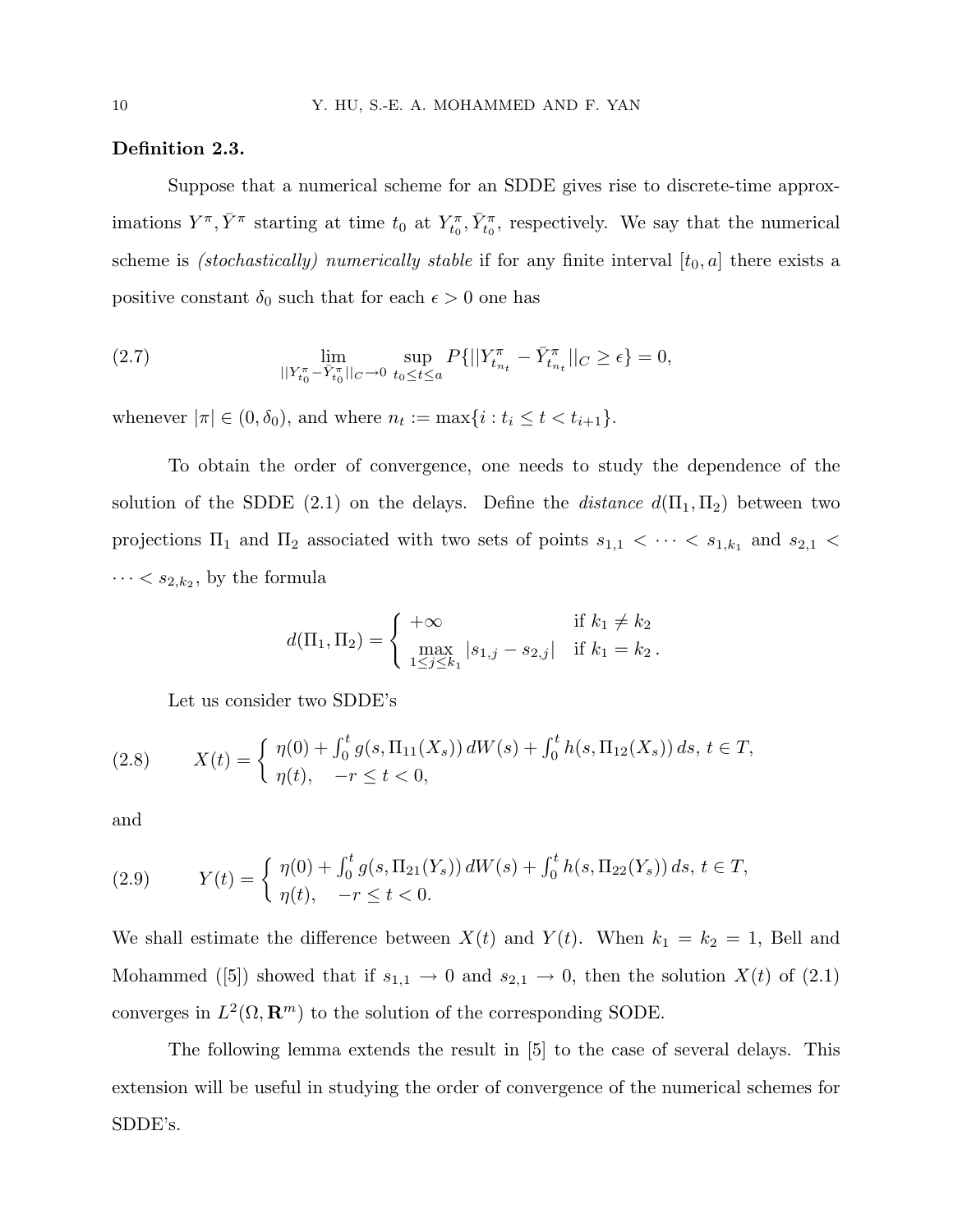**Definition 2.3.**

Suppose that a numerical scheme for an SDDE gives rise to discrete-time approximations $Y^\pi, \bar{Y}^\pi$ starting at time $t_0$ at $Y^\pi_{t_0}, \bar{Y}^\pi_{t_0}$, respectively. We say that the numerical scheme is *(stochastically) numerically stable* if for any finite interval $[t_0, a]$ there exists a positive constant $\delta_0$ such that for each $\epsilon > 0$ one has

$$\lim_{||Y^\pi_{t_0} - \bar{Y}^\pi_{t_0}||_C \to 0} \sup_{t_0 \le t \le a} P\{||Y^\pi_{t_{n_t}} - \bar{Y}^\pi_{t_{n_t}}||_C \ge \epsilon\} = 0, \tag{2.7}$$

whenever $|\pi| \in (0, \delta_0)$, and where $n_t := \max\{i : t_i \le t < t_{i+1}\}$.

To obtain the order of convergence, one needs to study the dependence of the solution of the SDDE (2.1) on the delays. Define the *distance* $d(\Pi_1, \Pi_2)$ between two projections $\Pi_1$ and $\Pi_2$ associated with two sets of points $s_{1,1} < \cdots < s_{1,k_1}$ and $s_{2,1} < \cdots < s_{2,k_2}$, by the formula

$$d(\Pi_1, \Pi_2) = \begin{cases} +\infty & \text{if } k_1 \ne k_2 \\ \max\limits_{1 \le j \le k_1} |s_{1,j} - s_{2,j}| & \text{if } k_1 = k_2\,. \end{cases}$$

Let us consider two SDDE's

$$X(t) = \begin{cases} \eta(0) + \int_0^t g(s, \Pi_{11}(X_s))\, dW(s) + \int_0^t h(s, \Pi_{12}(X_s))\, ds, \ t \in T, \\ \eta(t), \quad -r \le t < 0, \end{cases} \tag{2.8}$$

and

$$Y(t) = \begin{cases} \eta(0) + \int_0^t g(s, \Pi_{21}(Y_s))\, dW(s) + \int_0^t h(s, \Pi_{22}(Y_s))\, ds, \ t \in T, \\ \eta(t), \quad -r \le t < 0. \end{cases} \tag{2.9}$$

We shall estimate the difference between $X(t)$ and $Y(t)$. When $k_1 = k_2 = 1$, Bell and Mohammed ([5]) showed that if $s_{1,1} \to 0$ and $s_{2,1} \to 0$, then the solution $X(t)$ of (2.1) converges in $L^2(\Omega, \mathbf{R}^m)$ to the solution of the corresponding SODE.

The following lemma extends the result in [5] to the case of several delays. This extension will be useful in studying the order of convergence of the numerical schemes for SDDE's.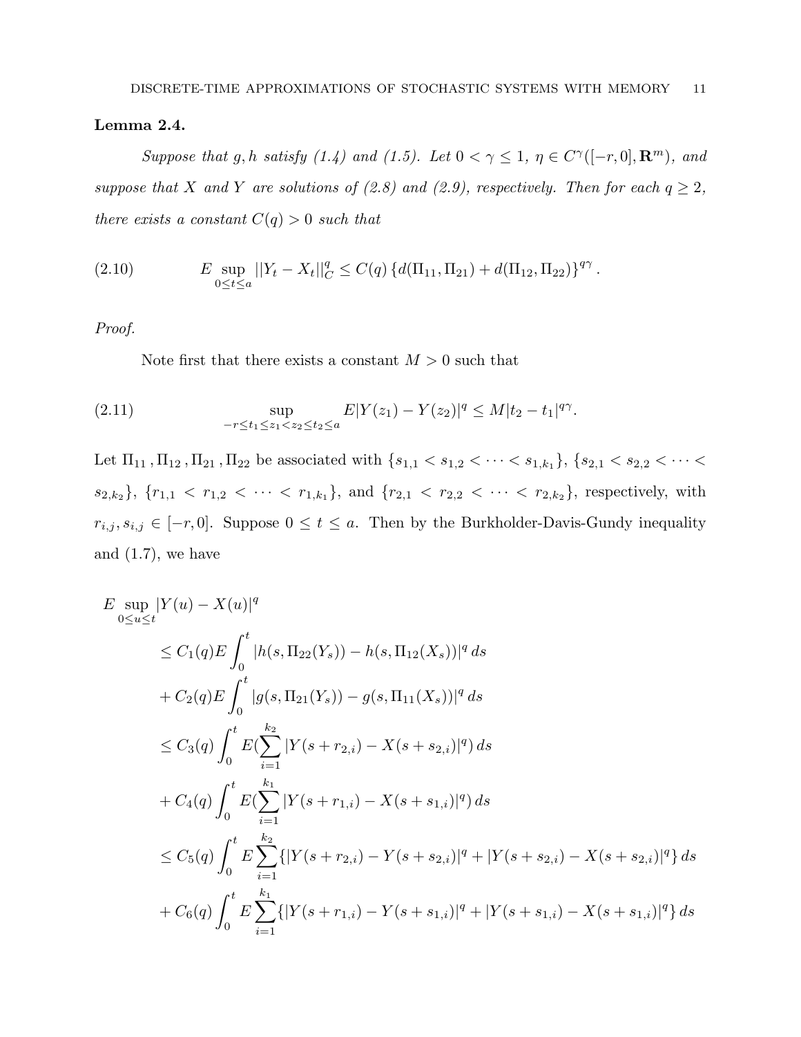**Lemma 2.4.**

*Suppose that $g, h$ satisfy (1.4) and (1.5). Let $0 < \gamma \leq 1$, $\eta \in C^{\gamma}([-r, 0], \mathbf{R}^m)$, and suppose that $X$ and $Y$ are solutions of (2.8) and (2.9), respectively. Then for each $q \geq 2$, there exists a constant $C(q) > 0$ such that*

$$
E \sup_{0 \leq t \leq a} ||Y_t - X_t||_C^q \leq C(q) \left\{ d(\Pi_{11}, \Pi_{21}) + d(\Pi_{12}, \Pi_{22}) \right\}^{q\gamma}. \tag{2.10}
$$

*Proof.*

Note first that there exists a constant $M > 0$ such that

$$
\sup_{-r \leq t_1 \leq z_1 < z_2 \leq t_2 \leq a} E|Y(z_1) - Y(z_2)|^q \leq M|t_2 - t_1|^{q\gamma}. \tag{2.11}
$$

Let $\Pi_{11}, \Pi_{12}, \Pi_{21}, \Pi_{22}$ be associated with $\{s_{1,1} < s_{1,2} < \cdots < s_{1,k_1}\}$, $\{s_{2,1} < s_{2,2} < \cdots < s_{2,k_2}\}$, $\{r_{1,1} < r_{1,2} < \cdots < r_{1,k_1}\}$, and $\{r_{2,1} < r_{2,2} < \cdots < r_{2,k_2}\}$, respectively, with $r_{i,j}, s_{i,j} \in [-r, 0]$. Suppose $0 \leq t \leq a$. Then by the Burkholder-Davis-Gundy inequality and (1.7), we have

$$
\begin{aligned}
E \sup_{0 \leq u \leq t} &|Y(u) - X(u)|^q \\
&\leq C_1(q) E \int_0^t |h(s, \Pi_{22}(Y_s)) - h(s, \Pi_{12}(X_s))|^q \, ds \\
&+ C_2(q) E \int_0^t |g(s, \Pi_{21}(Y_s)) - g(s, \Pi_{11}(X_s))|^q \, ds \\
&\leq C_3(q) \int_0^t E(\sum_{i=1}^{k_2} |Y(s + r_{2,i}) - X(s + s_{2,i})|^q) \, ds \\
&+ C_4(q) \int_0^t E(\sum_{i=1}^{k_1} |Y(s + r_{1,i}) - X(s + s_{1,i})|^q) \, ds \\
&\leq C_5(q) \int_0^t E \sum_{i=1}^{k_2} \{|Y(s + r_{2,i}) - Y(s + s_{2,i})|^q + |Y(s + s_{2,i}) - X(s + s_{2,i})|^q\} \, ds \\
&+ C_6(q) \int_0^t E \sum_{i=1}^{k_1} \{|Y(s + r_{1,i}) - Y(s + s_{1,i})|^q + |Y(s + s_{1,i}) - X(s + s_{1,i})|^q\} \, ds
\end{aligned}
$$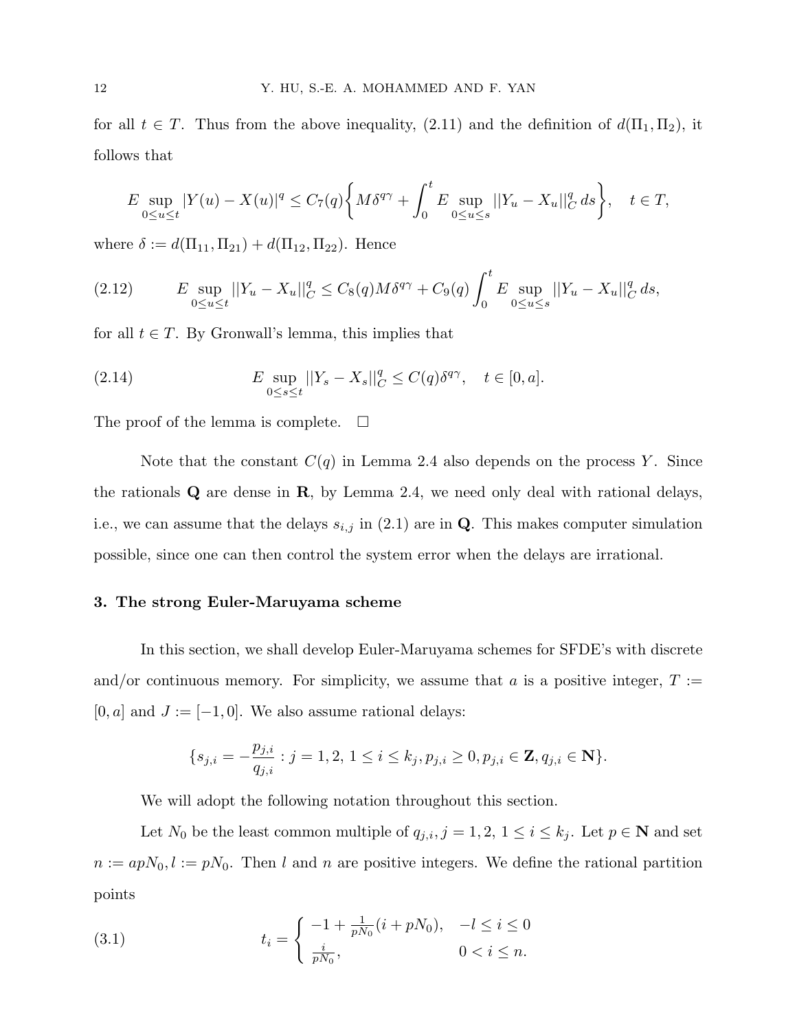for all $t \in T$. Thus from the above inequality, (2.11) and the definition of $d(\Pi_1, \Pi_2)$, it follows that

$$E \sup_{0 \le u \le t} |Y(u) - X(u)|^q \le C_7(q) \bigg\{ M \delta^{q\gamma} + \int_0^t E \sup_{0 \le u \le s} ||Y_u - X_u||_C^q \, ds \bigg\}, \quad t \in T,$$

where $\delta := d(\Pi_{11}, \Pi_{21}) + d(\Pi_{12}, \Pi_{22})$. Hence

$$E \sup_{0 \le u \le t} ||Y_u - X_u||_C^q \le C_8(q) M \delta^{q\gamma} + C_9(q) \int_0^t E \sup_{0 \le u \le s} ||Y_u - X_u||_C^q \, ds, \tag{2.12}$$

for all $t \in T$. By Gronwall's lemma, this implies that

$$E \sup_{0 \le s \le t} ||Y_s - X_s||_C^q \le C(q) \delta^{q\gamma}, \quad t \in [0, a]. \tag{2.14}$$

The proof of the lemma is complete. □

Note that the constant $C(q)$ in Lemma 2.4 also depends on the process $Y$. Since the rationals $\mathbf{Q}$ are dense in $\mathbf{R}$, by Lemma 2.4, we need only deal with rational delays, i.e., we can assume that the delays $s_{i,j}$ in (2.1) are in $\mathbf{Q}$. This makes computer simulation possible, since one can then control the system error when the delays are irrational.

## 3. The strong Euler-Maruyama scheme

In this section, we shall develop Euler-Maruyama schemes for SFDE's with discrete and/or continuous memory. For simplicity, we assume that $a$ is a positive integer, $T := [0, a]$ and $J := [-1, 0]$. We also assume rational delays:

$$\{s_{j,i} = -\frac{p_{j,i}}{q_{j,i}} : j = 1, 2, \, 1 \le i \le k_j, p_{j,i} \ge 0, p_{j,i} \in \mathbf{Z}, q_{j,i} \in \mathbf{N}\}.$$

We will adopt the following notation throughout this section.

Let $N_0$ be the least common multiple of $q_{j,i}, j = 1, 2, \, 1 \le i \le k_j$. Let $p \in \mathbf{N}$ and set $n := apN_0, l := pN_0$. Then $l$ and $n$ are positive integers. We define the rational partition points

$$t_i = \begin{cases} -1 + \frac{1}{pN_0}(i + pN_0), & -l \le i \le 0 \\ \frac{i}{pN_0}, & 0 < i \le n. \end{cases} \tag{3.1}$$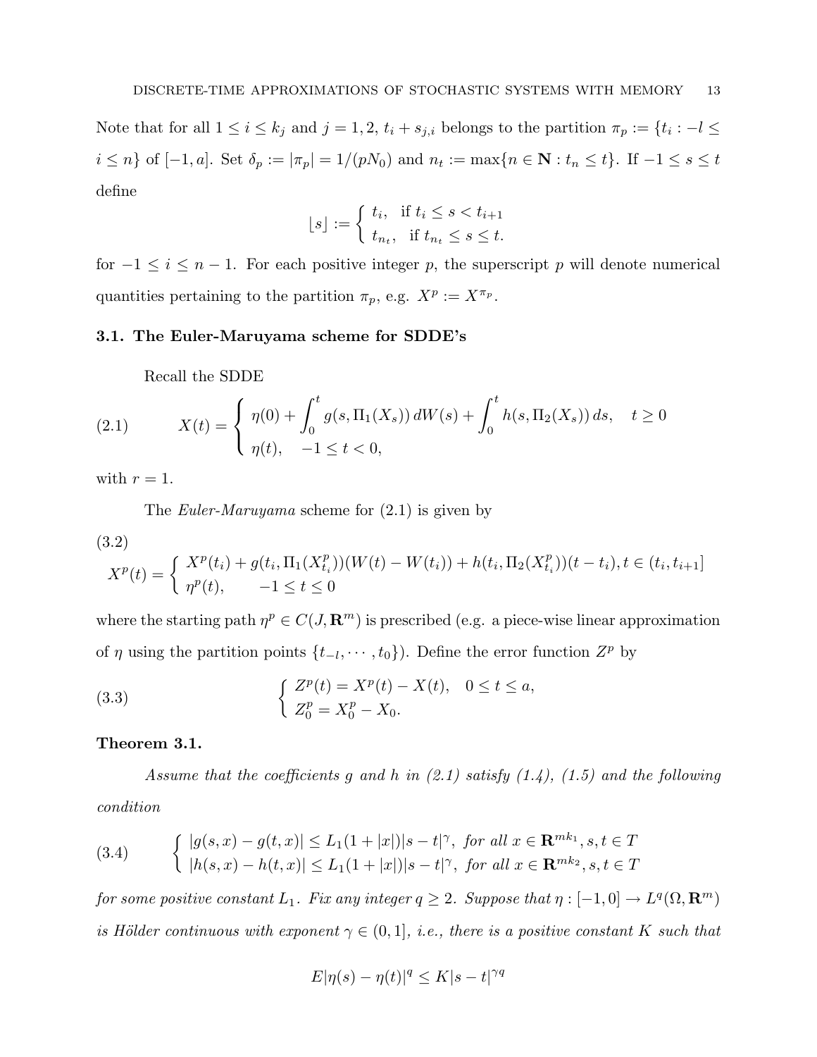Note that for all $1 \leq i \leq k_j$ and $j = 1, 2$, $t_i + s_{j,i}$ belongs to the partition $\pi_p := \{t_i : -l \leq i \leq n\}$ of $[-1, a]$. Set $\delta_p := |\pi_p| = 1/(pN_0)$ and $n_t := \max\{n \in \mathbf{N} : t_n \leq t\}$. If $-1 \leq s \leq t$ define

$$\lfloor s \rfloor := \begin{cases} t_i, & \text{if } t_i \leq s < t_{i+1} \\ t_{n_t}, & \text{if } t_{n_t} \leq s \leq t. \end{cases}$$

for $-1 \leq i \leq n-1$. For each positive integer $p$, the superscript $p$ will denote numerical quantities pertaining to the partition $\pi_p$, e.g. $X^p := X^{\pi_p}$.

### 3.1. The Euler-Maruyama scheme for SDDE's

Recall the SDDE

$$X(t) = \begin{cases} \eta(0) + \int_0^t g(s, \Pi_1(X_s))\, dW(s) + \int_0^t h(s, \Pi_2(X_s))\, ds, & t \geq 0 \\ \eta(t), \quad -1 \leq t < 0, \end{cases} \tag{2.1}$$

with $r = 1$.

The *Euler-Maruyama* scheme for (2.1) is given by

$$X^p(t) = \begin{cases} X^p(t_i) + g(t_i, \Pi_1(X^p_{t_i}))(W(t) - W(t_i)) + h(t_i, \Pi_2(X^p_{t_i}))(t - t_i), t \in (t_i, t_{i+1}] \\ \eta^p(t), \qquad -1 \leq t \leq 0 \end{cases} \tag{3.2}$$

where the starting path $\eta^p \in C(J, \mathbf{R}^m)$ is prescribed (e.g. a piece-wise linear approximation of $\eta$ using the partition points $\{t_{-l}, \cdots, t_0\}$). Define the error function $Z^p$ by

$$\begin{cases} Z^p(t) = X^p(t) - X(t), \quad 0 \leq t \leq a, \\ Z^p_0 = X^p_0 - X_0. \end{cases} \tag{3.3}$$

**Theorem 3.1.**

*Assume that the coefficients $g$ and $h$ in (2.1) satisfy (1.4), (1.5) and the following condition*

$$\begin{cases} |g(s, x) - g(t, x)| \leq L_1(1 + |x|)|s - t|^\gamma, \text{ for all } x \in \mathbf{R}^{mk_1}, s, t \in T \\ |h(s, x) - h(t, x)| \leq L_1(1 + |x|)|s - t|^\gamma, \text{ for all } x \in \mathbf{R}^{mk_2}, s, t \in T \end{cases} \tag{3.4}$$

*for some positive constant $L_1$. Fix any integer $q \geq 2$. Suppose that $\eta : [-1, 0] \to L^q(\Omega, \mathbf{R}^m)$ is Hölder continuous with exponent $\gamma \in (0, 1]$, i.e., there is a positive constant $K$ such that*

$$E|\eta(s) - \eta(t)|^q \leq K|s - t|^{\gamma q}$$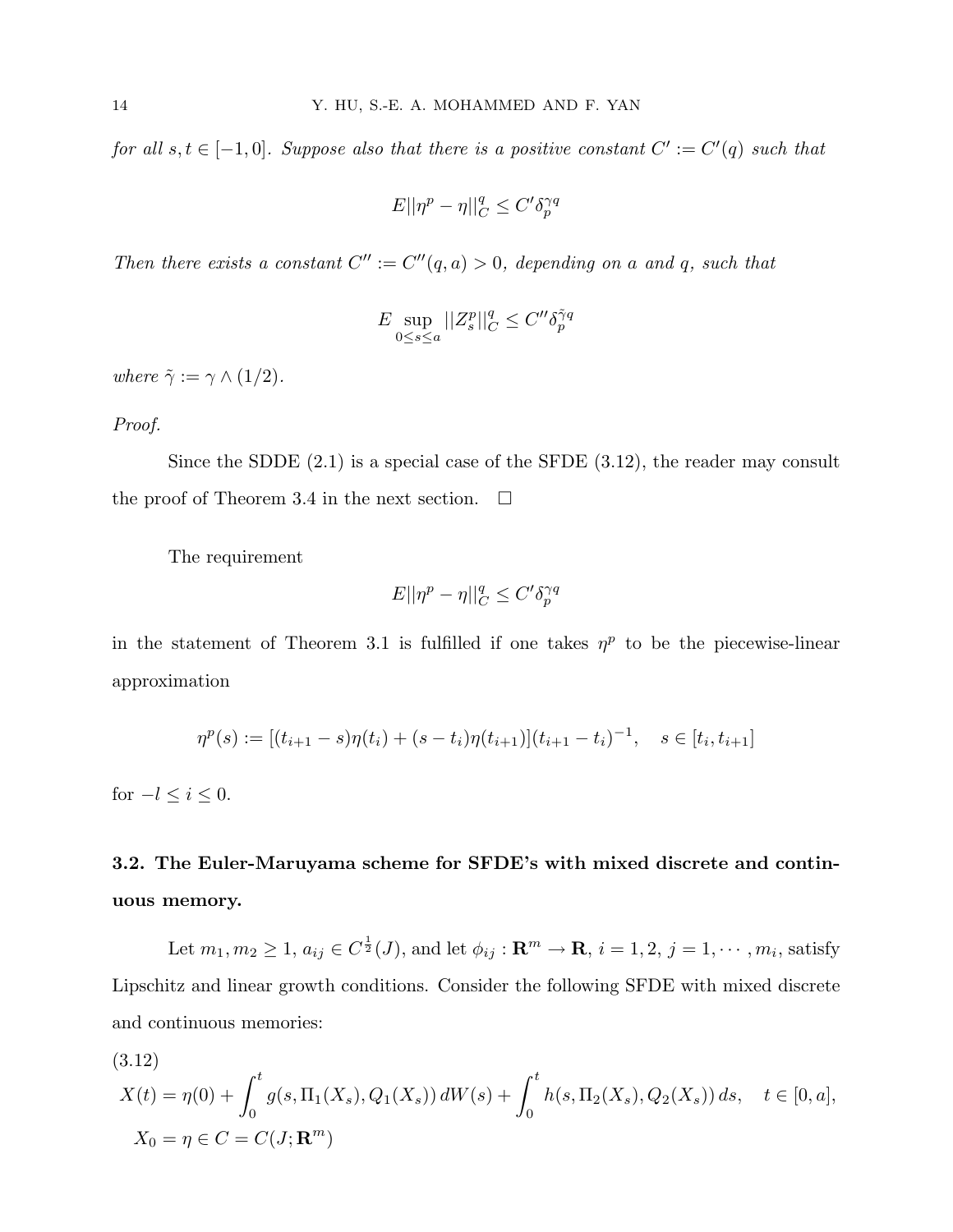*for all $s, t \in [-1, 0]$. Suppose also that there is a positive constant $C' := C'(q)$ such that*

$$E||\eta^p - \eta||_C^q \leq C' \delta_p^{\gamma q}$$

*Then there exists a constant $C'' := C''(q, a) > 0$, depending on $a$ and $q$, such that*

$$E \sup_{0 \leq s \leq a} ||Z_s^p||_C^q \leq C'' \delta_p^{\tilde{\gamma} q}$$

*where $\tilde{\gamma} := \gamma \wedge (1/2)$.*

*Proof.*

Since the SDDE (2.1) is a special case of the SFDE (3.12), the reader may consult the proof of Theorem 3.4 in the next section. $\square$

The requirement

$$E||\eta^p - \eta||_C^q \leq C' \delta_p^{\gamma q}$$

in the statement of Theorem 3.1 is fulfilled if one takes $\eta^p$ to be the piecewise-linear approximation

$$\eta^p(s) := [(t_{i+1} - s)\eta(t_i) + (s - t_i)\eta(t_{i+1})](t_{i+1} - t_i)^{-1}, \quad s \in [t_i, t_{i+1}]$$

for $-l \leq i \leq 0$.

### 3.2. The Euler-Maruyama scheme for SFDE's with mixed discrete and continuous memory.

Let $m_1, m_2 \geq 1$, $a_{ij} \in C^{\frac{1}{2}}(J)$, and let $\phi_{ij} : \mathbf{R}^m \to \mathbf{R}$, $i = 1, 2$, $j = 1, \cdots, m_i$, satisfy Lipschitz and linear growth conditions. Consider the following SFDE with mixed discrete and continuous memories:

(3.12)
$$X(t) = \eta(0) + \int_0^t g(s, \Pi_1(X_s), Q_1(X_s))\, dW(s) + \int_0^t h(s, \Pi_2(X_s), Q_2(X_s))\, ds, \quad t \in [0, a],$$
$$X_0 = \eta \in C = C(J; \mathbf{R}^m)$$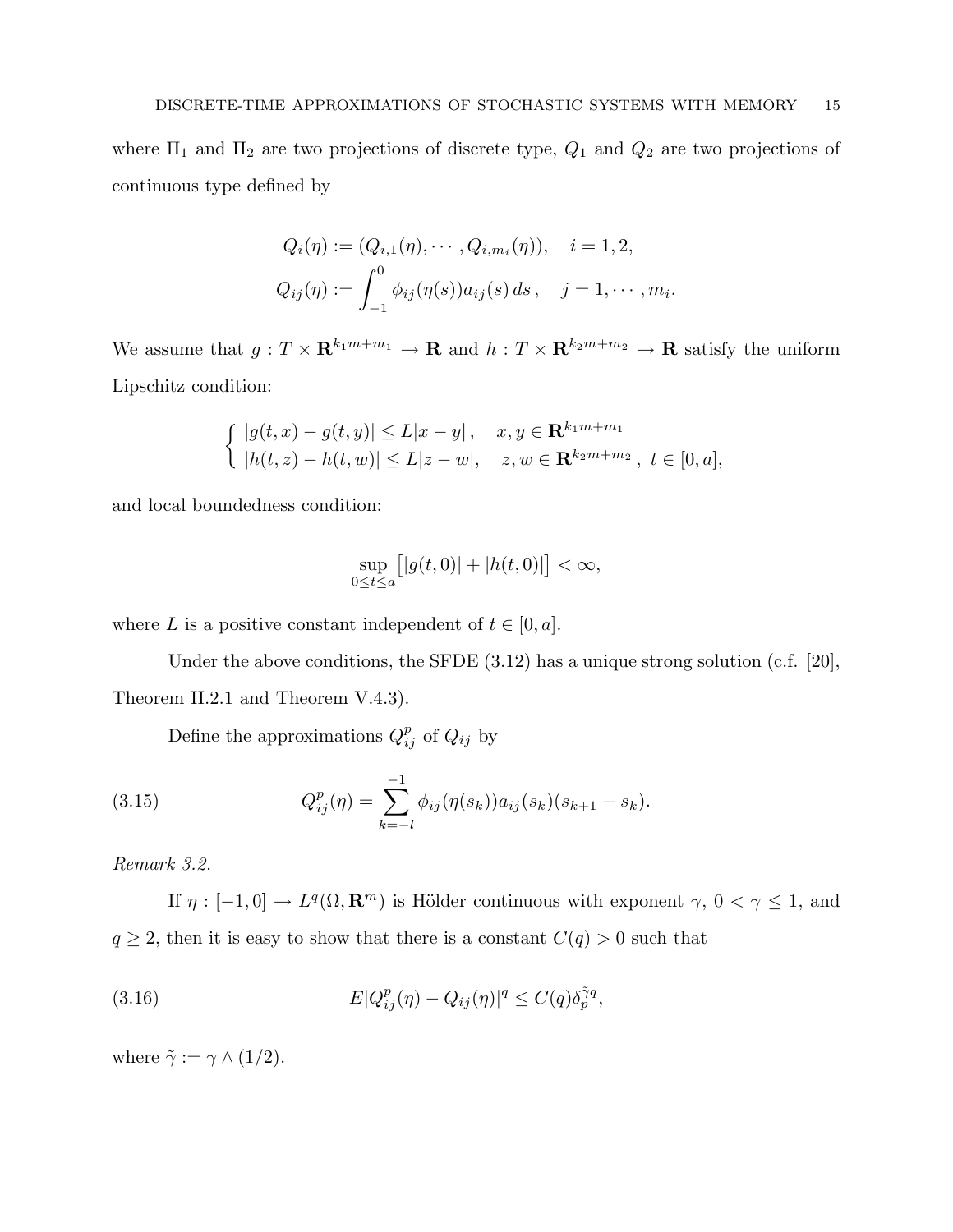where $\Pi_1$ and $\Pi_2$ are two projections of discrete type, $Q_1$ and $Q_2$ are two projections of continuous type defined by

$$
\begin{aligned}
Q_i(\eta) &:= (Q_{i,1}(\eta), \cdots, Q_{i,m_i}(\eta)), \quad i = 1, 2, \\
Q_{ij}(\eta) &:= \int_{-1}^{0} \phi_{ij}(\eta(s)) a_{ij}(s)\, ds\,, \quad j = 1, \cdots, m_i.
\end{aligned}
$$

We assume that $g : T \times \mathbf{R}^{k_1 m + m_1} \to \mathbf{R}$ and $h : T \times \mathbf{R}^{k_2 m + m_2} \to \mathbf{R}$ satisfy the uniform Lipschitz condition:

$$
\begin{cases} |g(t,x) - g(t,y)| \leq L|x - y|\,, & x, y \in \mathbf{R}^{k_1 m + m_1} \\ |h(t,z) - h(t,w)| \leq L|z - w|, & z, w \in \mathbf{R}^{k_2 m + m_2}\,,\ t \in [0,a], \end{cases}
$$

and local boundedness condition:

$$
\sup_{0 \leq t \leq a} \left[ |g(t,0)| + |h(t,0)| \right] < \infty,
$$

where $L$ is a positive constant independent of $t \in [0,a]$.

Under the above conditions, the SFDE (3.12) has a unique strong solution (c.f. [20], Theorem II.2.1 and Theorem V.4.3).

Define the approximations $Q_{ij}^p$ of $Q_{ij}$ by

$$
Q_{ij}^p(\eta) = \sum_{k=-l}^{-1} \phi_{ij}(\eta(s_k)) a_{ij}(s_k)(s_{k+1} - s_k). \tag{3.15}
$$

*Remark 3.2.*

If $\eta : [-1, 0] \to L^q(\Omega, \mathbf{R}^m)$ is Hölder continuous with exponent $\gamma$, $0 < \gamma \leq 1$, and $q \geq 2$, then it is easy to show that there is a constant $C(q) > 0$ such that

$$
E|Q_{ij}^p(\eta) - Q_{ij}(\eta)|^q \leq C(q) \delta_p^{\tilde{\gamma} q}, \tag{3.16}
$$

where $\tilde{\gamma} := \gamma \wedge (1/2)$.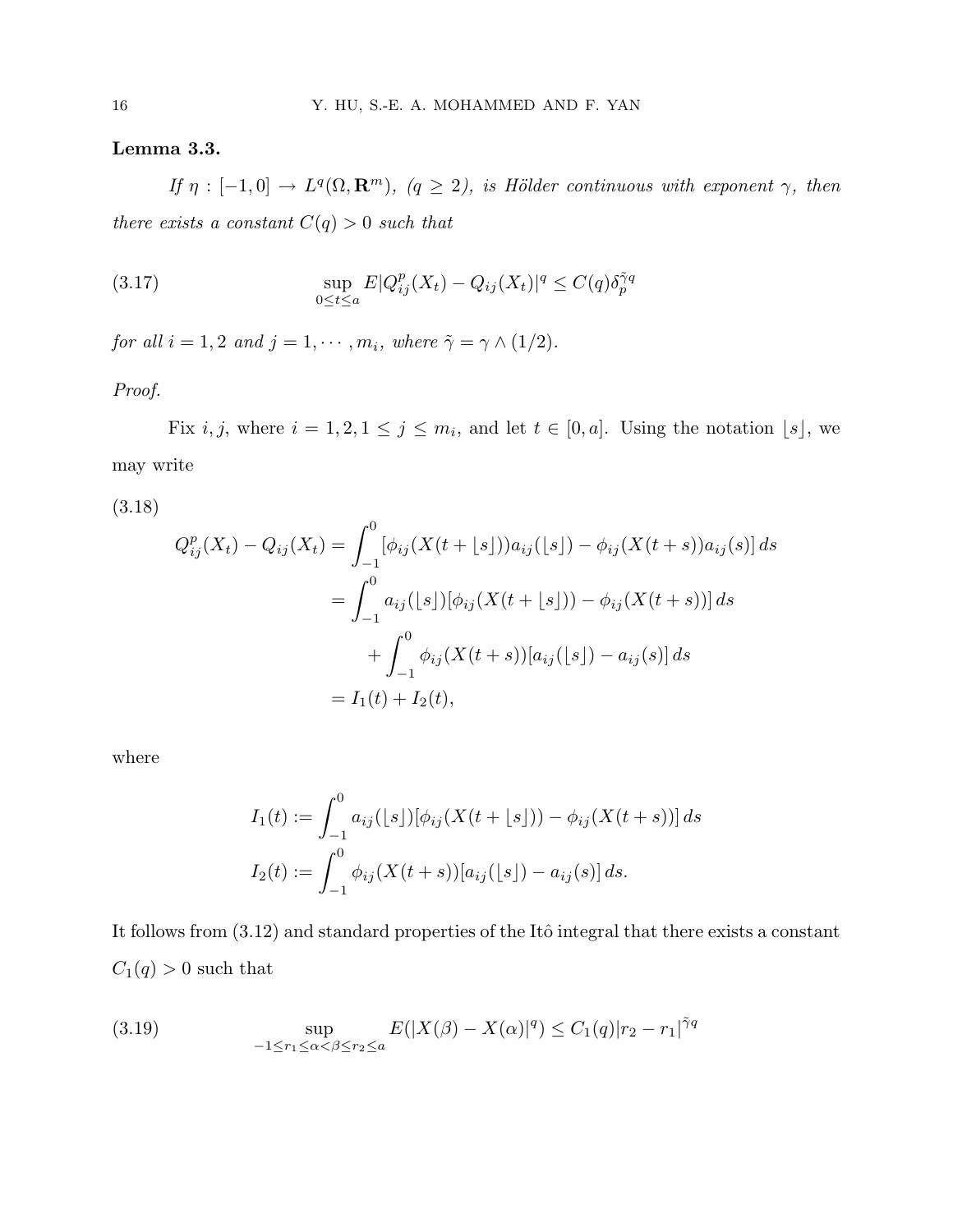**Lemma 3.3.**

*If $\eta : [-1, 0] \to L^q(\Omega, \mathbf{R}^m)$, $(q \geq 2)$, is Hölder continuous with exponent $\gamma$, then there exists a constant $C(q) > 0$ such that*

$$
\sup_{0 \leq t \leq a} E|Q^p_{ij}(X_t) - Q_{ij}(X_t)|^q \leq C(q)\delta_p^{\tilde{\gamma} q} \tag{3.17}
$$

*for all $i = 1, 2$ and $j = 1, \cdots, m_i$, where $\tilde{\gamma} = \gamma \wedge (1/2)$.*

*Proof.*

Fix $i, j$, where $i = 1, 2, 1 \leq j \leq m_i$, and let $t \in [0, a]$. Using the notation $\lfloor s \rfloor$, we may write

(3.18)

$$
\begin{aligned}
Q^p_{ij}(X_t) - Q_{ij}(X_t) &= \int_{-1}^0 [\phi_{ij}(X(t + \lfloor s \rfloor))a_{ij}(\lfloor s \rfloor) - \phi_{ij}(X(t+s))a_{ij}(s)]\, ds \\
&= \int_{-1}^0 a_{ij}(\lfloor s \rfloor)[\phi_{ij}(X(t + \lfloor s \rfloor)) - \phi_{ij}(X(t+s))]\, ds \\
&\quad + \int_{-1}^0 \phi_{ij}(X(t+s))[a_{ij}(\lfloor s \rfloor) - a_{ij}(s)]\, ds \\
&= I_1(t) + I_2(t),
\end{aligned}
$$

where

$$
\begin{aligned}
I_1(t) &:= \int_{-1}^0 a_{ij}(\lfloor s \rfloor)[\phi_{ij}(X(t + \lfloor s \rfloor)) - \phi_{ij}(X(t+s))]\, ds \\
I_2(t) &:= \int_{-1}^0 \phi_{ij}(X(t+s))[a_{ij}(\lfloor s \rfloor) - a_{ij}(s)]\, ds.
\end{aligned}
$$

It follows from (3.12) and standard properties of the Itô integral that there exists a constant $C_1(q) > 0$ such that

$$
\sup_{-1 \leq r_1 \leq \alpha < \beta \leq r_2 \leq a} E(|X(\beta) - X(\alpha)|^q) \leq C_1(q)|r_2 - r_1|^{\tilde{\gamma} q} \tag{3.19}
$$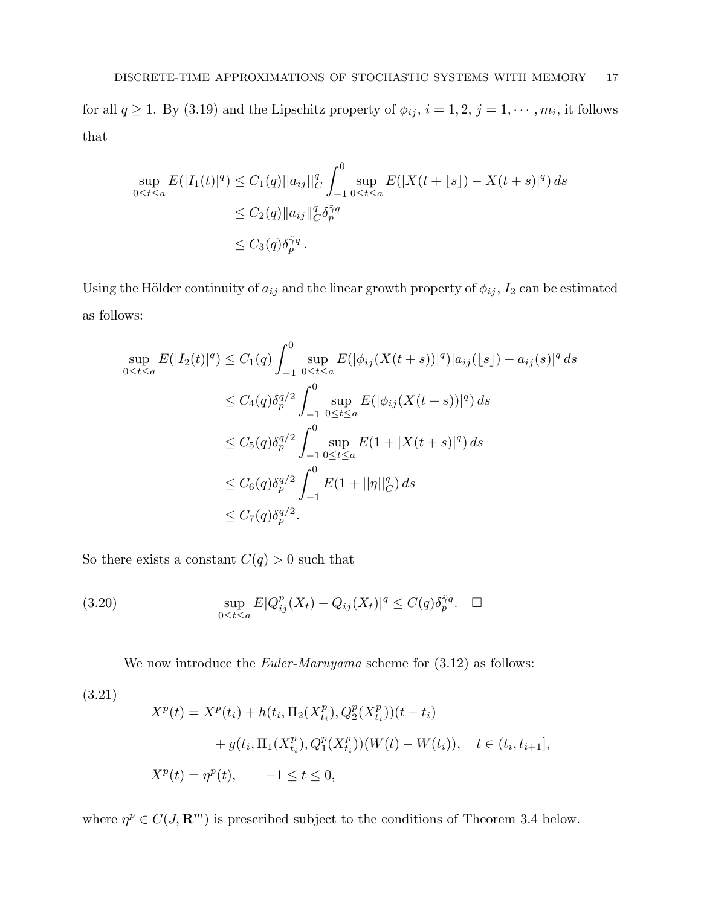for all $q \geq 1$. By (3.19) and the Lipschitz property of $\phi_{ij}$, $i = 1, 2$, $j = 1, \cdots, m_i$, it follows that

$$
\begin{aligned}
\sup_{0 \leq t \leq a} E(|I_1(t)|^q) &\leq C_1(q) ||a_{ij}||_C^q \int_{-1}^0 \sup_{0 \leq t \leq a} E(|X(t + \lfloor s \rfloor) - X(t+s)|^q) \, ds \\
&\leq C_2(q) \|a_{ij}\|_C^q \delta_p^{\tilde{\gamma} q} \\
&\leq C_3(q) \delta_p^{\tilde{\gamma} q} .
\end{aligned}
$$

Using the Hölder continuity of $a_{ij}$ and the linear growth property of $\phi_{ij}$, $I_2$ can be estimated as follows:

$$
\begin{aligned}
\sup_{0 \leq t \leq a} E(|I_2(t)|^q) &\leq C_1(q) \int_{-1}^0 \sup_{0 \leq t \leq a} E(|\phi_{ij}(X(t+s))|^q) |a_{ij}(\lfloor s \rfloor) - a_{ij}(s)|^q \, ds \\
&\leq C_4(q) \delta_p^{q/2} \int_{-1}^0 \sup_{0 \leq t \leq a} E(|\phi_{ij}(X(t+s))|^q) \, ds \\
&\leq C_5(q) \delta_p^{q/2} \int_{-1}^0 \sup_{0 \leq t \leq a} E(1 + |X(t+s)|^q) \, ds \\
&\leq C_6(q) \delta_p^{q/2} \int_{-1}^0 E(1 + ||\eta||_C^q) \, ds \\
&\leq C_7(q) \delta_p^{q/2}.
\end{aligned}
$$

So there exists a constant $C(q) > 0$ such that

$$
\sup_{0 \leq t \leq a} E|Q_{ij}^p(X_t) - Q_{ij}(X_t)|^q \leq C(q) \delta_p^{\tilde{\gamma} q}. \quad \square \tag{3.20}
$$

We now introduce the *Euler-Maruyama* scheme for (3.12) as follows:

$$
\begin{aligned}
X^p(t) &= X^p(t_i) + h(t_i, \Pi_2(X_{t_i}^p), Q_2^p(X_{t_i}^p))(t - t_i) \\
&\quad + g(t_i, \Pi_1(X_{t_i}^p), Q_1^p(X_{t_i}^p))(W(t) - W(t_i)), \quad t \in (t_i, t_{i+1}], \\
X^p(t) &= \eta^p(t), \qquad -1 \leq t \leq 0,
\end{aligned} \tag{3.21}
$$

where $\eta^p \in C(J, \mathbf{R}^m)$ is prescribed subject to the conditions of Theorem 3.4 below.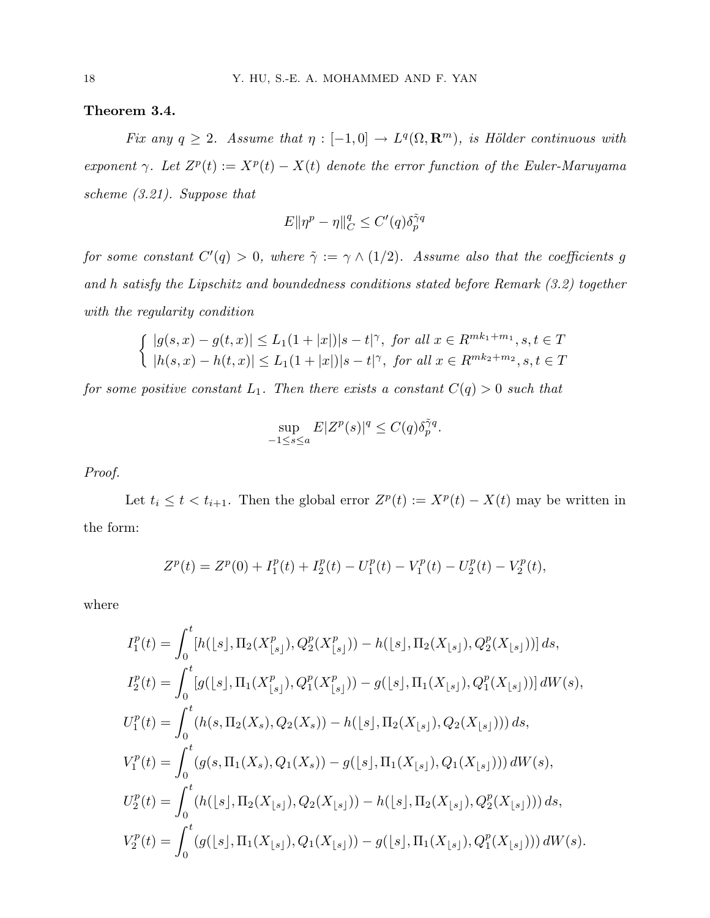**Theorem 3.4.**

*Fix any $q \geq 2$. Assume that $\eta : [-1, 0] \to L^q(\Omega, \mathbf{R}^m)$, is Hölder continuous with exponent $\gamma$. Let $Z^p(t) := X^p(t) - X(t)$ denote the error function of the Euler-Maruyama scheme (3.21). Suppose that*

$$E\|\eta^p - \eta\|_C^q \leq C'(q)\delta_p^{\tilde{\gamma}q}$$

*for some constant $C'(q) > 0$, where $\tilde{\gamma} := \gamma \wedge (1/2)$. Assume also that the coefficients $g$ and $h$ satisfy the Lipschitz and boundedness conditions stated before Remark (3.2) together with the regularity condition*

$$\begin{cases} |g(s,x) - g(t,x)| \leq L_1(1 + |x|)|s - t|^\gamma, \text{ for all } x \in R^{mk_1+m_1}, s, t \in T \\ |h(s,x) - h(t,x)| \leq L_1(1 + |x|)|s - t|^\gamma, \text{ for all } x \in R^{mk_2+m_2}, s, t \in T \end{cases}$$

*for some positive constant $L_1$. Then there exists a constant $C(q) > 0$ such that*

$$\sup_{-1 \leq s \leq a} E|Z^p(s)|^q \leq C(q)\delta_p^{\tilde{\gamma}q}.$$

*Proof.*

Let $t_i \leq t < t_{i+1}$. Then the global error $Z^p(t) := X^p(t) - X(t)$ may be written in the form:

$$Z^p(t) = Z^p(0) + I_1^p(t) + I_2^p(t) - U_1^p(t) - V_1^p(t) - U_2^p(t) - V_2^p(t),$$

where

$$I_1^p(t) = \int_0^t [h(\lfloor s \rfloor, \Pi_2(X_{\lfloor s \rfloor}^p), Q_2^p(X_{\lfloor s \rfloor}^p)) - h(\lfloor s \rfloor, \Pi_2(X_{\lfloor s \rfloor}), Q_2^p(X_{\lfloor s \rfloor}))]\, ds,$$

$$I_2^p(t) = \int_0^t [g(\lfloor s \rfloor, \Pi_1(X_{\lfloor s \rfloor}^p), Q_1^p(X_{\lfloor s \rfloor}^p)) - g(\lfloor s \rfloor, \Pi_1(X_{\lfloor s \rfloor}), Q_1^p(X_{\lfloor s \rfloor}))]\, dW(s),$$

$$U_1^p(t) = \int_0^t (h(s, \Pi_2(X_s), Q_2(X_s)) - h(\lfloor s \rfloor, \Pi_2(X_{\lfloor s \rfloor}), Q_2(X_{\lfloor s \rfloor})))\, ds,$$

$$V_1^p(t) = \int_0^t (g(s, \Pi_1(X_s), Q_1(X_s)) - g(\lfloor s \rfloor, \Pi_1(X_{\lfloor s \rfloor}), Q_1(X_{\lfloor s \rfloor})))\, dW(s),$$

$$U_2^p(t) = \int_0^t (h(\lfloor s \rfloor, \Pi_2(X_{\lfloor s \rfloor}), Q_2(X_{\lfloor s \rfloor})) - h(\lfloor s \rfloor, \Pi_2(X_{\lfloor s \rfloor}), Q_2^p(X_{\lfloor s \rfloor})))\, ds,$$

$$V_2^p(t) = \int_0^t (g(\lfloor s \rfloor, \Pi_1(X_{\lfloor s \rfloor}), Q_1(X_{\lfloor s \rfloor})) - g(\lfloor s \rfloor, \Pi_1(X_{\lfloor s \rfloor}), Q_1^p(X_{\lfloor s \rfloor})))\, dW(s).$$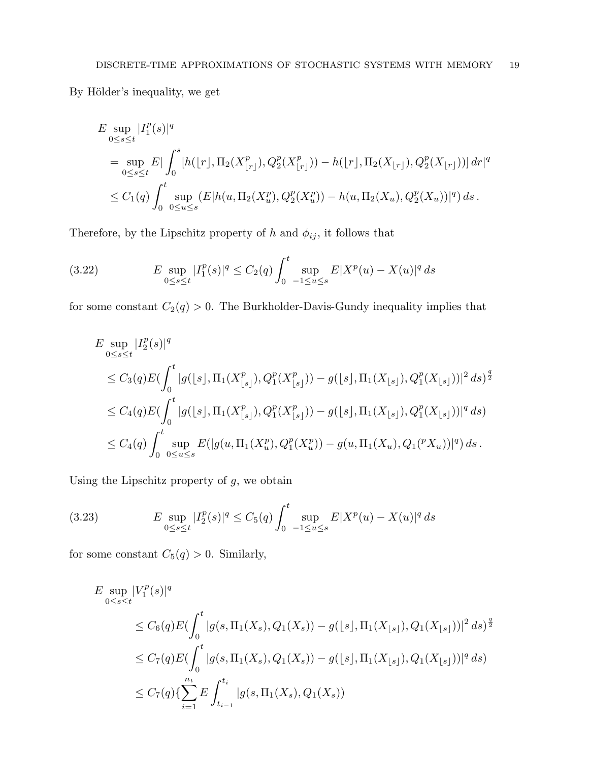By Hölder's inequality, we get

$$
\begin{aligned}
&E \sup_{0\le s\le t} |I_1^p(s)|^q \\
&= \sup_{0\le s\le t} E|\int_0^s [h(\lfloor r\rfloor, \Pi_2(X^p_{\lfloor r\rfloor}), Q_2^p(X^p_{\lfloor r\rfloor})) - h(\lfloor r\rfloor, \Pi_2(X_{\lfloor r\rfloor}), Q_2^p(X_{\lfloor r\rfloor}))]\, dr|^q \\
&\le C_1(q) \int_0^t \sup_{0\le u\le s} (E|h(u, \Pi_2(X^p_u), Q_2^p(X^p_u)) - h(u, \Pi_2(X_u), Q_2^p(X_u))|^q)\, ds\,.
\end{aligned}
$$

Therefore, by the Lipschitz property of $h$ and $\phi_{ij}$, it follows that

$$
E \sup_{0\le s\le t} |I_1^p(s)|^q \le C_2(q) \int_0^t \sup_{-1\le u\le s} E|X^p(u) - X(u)|^q\, ds \tag{3.22}
$$

for some constant $C_2(q) > 0$. The Burkholder-Davis-Gundy inequality implies that

$$
\begin{aligned}
&E \sup_{0\le s\le t} |I_2^p(s)|^q \\
&\le C_3(q) E(\int_0^t |g(\lfloor s\rfloor, \Pi_1(X^p_{\lfloor s\rfloor}), Q_1^p(X^p_{\lfloor s\rfloor})) - g(\lfloor s\rfloor, \Pi_1(X_{\lfloor s\rfloor}), Q_1^p(X_{\lfloor s\rfloor}))|^2\, ds)^{\frac{q}{2}} \\
&\le C_4(q) E(\int_0^t |g(\lfloor s\rfloor, \Pi_1(X^p_{\lfloor s\rfloor}), Q_1^p(X^p_{\lfloor s\rfloor})) - g(\lfloor s\rfloor, \Pi_1(X_{\lfloor s\rfloor}), Q_1^p(X_{\lfloor s\rfloor}))|^q\, ds) \\
&\le C_4(q) \int_0^t \sup_{0\le u\le s} E(|g(u, \Pi_1(X^p_u), Q_1^p(X^p_u)) - g(u, \Pi_1(X_u), Q_1(^pX_u))|^q)\, ds\,.
\end{aligned}
$$

Using the Lipschitz property of $g$, we obtain

$$
E \sup_{0\le s\le t} |I_2^p(s)|^q \le C_5(q) \int_0^t \sup_{-1\le u\le s} E|X^p(u) - X(u)|^q\, ds \tag{3.23}
$$

for some constant $C_5(q) > 0$. Similarly,

$$
\begin{aligned}
&E \sup_{0\le s\le t} |V_1^p(s)|^q \\
&\qquad \le C_6(q) E(\int_0^t |g(s, \Pi_1(X_s), Q_1(X_s)) - g(\lfloor s\rfloor, \Pi_1(X_{\lfloor s\rfloor}), Q_1(X_{\lfloor s\rfloor}))|^2\, ds)^{\frac{q}{2}} \\
&\qquad \le C_7(q) E(\int_0^t |g(s, \Pi_1(X_s), Q_1(X_s)) - g(\lfloor s\rfloor, \Pi_1(X_{\lfloor s\rfloor}), Q_1(X_{\lfloor s\rfloor}))|^q\, ds) \\
&\qquad \le C_7(q) \{\sum_{i=1}^{n_t} E \int_{t_{i-1}}^{t_i} |g(s, \Pi_1(X_s), Q_1(X_s))
\end{aligned}
$$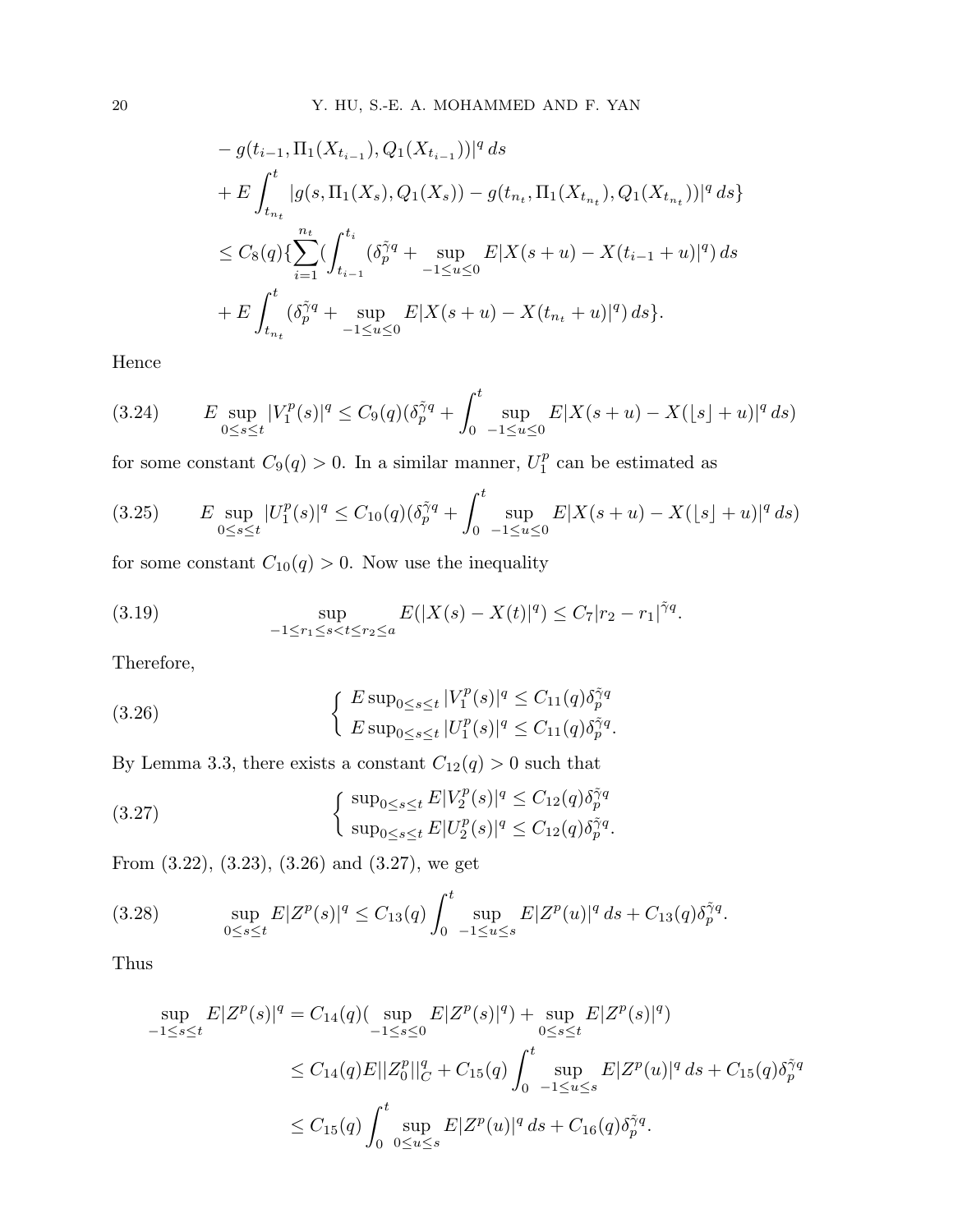$$
\begin{aligned}
&- g(t_{i-1}, \Pi_1(X_{t_{i-1}}), Q_1(X_{t_{i-1}}))|^q \, ds \\
&+ E\int_{t_{n_t}}^{t} |g(s, \Pi_1(X_s), Q_1(X_s)) - g(t_{n_t}, \Pi_1(X_{t_{n_t}}), Q_1(X_{t_{n_t}}))|^q \, ds\} \\
&\leq C_8(q)\{\sum_{i=1}^{n_t}(\int_{t_{i-1}}^{t_i} (\delta_p^{\tilde{\gamma}q} + \sup_{-1\leq u\leq 0} E|X(s+u) - X(t_{i-1}+u)|^q) \, ds \\
&+ E\int_{t_{n_t}}^{t} (\delta_p^{\tilde{\gamma}q} + \sup_{-1\leq u\leq 0} E|X(s+u) - X(t_{n_t}+u)|^q) \, ds\}.
\end{aligned}
$$

Hence

$$
E\sup_{0\leq s\leq t}|V_1^p(s)|^q \leq C_9(q)(\delta_p^{\tilde{\gamma}q} + \int_0^t \sup_{-1\leq u\leq 0} E|X(s+u) - X(\lfloor s\rfloor + u)|^q \, ds) \tag{3.24}
$$

for some constant $C_9(q) > 0$. In a similar manner, $U_1^p$ can be estimated as

$$
E\sup_{0\leq s\leq t}|U_1^p(s)|^q \leq C_{10}(q)(\delta_p^{\tilde{\gamma}q} + \int_0^t \sup_{-1\leq u\leq 0} E|X(s+u) - X(\lfloor s\rfloor + u)|^q \, ds) \tag{3.25}
$$

for some constant $C_{10}(q) > 0$. Now use the inequality

$$
\sup_{-1\leq r_1\leq s<t\leq r_2\leq a} E(|X(s) - X(t)|^q) \leq C_7|r_2 - r_1|^{\tilde{\gamma}q}. \tag{3.19}
$$

Therefore,

$$
\begin{cases} E\sup_{0\leq s\leq t}|V_1^p(s)|^q \leq C_{11}(q)\delta_p^{\tilde{\gamma}q} \\ E\sup_{0\leq s\leq t}|U_1^p(s)|^q \leq C_{11}(q)\delta_p^{\tilde{\gamma}q}. \end{cases} \tag{3.26}
$$

By Lemma 3.3, there exists a constant $C_{12}(q) > 0$ such that

$$
\begin{cases} \sup_{0\leq s\leq t} E|V_2^p(s)|^q \leq C_{12}(q)\delta_p^{\tilde{\gamma}q} \\ \sup_{0\leq s\leq t} E|U_2^p(s)|^q \leq C_{12}(q)\delta_p^{\tilde{\gamma}q}. \end{cases} \tag{3.27}
$$

From (3.22), (3.23), (3.26) and (3.27), we get

$$
\sup_{0\leq s\leq t} E|Z^p(s)|^q \leq C_{13}(q)\int_0^t \sup_{-1\leq u\leq s} E|Z^p(u)|^q \, ds + C_{13}(q)\delta_p^{\tilde{\gamma}q}. \tag{3.28}
$$

Thus

$$
\begin{aligned}
\sup_{-1\leq s\leq t} E|Z^p(s)|^q &= C_{14}(q)(\sup_{-1\leq s\leq 0} E|Z^p(s)|^q) + \sup_{0\leq s\leq t} E|Z^p(s)|^q) \\
&\leq C_{14}(q)E\|Z_0^p\|_C^q + C_{15}(q)\int_0^t \sup_{-1\leq u\leq s} E|Z^p(u)|^q \, ds + C_{15}(q)\delta_p^{\tilde{\gamma}q} \\
&\leq C_{15}(q)\int_0^t \sup_{0\leq u\leq s} E|Z^p(u)|^q \, ds + C_{16}(q)\delta_p^{\tilde{\gamma}q}.
\end{aligned}
$$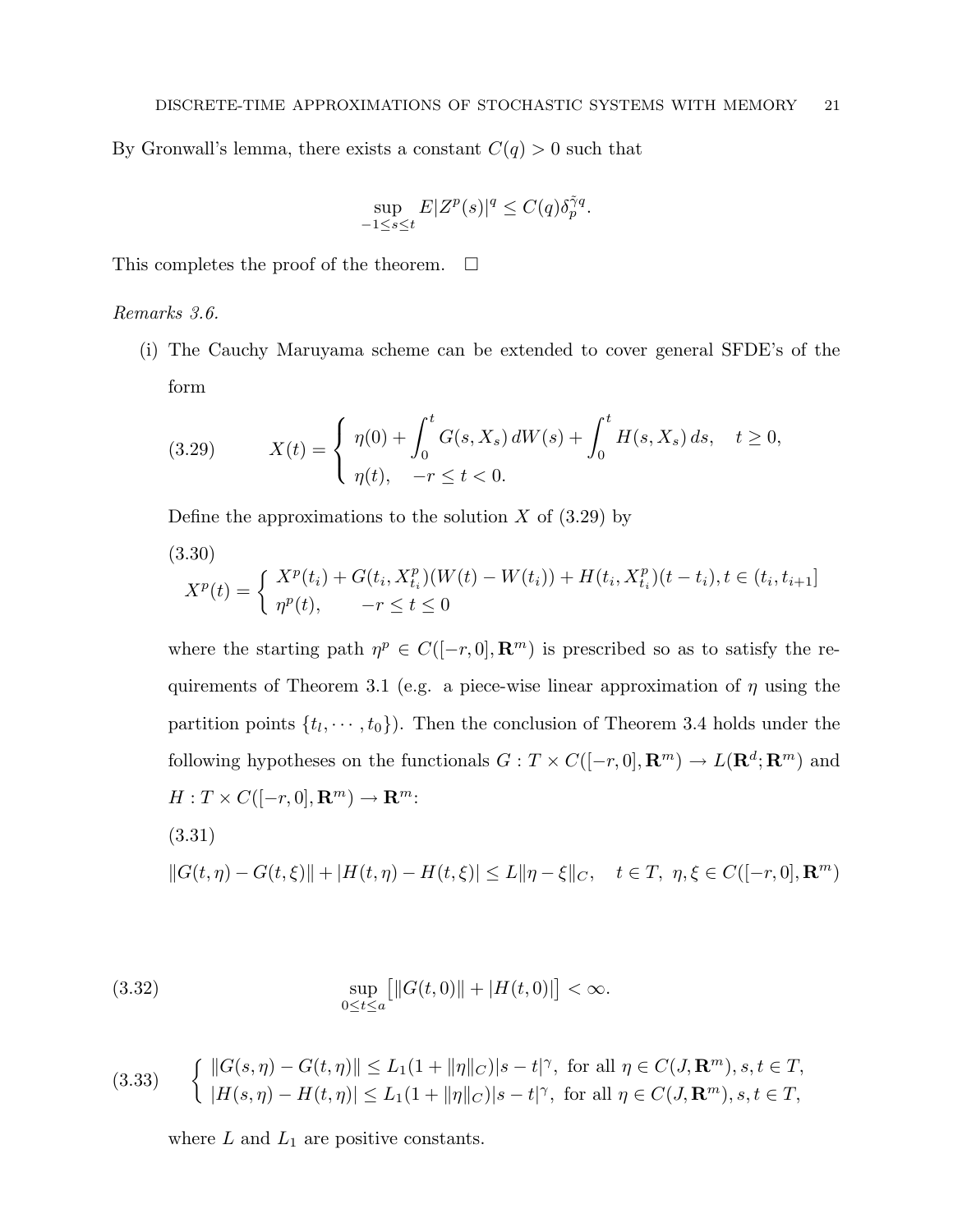By Gronwall's lemma, there exists a constant $C(q) > 0$ such that

$$\sup_{-1 \leq s \leq t} E|Z^p(s)|^q \leq C(q)\delta_p^{\tilde{\gamma} q}.$$

This completes the proof of the theorem. $\square$

*Remarks 3.6.*

(i) The Cauchy Maruyama scheme can be extended to cover general SFDE's of the form

$$X(t) = \begin{cases} \eta(0) + \int_0^t G(s, X_s)\, dW(s) + \int_0^t H(s, X_s)\, ds, & t \geq 0, \\ \eta(t), \quad -r \leq t < 0. \end{cases} \tag{3.29}$$

Define the approximations to the solution $X$ of (3.29) by

$$X^p(t) = \begin{cases} X^p(t_i) + G(t_i, X^p_{t_i})(W(t) - W(t_i)) + H(t_i, X^p_{t_i})(t - t_i), t \in (t_i, t_{i+1}] \\ \eta^p(t), \qquad -r \leq t \leq 0 \end{cases} \tag{3.30}$$

where the starting path $\eta^p \in C([-r, 0], \mathbf{R}^m)$ is prescribed so as to satisfy the requirements of Theorem 3.1 (e.g. a piece-wise linear approximation of $\eta$ using the partition points $\{t_l, \cdots, t_0\}$). Then the conclusion of Theorem 3.4 holds under the following hypotheses on the functionals $G : T \times C([-r, 0], \mathbf{R}^m) \to L(\mathbf{R}^d; \mathbf{R}^m)$ and $H : T \times C([-r, 0], \mathbf{R}^m) \to \mathbf{R}^m$:

$$\|G(t, \eta) - G(t, \xi)\| + |H(t, \eta) - H(t, \xi)| \leq L\|\eta - \xi\|_C, \quad t \in T, \ \eta, \xi \in C([-r, 0], \mathbf{R}^m) \tag{3.31}$$

$$\sup_{0 \leq t \leq a} \left[\|G(t, 0)\| + |H(t, 0)|\right] < \infty. \tag{3.32}$$

$$\begin{cases} \|G(s, \eta) - G(t, \eta)\| \leq L_1(1 + \|\eta\|_C)|s - t|^\gamma, \text{ for all } \eta \in C(J, \mathbf{R}^m), s, t \in T, \\ |H(s, \eta) - H(t, \eta)| \leq L_1(1 + \|\eta\|_C)|s - t|^\gamma, \text{ for all } \eta \in C(J, \mathbf{R}^m), s, t \in T, \end{cases} \tag{3.33}$$

where $L$ and $L_1$ are positive constants.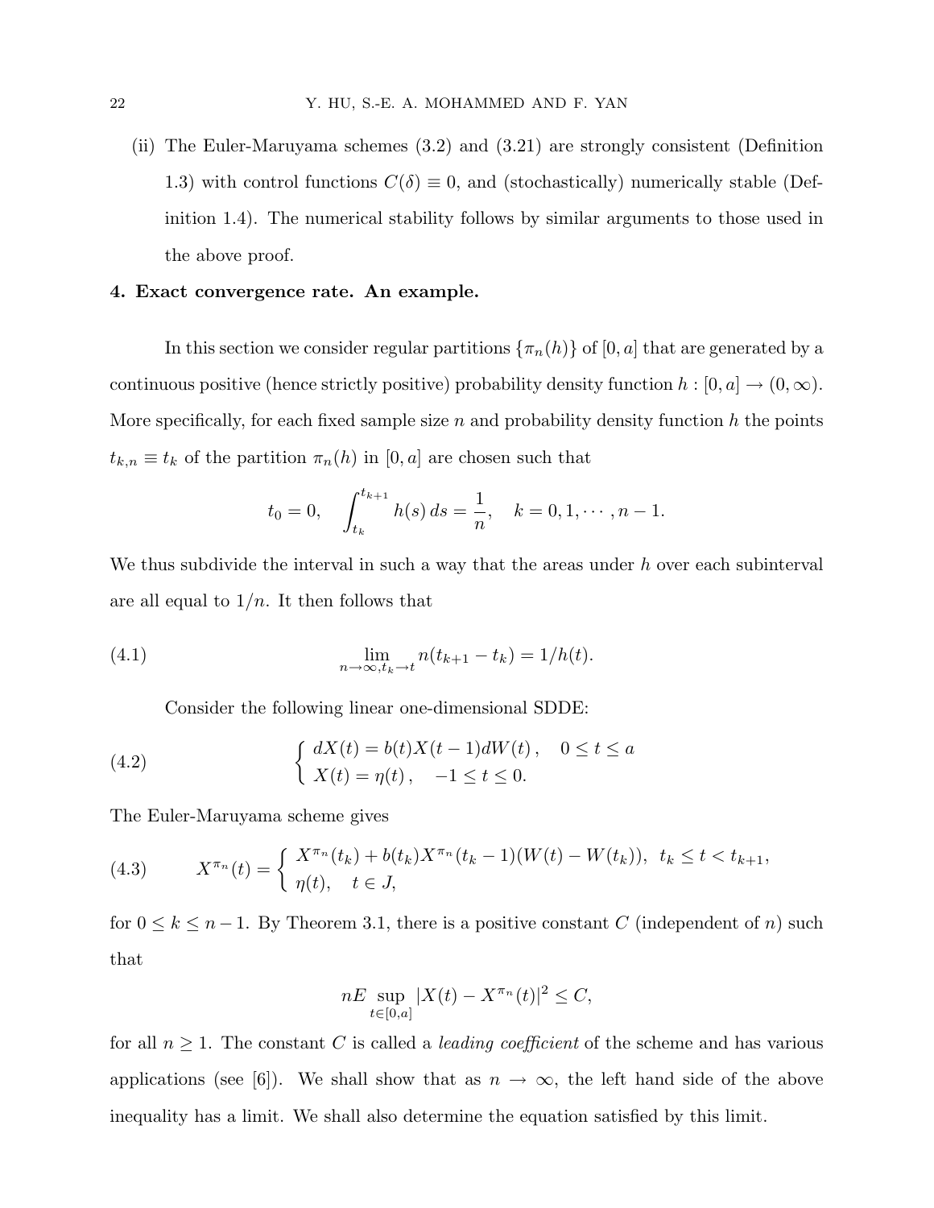(ii) The Euler-Maruyama schemes (3.2) and (3.21) are strongly consistent (Definition 1.3) with control functions $C(\delta) \equiv 0$, and (stochastically) numerically stable (Definition 1.4). The numerical stability follows by similar arguments to those used in the above proof.

## 4. Exact convergence rate. An example.

In this section we consider regular partitions $\{\pi_n(h)\}$ of $[0, a]$ that are generated by a continuous positive (hence strictly positive) probability density function $h : [0, a] \to (0, \infty)$. More specifically, for each fixed sample size $n$ and probability density function $h$ the points $t_{k,n} \equiv t_k$ of the partition $\pi_n(h)$ in $[0, a]$ are chosen such that

$$t_0 = 0, \quad \int_{t_k}^{t_{k+1}} h(s)\,ds = \frac{1}{n}, \quad k = 0, 1, \cdots, n-1.$$

We thus subdivide the interval in such a way that the areas under $h$ over each subinterval are all equal to $1/n$. It then follows that

$$\lim_{n\to\infty, t_k \to t} n(t_{k+1} - t_k) = 1/h(t). \tag{4.1}$$

Consider the following linear one-dimensional SDDE:

$$\begin{cases} dX(t) = b(t)X(t-1)dW(t)\,, & 0 \le t \le a \\ X(t) = \eta(t)\,, & -1 \le t \le 0. \end{cases} \tag{4.2}$$

The Euler-Maruyama scheme gives

$$X^{\pi_n}(t) = \begin{cases} X^{\pi_n}(t_k) + b(t_k)X^{\pi_n}(t_k - 1)(W(t) - W(t_k)), & t_k \le t < t_{k+1}, \\ \eta(t), & t \in J, \end{cases} \tag{4.3}$$

for $0 \le k \le n-1$. By Theorem 3.1, there is a positive constant $C$ (independent of $n$) such that

$$nE \sup_{t\in[0,a]} |X(t) - X^{\pi_n}(t)|^2 \le C,$$

for all $n \ge 1$. The constant $C$ is called a *leading coefficient* of the scheme and has various applications (see [6]). We shall show that as $n \to \infty$, the left hand side of the above inequality has a limit. We shall also determine the equation satisfied by this limit.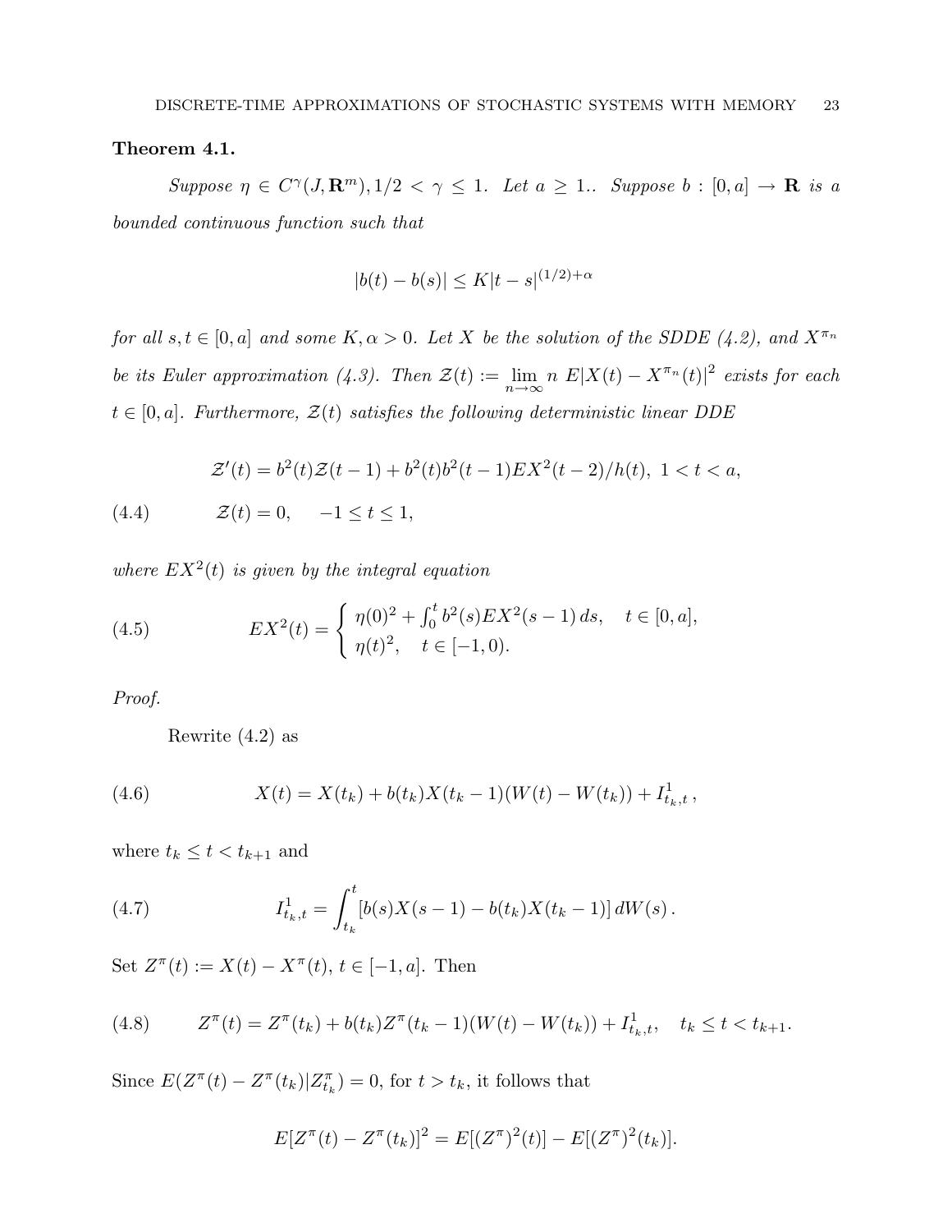**Theorem 4.1.**

*Suppose $\eta \in C^\gamma(J, \mathbf{R}^m), 1/2 < \gamma \leq 1$. Let $a \geq 1$.. Suppose $b : [0, a] \to \mathbf{R}$ is a bounded continuous function such that*

$$|b(t) - b(s)| \leq K|t - s|^{(1/2)+\alpha}$$

*for all $s, t \in [0, a]$ and some $K, \alpha > 0$. Let $X$ be the solution of the SDDE (4.2), and $X^{\pi_n}$ be its Euler approximation (4.3). Then $\mathcal{Z}(t) := \lim_{n\to\infty} n\ E|X(t) - X^{\pi_n}(t)|^2$ exists for each $t \in [0, a]$. Furthermore, $\mathcal{Z}(t)$ satisfies the following deterministic linear DDE*

$$\mathcal{Z}'(t) = b^2(t)\mathcal{Z}(t-1) + b^2(t)b^2(t-1)EX^2(t-2)/h(t),\ 1 < t < a,$$

$$\mathcal{Z}(t) = 0, \quad -1 \leq t \leq 1, \tag{4.4}$$

*where $EX^2(t)$ is given by the integral equation*

$$EX^2(t) = \begin{cases} \eta(0)^2 + \int_0^t b^2(s)EX^2(s-1)\,ds, & t \in [0, a], \\ \eta(t)^2, & t \in [-1, 0). \end{cases} \tag{4.5}$$

*Proof.*

Rewrite (4.2) as

$$X(t) = X(t_k) + b(t_k)X(t_k - 1)(W(t) - W(t_k)) + I^1_{t_k,t}\,, \tag{4.6}$$

where $t_k \leq t < t_{k+1}$ and

$$I^1_{t_k,t} = \int_{t_k}^t [b(s)X(s-1) - b(t_k)X(t_k - 1)]\,dW(s)\,. \tag{4.7}$$

Set $Z^\pi(t) := X(t) - X^\pi(t)$, $t \in [-1, a]$. Then

$$Z^\pi(t) = Z^\pi(t_k) + b(t_k)Z^\pi(t_k - 1)(W(t) - W(t_k)) + I^1_{t_k,t}, \quad t_k \leq t < t_{k+1}. \tag{4.8}$$

Since $E(Z^\pi(t) - Z^\pi(t_k)|Z^\pi_{t_k}) = 0$, for $t > t_k$, it follows that

$$E[Z^\pi(t) - Z^\pi(t_k)]^2 = E[(Z^\pi)^2(t)] - E[(Z^\pi)^2(t_k)].$$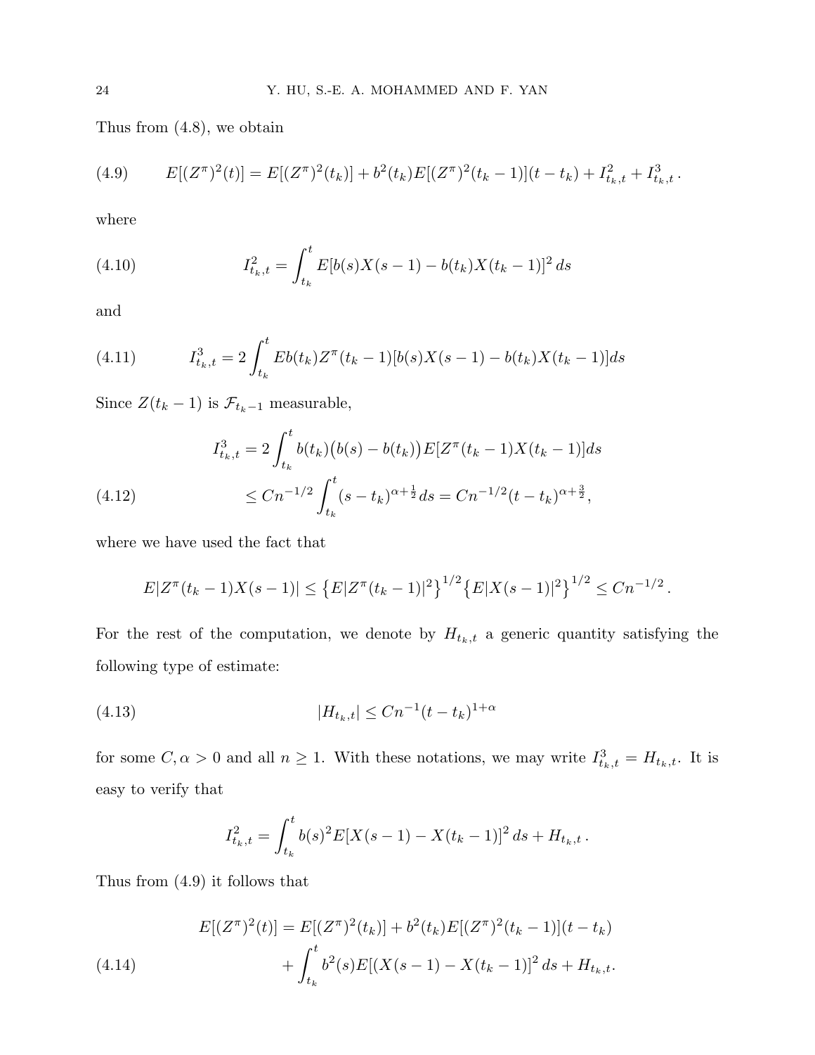Thus from (4.8), we obtain

$$E[(Z^\pi)^2(t)] = E[(Z^\pi)^2(t_k)] + b^2(t_k)E[(Z^\pi)^2(t_k-1)](t-t_k) + I^2_{t_k,t} + I^3_{t_k,t}\,. \tag{4.9}$$

where

$$I^2_{t_k,t} = \int_{t_k}^t E[b(s)X(s-1) - b(t_k)X(t_k-1)]^2\,ds \tag{4.10}$$

and

$$I^3_{t_k,t} = 2\int_{t_k}^t E b(t_k)Z^\pi(t_k-1)[b(s)X(s-1) - b(t_k)X(t_k-1)]ds \tag{4.11}$$

Since $Z(t_k-1)$ is $\mathcal{F}_{t_k-1}$ measurable,

$$\begin{aligned} I^3_{t_k,t} &= 2\int_{t_k}^t b(t_k)\big(b(s)-b(t_k)\big)E[Z^\pi(t_k-1)X(t_k-1)]ds \\ &\le Cn^{-1/2}\int_{t_k}^t (s-t_k)^{\alpha+\frac{1}{2}}\,ds = Cn^{-1/2}(t-t_k)^{\alpha+\frac{3}{2}}, \end{aligned} \tag{4.12}$$

where we have used the fact that

$$E|Z^\pi(t_k-1)X(s-1)| \le \big\{E|Z^\pi(t_k-1)|^2\big\}^{1/2}\big\{E|X(s-1)|^2\big\}^{1/2} \le Cn^{-1/2}\,.$$

For the rest of the computation, we denote by $H_{t_k,t}$ a generic quantity satisfying the following type of estimate:

$$|H_{t_k,t}| \le Cn^{-1}(t-t_k)^{1+\alpha} \tag{4.13}$$

for some $C,\alpha>0$ and all $n\ge 1$. With these notations, we may write $I^3_{t_k,t} = H_{t_k,t}$. It is easy to verify that

$$I^2_{t_k,t} = \int_{t_k}^t b(s)^2 E[X(s-1) - X(t_k-1)]^2\,ds + H_{t_k,t}\,.$$

Thus from (4.9) it follows that

$$\begin{aligned} E[(Z^\pi)^2(t)] &= E[(Z^\pi)^2(t_k)] + b^2(t_k)E[(Z^\pi)^2(t_k-1)](t-t_k) \\ &\quad + \int_{t_k}^t b^2(s)E[(X(s-1) - X(t_k-1)]^2\,ds + H_{t_k,t}. \end{aligned} \tag{4.14}$$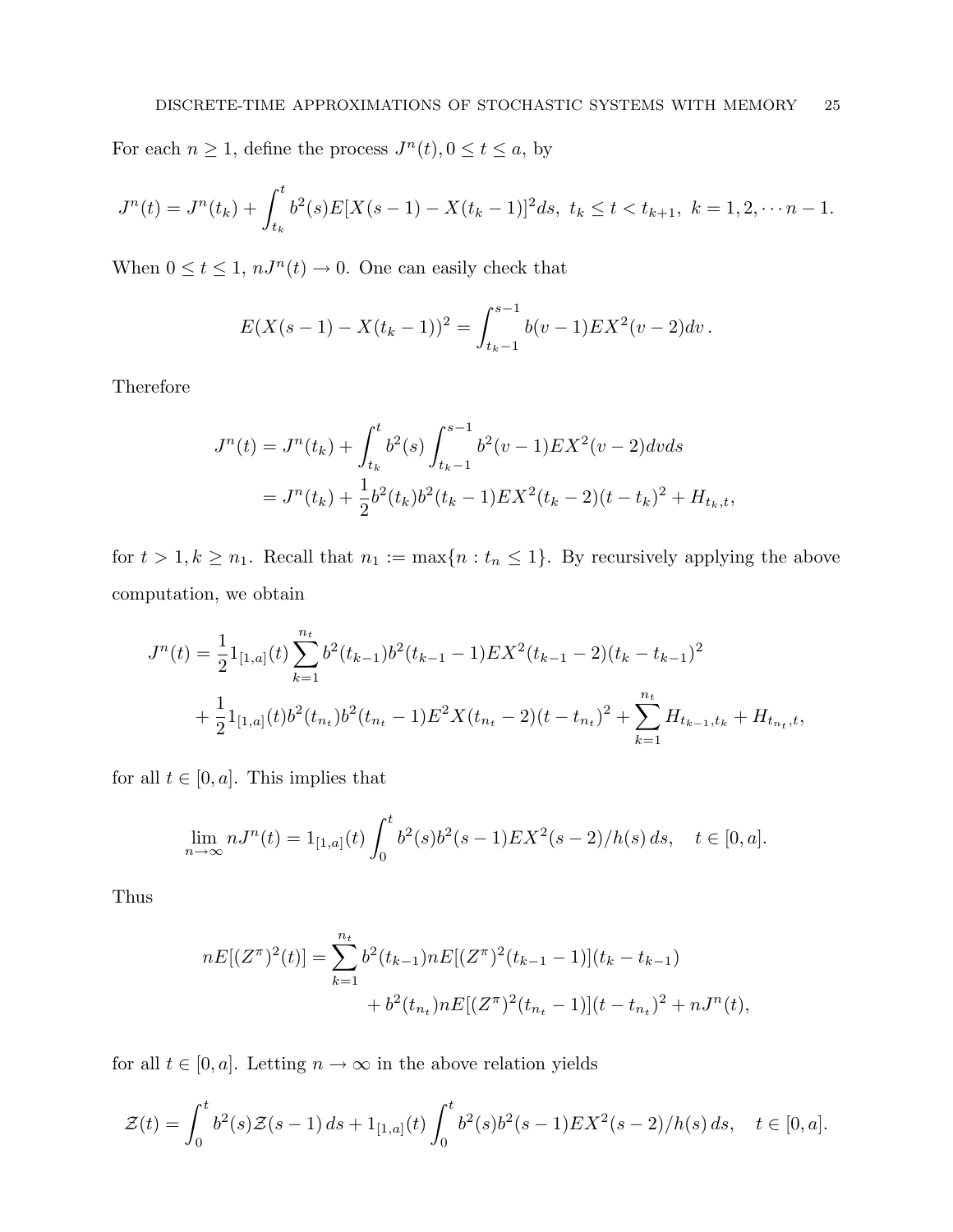For each $n \geq 1$, define the process $J^n(t), 0 \leq t \leq a$, by

$$J^n(t) = J^n(t_k) + \int_{t_k}^{t} b^2(s)E[X(s-1) - X(t_k - 1)]^2 ds, \; t_k \leq t < t_{k+1}, \; k = 1, 2, \cdots n-1.$$

When $0 \leq t \leq 1$, $nJ^n(t) \to 0$. One can easily check that

$$E(X(s-1) - X(t_k - 1))^2 = \int_{t_k - 1}^{s-1} b(v-1)EX^2(v-2)dv\,.$$

Therefore

$$\begin{aligned} J^n(t) &= J^n(t_k) + \int_{t_k}^{t} b^2(s) \int_{t_k - 1}^{s-1} b^2(v-1)EX^2(v-2)dvds \\ &= J^n(t_k) + \frac{1}{2}b^2(t_k)b^2(t_k - 1)EX^2(t_k - 2)(t - t_k)^2 + H_{t_k, t}, \end{aligned}$$

for $t > 1, k \geq n_1$. Recall that $n_1 := \max\{n : t_n \leq 1\}$. By recursively applying the above computation, we obtain

$$\begin{aligned} J^n(t) &= \frac{1}{2}1_{[1,a]}(t) \sum_{k=1}^{n_t} b^2(t_{k-1})b^2(t_{k-1} - 1)EX^2(t_{k-1} - 2)(t_k - t_{k-1})^2 \\ &\quad + \frac{1}{2}1_{[1,a]}(t)b^2(t_{n_t})b^2(t_{n_t} - 1)E^2X(t_{n_t} - 2)(t - t_{n_t})^2 + \sum_{k=1}^{n_t} H_{t_{k-1}, t_k} + H_{t_{n_t}, t}, \end{aligned}$$

for all $t \in [0, a]$. This implies that

$$\lim_{n \to \infty} nJ^n(t) = 1_{[1,a]}(t) \int_0^t b^2(s)b^2(s-1)EX^2(s-2)/h(s)\, ds, \quad t \in [0, a].$$

Thus

$$\begin{aligned} nE[(Z^\pi)^2(t)] = \sum_{k=1}^{n_t} b^2(t_{k-1})nE[(Z^\pi)^2(t_{k-1} - 1)](t_k - t_{k-1}) \\ + b^2(t_{n_t})nE[(Z^\pi)^2(t_{n_t} - 1)](t - t_{n_t})^2 + nJ^n(t), \end{aligned}$$

for all $t \in [0, a]$. Letting $n \to \infty$ in the above relation yields

$$\mathcal{Z}(t) = \int_0^t b^2(s)\mathcal{Z}(s-1)\, ds + 1_{[1,a]}(t) \int_0^t b^2(s)b^2(s-1)EX^2(s-2)/h(s)\, ds, \quad t \in [0, a].$$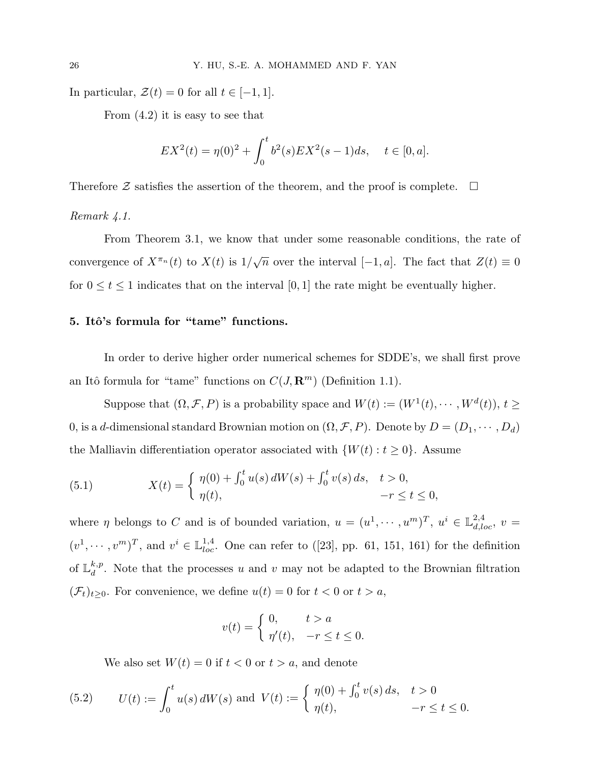In particular, $\mathcal{Z}(t) = 0$ for all $t \in [-1, 1]$.

From (4.2) it is easy to see that

$$EX^2(t) = \eta(0)^2 + \int_0^t b^2(s) EX^2(s-1)\, ds, \quad t \in [0, a].$$

Therefore $\mathcal{Z}$ satisfies the assertion of the theorem, and the proof is complete. $\square$

*Remark 4.1.*

From Theorem 3.1, we know that under some reasonable conditions, the rate of convergence of $X^{\pi_n}(t)$ to $X(t)$ is $1/\sqrt{n}$ over the interval $[-1, a]$. The fact that $Z(t) \equiv 0$ for $0 \le t \le 1$ indicates that on the interval $[0, 1]$ the rate might be eventually higher.

## 5. Itô's formula for "tame" functions.

In order to derive higher order numerical schemes for SDDE's, we shall first prove an Itô formula for "tame" functions on $C(J, \mathbf{R}^m)$ (Definition 1.1).

Suppose that $(\Omega, \mathcal{F}, P)$ is a probability space and $W(t) := (W^1(t), \cdots, W^d(t))$, $t \ge 0$, is a $d$-dimensional standard Brownian motion on $(\Omega, \mathcal{F}, P)$. Denote by $D = (D_1, \cdots, D_d)$ the Malliavin differentiation operator associated with $\{W(t) : t \ge 0\}$. Assume

$$X(t) = \begin{cases} \eta(0) + \int_0^t u(s)\, dW(s) + \int_0^t v(s)\, ds, & t > 0, \\ \eta(t), & -r \le t \le 0, \end{cases} \tag{5.1}$$

where $\eta$ belongs to $C$ and is of bounded variation, $u = (u^1, \cdots, u^m)^T$, $u^i \in \mathbb{L}^{2,4}_{d,loc}$, $v = (v^1, \cdots, v^m)^T$, and $v^i \in \mathbb{L}^{1,4}_{loc}$. One can refer to ([23], pp. 61, 151, 161) for the definition of $\mathbb{L}^{k,p}_d$. Note that the processes $u$ and $v$ may not be adapted to the Brownian filtration $(\mathcal{F}_t)_{t \ge 0}$. For convenience, we define $u(t) = 0$ for $t < 0$ or $t > a$,

$$v(t) = \begin{cases} 0, & t > a \\ \eta'(t), & -r \le t \le 0. \end{cases}$$

We also set $W(t) = 0$ if $t < 0$ or $t > a$, and denote

$$U(t) := \int_0^t u(s)\, dW(s) \text{ and } V(t) := \begin{cases} \eta(0) + \int_0^t v(s)\, ds, & t > 0 \\ \eta(t), & -r \le t \le 0. \end{cases} \tag{5.2}$$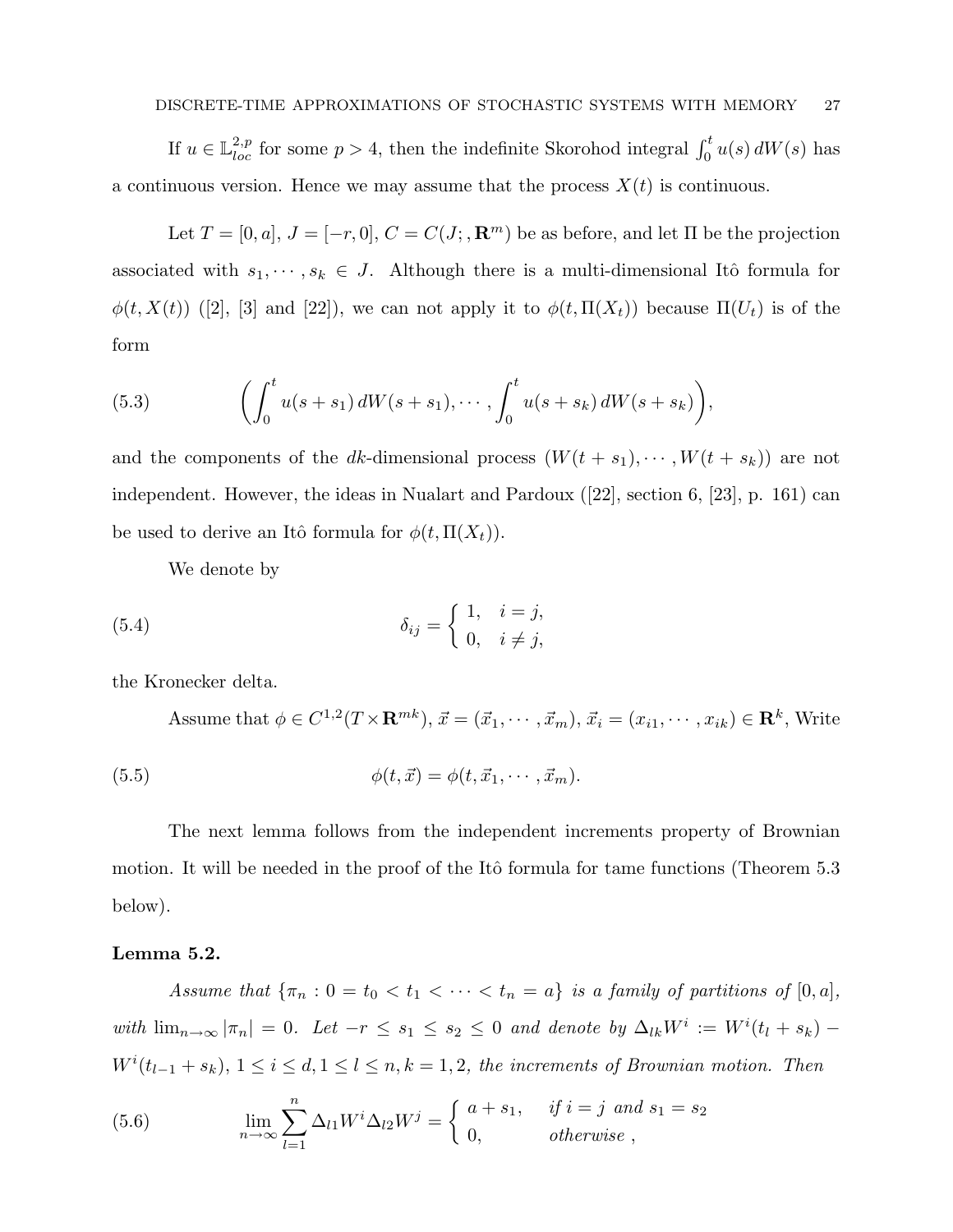If $u \in \mathbb{L}^{2,p}_{loc}$ for some $p > 4$, then the indefinite Skorohod integral $\int_0^t u(s)\,dW(s)$ has a continuous version. Hence we may assume that the process $X(t)$ is continuous.

Let $T = [0, a]$, $J = [-r, 0]$, $C = C(J; , \mathbf{R}^m)$ be as before, and let $\Pi$ be the projection associated with $s_1, \cdots, s_k \in J$. Although there is a multi-dimensional Itô formula for $\phi(t, X(t))$ ([2], [3] and [22]), we can not apply it to $\phi(t, \Pi(X_t))$ because $\Pi(U_t)$ is of the form

$$\left(\int_0^t u(s+s_1)\,dW(s+s_1), \cdots, \int_0^t u(s+s_k)\,dW(s+s_k)\right), \tag{5.3}$$

and the components of the $dk$-dimensional process $(W(t+s_1), \cdots, W(t+s_k))$ are not independent. However, the ideas in Nualart and Pardoux ([22], section 6, [23], p. 161) can be used to derive an Itô formula for $\phi(t, \Pi(X_t))$.

We denote by

$$\delta_{ij} = \begin{cases} 1, & i = j, \\ 0, & i \neq j, \end{cases} \tag{5.4}$$

the Kronecker delta.

Assume that $\phi \in C^{1,2}(T \times \mathbf{R}^{mk})$, $\vec{x} = (\vec{x}_1, \cdots, \vec{x}_m)$, $\vec{x}_i = (x_{i1}, \cdots, x_{ik}) \in \mathbf{R}^k$, Write

$$\phi(t, \vec{x}) = \phi(t, \vec{x}_1, \cdots, \vec{x}_m). \tag{5.5}$$

The next lemma follows from the independent increments property of Brownian motion. It will be needed in the proof of the Itô formula for tame functions (Theorem 5.3 below).

**Lemma 5.2.**

*Assume that $\{\pi_n : 0 = t_0 < t_1 < \cdots < t_n = a\}$ is a family of partitions of $[0, a]$, with $\lim_{n\to\infty} |\pi_n| = 0$. Let $-r \leq s_1 \leq s_2 \leq 0$ and denote by $\Delta_{lk} W^i := W^i(t_l + s_k) - W^i(t_{l-1} + s_k)$, $1 \leq i \leq d, 1 \leq l \leq n, k = 1, 2$, the increments of Brownian motion. Then*

$$\lim_{n\to\infty} \sum_{l=1}^{n} \Delta_{l1} W^i \Delta_{l2} W^j = \begin{cases} a + s_1, & \text{if } i = j \text{ and } s_1 = s_2 \\ 0, & \text{otherwise}, \end{cases} \tag{5.6}$$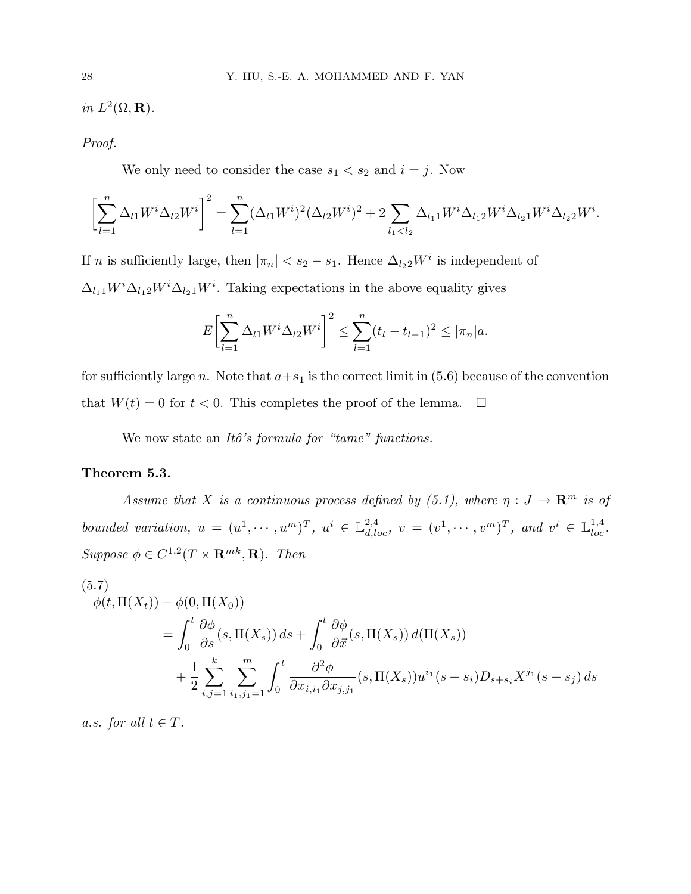*in* $L^2(\Omega, \mathbf{R})$.

*Proof.*

We only need to consider the case $s_1 < s_2$ and $i = j$. Now

$$\left[\sum_{l=1}^{n} \Delta_{l1} W^i \Delta_{l2} W^i\right]^2 = \sum_{l=1}^{n} (\Delta_{l1} W^i)^2 (\Delta_{l2} W^i)^2 + 2 \sum_{l_1 < l_2} \Delta_{l_1 1} W^i \Delta_{l_1 2} W^i \Delta_{l_2 1} W^i \Delta_{l_2 2} W^i.$$

If $n$ is sufficiently large, then $|\pi_n| < s_2 - s_1$. Hence $\Delta_{l_2 2} W^i$ is independent of $\Delta_{l_1 1} W^i \Delta_{l_1 2} W^i \Delta_{l_2 1} W^i$. Taking expectations in the above equality gives

$$E\left[\sum_{l=1}^{n} \Delta_{l1} W^i \Delta_{l2} W^i\right]^2 \leq \sum_{l=1}^{n} (t_l - t_{l-1})^2 \leq |\pi_n| a.$$

for sufficiently large $n$. Note that $a + s_1$ is the correct limit in (5.6) because of the convention that $W(t) = 0$ for $t < 0$. This completes the proof of the lemma. $\square$

We now state an *Itô's formula for "tame" functions.*

**Theorem 5.3.**

*Assume that $X$ is a continuous process defined by (5.1), where $\eta : J \to \mathbf{R}^m$ is of bounded variation, $u = (u^1, \cdots, u^m)^T$, $u^i \in \mathbb{L}^{2,4}_{d,loc}$, $v = (v^1, \cdots, v^m)^T$, and $v^i \in \mathbb{L}^{1,4}_{loc}$. Suppose $\phi \in C^{1,2}(T \times \mathbf{R}^{mk}, \mathbf{R})$. Then*

$$\begin{aligned}
&\phi(t, \Pi(X_t)) - \phi(0, \Pi(X_0)) \\
&\qquad = \int_0^t \frac{\partial \phi}{\partial s}(s, \Pi(X_s))\, ds + \int_0^t \frac{\partial \phi}{\partial \vec{x}}(s, \Pi(X_s))\, d(\Pi(X_s)) \\
&\qquad\quad + \frac{1}{2} \sum_{i,j=1}^{k} \sum_{i_1, j_1 = 1}^{m} \int_0^t \frac{\partial^2 \phi}{\partial x_{i,i_1} \partial x_{j,j_1}}(s, \Pi(X_s)) u^{i_1}(s + s_i) D_{s+s_i} X^{j_1}(s + s_j)\, ds
\end{aligned} \tag{5.7}$$

*a.s. for all $t \in T$.*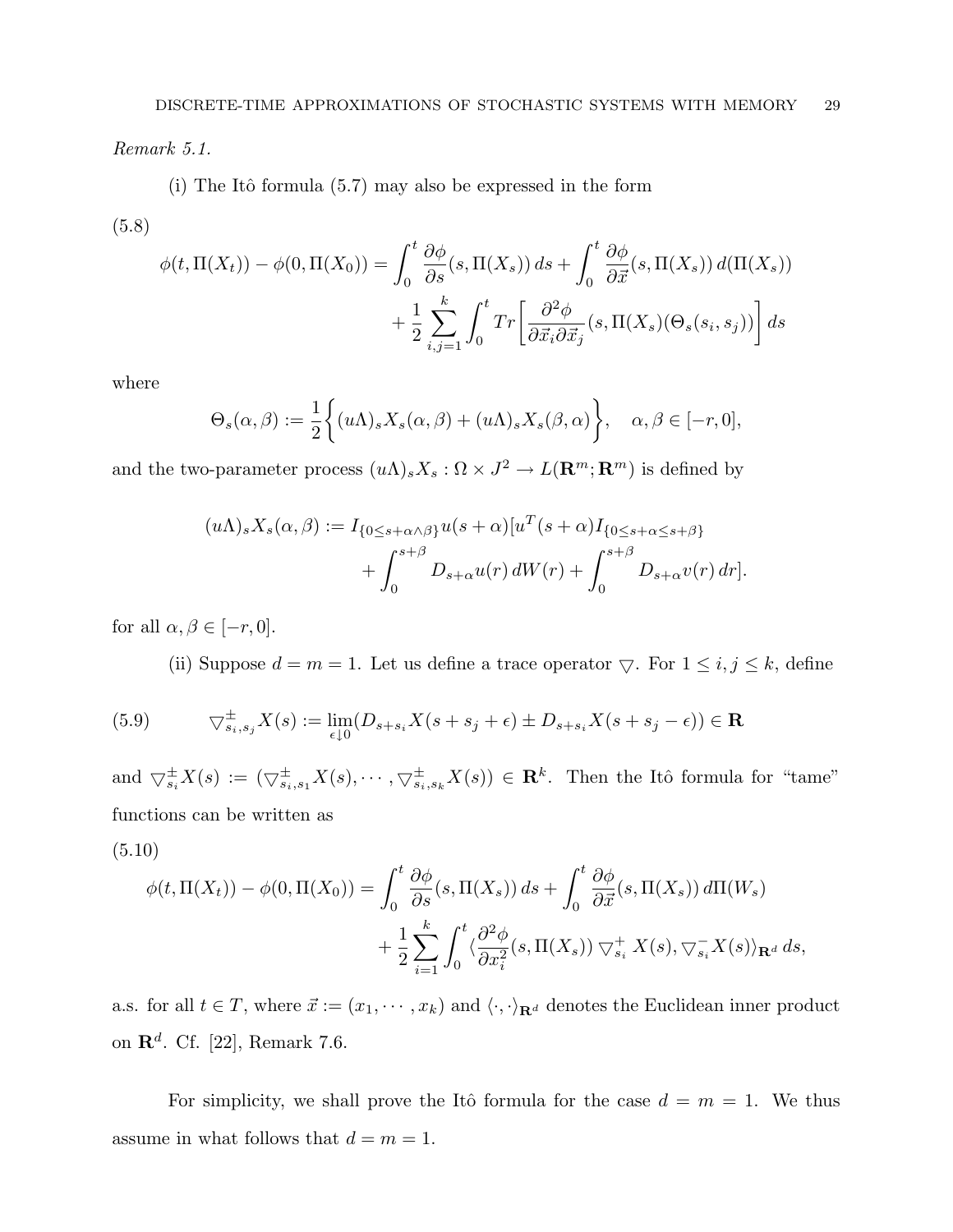*Remark 5.1.*

(i) The Itô formula (5.7) may also be expressed in the form

(5.8)

$$\phi(t,\Pi(X_t)) - \phi(0,\Pi(X_0)) = \int_0^t \frac{\partial\phi}{\partial s}(s,\Pi(X_s))\,ds + \int_0^t \frac{\partial\phi}{\partial\vec{x}}(s,\Pi(X_s))\,d(\Pi(X_s)) + \frac{1}{2}\sum_{i,j=1}^k \int_0^t Tr\left[\frac{\partial^2\phi}{\partial\vec{x}_i\partial\vec{x}_j}(s,\Pi(X_s)(\Theta_s(s_i,s_j))\right]ds$$

where

$$\Theta_s(\alpha,\beta) := \frac{1}{2}\left\{(u\Lambda)_s X_s(\alpha,\beta) + (u\Lambda)_s X_s(\beta,\alpha)\right\}, \quad \alpha,\beta\in[-r,0],$$

and the two-parameter process $(u\Lambda)_s X_s : \Omega\times J^2 \to L(\mathbf{R}^m;\mathbf{R}^m)$ is defined by

$$(u\Lambda)_s X_s(\alpha,\beta) := I_{\{0\le s+\alpha\wedge\beta\}} u(s+\alpha)[u^T(s+\alpha)I_{\{0\le s+\alpha\le s+\beta\}} + \int_0^{s+\beta} D_{s+\alpha}u(r)\,dW(r) + \int_0^{s+\beta} D_{s+\alpha}v(r)\,dr].$$

for all $\alpha,\beta\in[-r,0]$.

(ii) Suppose $d=m=1$. Let us define a trace operator $\bigtriangledown$. For $1\le i,j\le k$, define

$$\bigtriangledown^{\pm}_{s_i,s_j} X(s) := \lim_{\epsilon\downarrow 0}(D_{s+s_i}X(s+s_j+\epsilon) \pm D_{s+s_i}X(s+s_j-\epsilon)) \in \mathbf{R} \tag{5.9}$$

and $\bigtriangledown^{\pm}_{s_i} X(s) := (\bigtriangledown^{\pm}_{s_i,s_1}X(s),\cdots,\bigtriangledown^{\pm}_{s_i,s_k}X(s)) \in \mathbf{R}^k$. Then the Itô formula for "tame" functions can be written as

(5.10)

$$\phi(t,\Pi(X_t)) - \phi(0,\Pi(X_0)) = \int_0^t \frac{\partial\phi}{\partial s}(s,\Pi(X_s))\,ds + \int_0^t \frac{\partial\phi}{\partial\vec{x}}(s,\Pi(X_s))\,d\Pi(W_s) + \frac{1}{2}\sum_{i=1}^k \int_0^t \langle\frac{\partial^2\phi}{\partial x_i^2}(s,\Pi(X_s))\bigtriangledown^{+}_{s_i}X(s),\bigtriangledown^{-}_{s_i}X(s)\rangle_{\mathbf{R}^d}\,ds,$$

a.s. for all $t\in T$, where $\vec{x} := (x_1,\cdots,x_k)$ and $\langle\cdot,\cdot\rangle_{\mathbf{R}^d}$ denotes the Euclidean inner product on $\mathbf{R}^d$. Cf. [22], Remark 7.6.

For simplicity, we shall prove the Itô formula for the case $d=m=1$. We thus assume in what follows that $d=m=1$.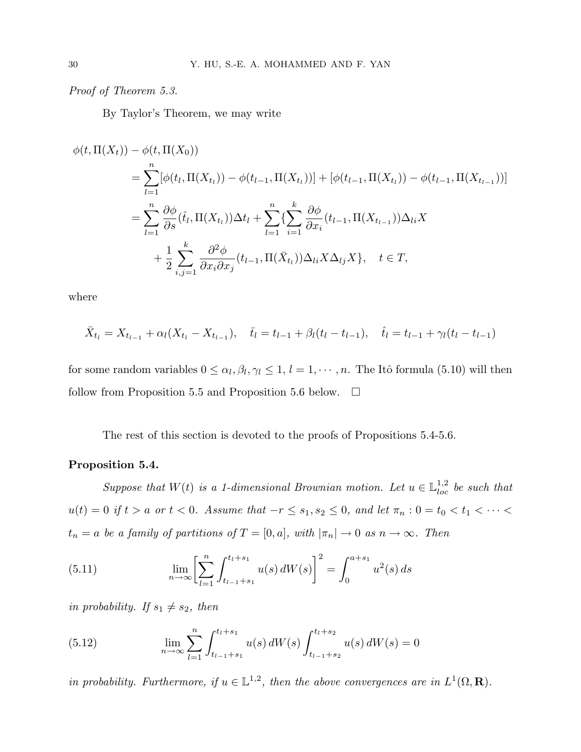*Proof of Theorem 5.3.*

By Taylor's Theorem, we may write

$$
\begin{aligned}
\phi(t, \Pi(X_t)) &- \phi(t, \Pi(X_0)) \\
&= \sum_{l=1}^{n} [\phi(t_l, \Pi(X_{t_l})) - \phi(t_{l-1}, \Pi(X_{t_l}))] + [\phi(t_{l-1}, \Pi(X_{t_l})) - \phi(t_{l-1}, \Pi(X_{t_{l-1}}))] \\
&= \sum_{l=1}^{n} \frac{\partial \phi}{\partial s}(\hat{t}_l, \Pi(X_{t_l}))\Delta t_l + \sum_{l=1}^{n} \{ \sum_{i=1}^{k} \frac{\partial \phi}{\partial x_i}(t_{l-1}, \Pi(X_{t_{l-1}}))\Delta_{li} X \\
&\quad + \frac{1}{2} \sum_{i,j=1}^{k} \frac{\partial^2 \phi}{\partial x_i \partial x_j}(t_{l-1}, \Pi(\bar{X}_{t_l}))\Delta_{li} X \Delta_{lj} X \}, \quad t \in T,
\end{aligned}
$$

where

$$
\bar{X}_{t_l} = X_{t_{l-1}} + \alpha_l (X_{t_l} - X_{t_{l-1}}), \quad \bar{t}_l = t_{l-1} + \beta_l (t_l - t_{l-1}), \quad \hat{t}_l = t_{l-1} + \gamma_l (t_l - t_{l-1})
$$

for some random variables $0 \leq \alpha_l, \beta_l, \gamma_l \leq 1$, $l = 1, \cdots, n$. The Itô formula (5.10) will then follow from Proposition 5.5 and Proposition 5.6 below. $\square$

The rest of this section is devoted to the proofs of Propositions 5.4-5.6.

**Proposition 5.4.**

*Suppose that $W(t)$ is a 1-dimensional Brownian motion. Let $u \in \mathbb{L}^{1,2}_{loc}$ be such that $u(t) = 0$ if $t > a$ or $t < 0$. Assume that $-r \leq s_1, s_2 \leq 0$, and let $\pi_n : 0 = t_0 < t_1 < \cdots < t_n = a$ be a family of partitions of $T = [0, a]$, with $|\pi_n| \to 0$ as $n \to \infty$. Then*

$$
\lim_{n \to \infty} \left[ \sum_{l=1}^{n} \int_{t_{l-1}+s_1}^{t_l+s_1} u(s)\, dW(s) \right]^2 = \int_0^{a+s_1} u^2(s)\, ds \tag{5.11}
$$

*in probability. If $s_1 \neq s_2$, then*

$$
\lim_{n \to \infty} \sum_{l=1}^{n} \int_{t_{l-1}+s_1}^{t_l+s_1} u(s)\, dW(s) \int_{t_{l-1}+s_2}^{t_l+s_2} u(s)\, dW(s) = 0 \tag{5.12}
$$

*in probability. Furthermore, if $u \in \mathbb{L}^{1,2}$, then the above convergences are in $L^1(\Omega, \mathbf{R})$.*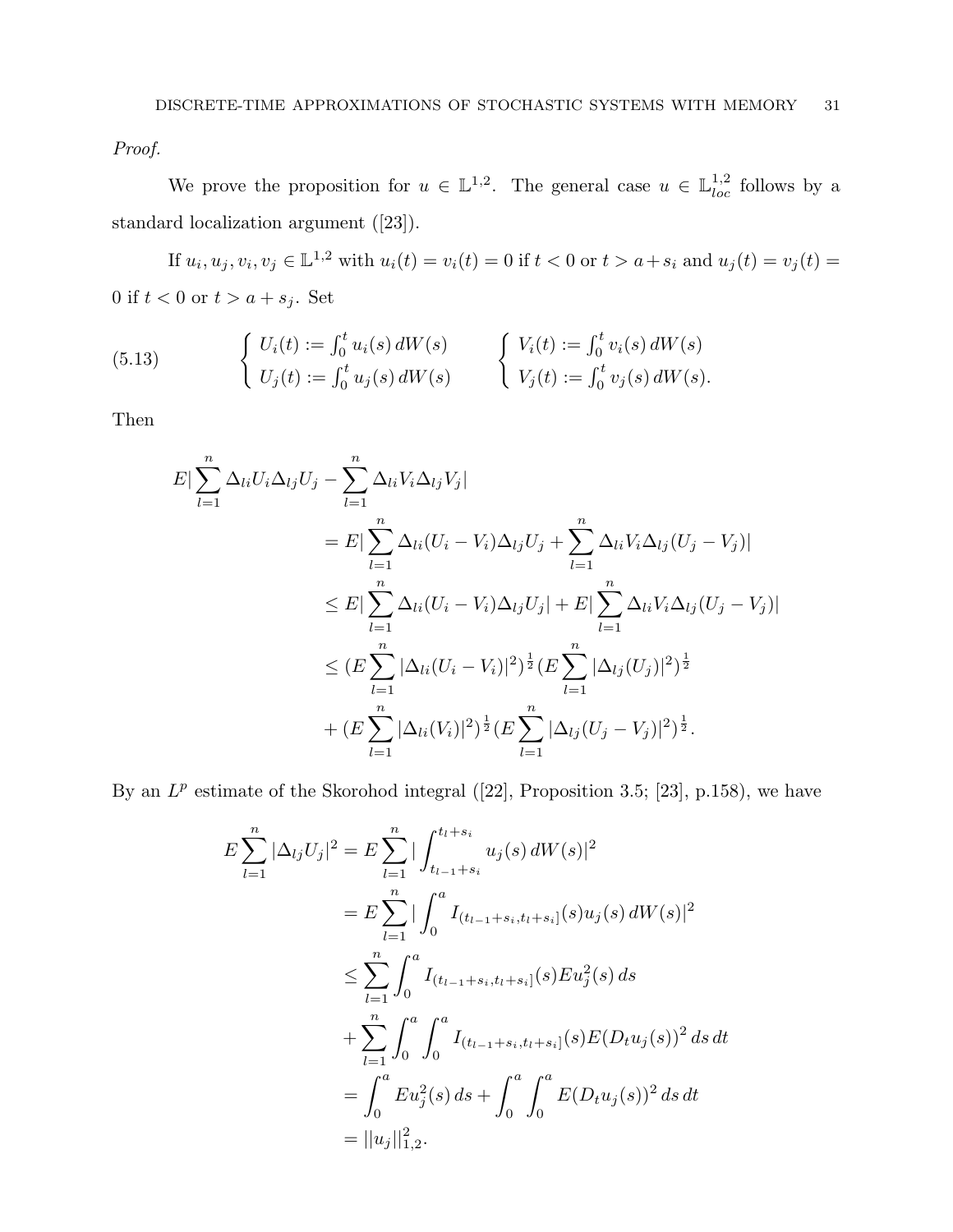*Proof.*

We prove the proposition for $u \in \mathbb{L}^{1,2}$. The general case $u \in \mathbb{L}^{1,2}_{loc}$ follows by a standard localization argument ([23]).

If $u_i, u_j, v_i, v_j \in \mathbb{L}^{1,2}$ with $u_i(t) = v_i(t) = 0$ if $t < 0$ or $t > a + s_i$ and $u_j(t) = v_j(t) = 0$ if $t < 0$ or $t > a + s_j$. Set

$$
\begin{cases} U_i(t) := \int_0^t u_i(s)\, dW(s) \\ U_j(t) := \int_0^t u_j(s)\, dW(s) \end{cases} \qquad \begin{cases} V_i(t) := \int_0^t v_i(s)\, dW(s) \\ V_j(t) := \int_0^t v_j(s)\, dW(s). \end{cases} \tag{5.13}
$$

Then

$$
\begin{aligned}
E|\sum_{l=1}^n &\Delta_{li}U_i\Delta_{lj}U_j - \sum_{l=1}^n \Delta_{li}V_i\Delta_{lj}V_j| \\
&= E|\sum_{l=1}^n \Delta_{li}(U_i - V_i)\Delta_{lj}U_j + \sum_{l=1}^n \Delta_{li}V_i\Delta_{lj}(U_j - V_j)| \\
&\le E|\sum_{l=1}^n \Delta_{li}(U_i - V_i)\Delta_{lj}U_j| + E|\sum_{l=1}^n \Delta_{li}V_i\Delta_{lj}(U_j - V_j)| \\
&\le (E\sum_{l=1}^n |\Delta_{li}(U_i - V_i)|^2)^{\frac{1}{2}}(E\sum_{l=1}^n |\Delta_{lj}(U_j)|^2)^{\frac{1}{2}} \\
&+ (E\sum_{l=1}^n |\Delta_{li}(V_i)|^2)^{\frac{1}{2}}(E\sum_{l=1}^n |\Delta_{lj}(U_j - V_j)|^2)^{\frac{1}{2}}.
\end{aligned}
$$

By an $L^p$ estimate of the Skorohod integral ([22], Proposition 3.5; [23], p.158), we have

$$
\begin{aligned}
E\sum_{l=1}^n |\Delta_{lj}U_j|^2 &= E\sum_{l=1}^n |\int_{t_{l-1}+s_i}^{t_l+s_i} u_j(s)\, dW(s)|^2 \\
&= E\sum_{l=1}^n |\int_0^a I_{(t_{l-1}+s_i, t_l+s_i]}(s) u_j(s)\, dW(s)|^2 \\
&\le \sum_{l=1}^n \int_0^a I_{(t_{l-1}+s_i, t_l+s_i]}(s) E u_j^2(s)\, ds \\
&+ \sum_{l=1}^n \int_0^a \int_0^a I_{(t_{l-1}+s_i, t_l+s_i]}(s) E(D_t u_j(s))^2\, ds\, dt \\
&= \int_0^a E u_j^2(s)\, ds + \int_0^a \int_0^a E(D_t u_j(s))^2\, ds\, dt \\
&= ||u_j||^2_{1,2}.
\end{aligned}
$$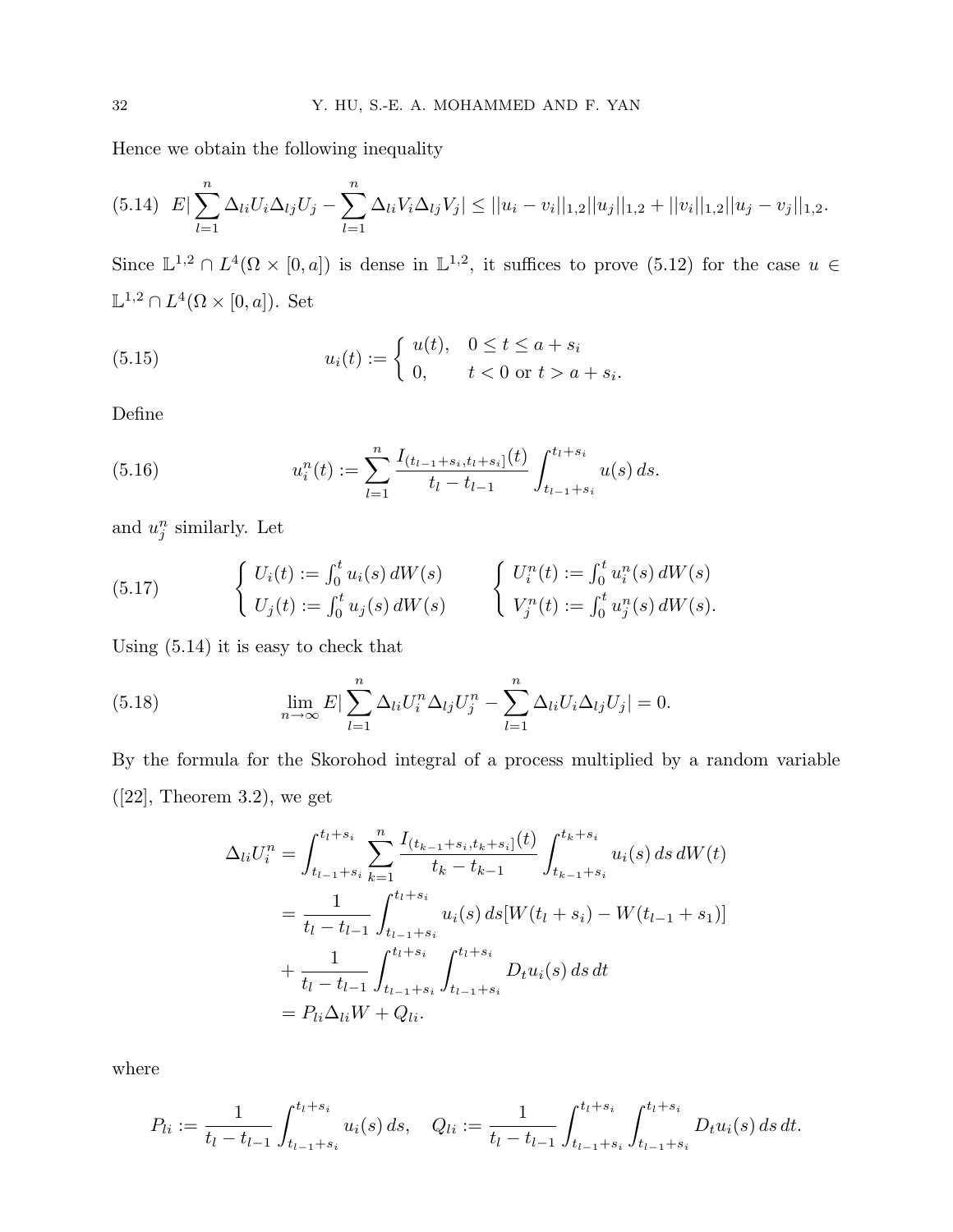Hence we obtain the following inequality

$$
(5.14)\quad E|\sum_{l=1}^{n}\Delta_{li}U_i\Delta_{lj}U_j-\sum_{l=1}^{n}\Delta_{li}V_i\Delta_{lj}V_j|\le ||u_i-v_i||_{1,2}||u_j||_{1,2}+||v_i||_{1,2}||u_j-v_j||_{1,2}.
$$

Since $\mathbb{L}^{1,2}\cap L^4(\Omega\times[0,a])$ is dense in $\mathbb{L}^{1,2}$, it suffices to prove (5.12) for the case $u\in\mathbb{L}^{1,2}\cap L^4(\Omega\times[0,a])$. Set

$$
(5.15)\qquad u_i(t):=\begin{cases} u(t), & 0\le t\le a+s_i\\ 0, & t<0 \text{ or } t>a+s_i.\end{cases}
$$

Define

$$
(5.16)\qquad u_i^n(t):=\sum_{l=1}^{n}\frac{I_{(t_{l-1}+s_i,t_l+s_i]}(t)}{t_l-t_{l-1}}\int_{t_{l-1}+s_i}^{t_l+s_i}u(s)\,ds.
$$

and $u_j^n$ similarly. Let

$$
(5.17)\qquad \begin{cases} U_i(t):=\int_0^t u_i(s)\,dW(s)\\ U_j(t):=\int_0^t u_j(s)\,dW(s)\end{cases}\qquad \begin{cases} U_i^n(t):=\int_0^t u_i^n(s)\,dW(s)\\ V_j^n(t):=\int_0^t u_j^n(s)\,dW(s).\end{cases}
$$

Using (5.14) it is easy to check that

$$
(5.18)\qquad \lim_{n\to\infty}E|\sum_{l=1}^{n}\Delta_{li}U_i^n\Delta_{lj}U_j^n-\sum_{l=1}^{n}\Delta_{li}U_i\Delta_{lj}U_j|=0.
$$

By the formula for the Skorohod integral of a process multiplied by a random variable ([22], Theorem 3.2), we get

$$
\begin{aligned}
\Delta_{li}U_i^n &= \int_{t_{l-1}+s_i}^{t_l+s_i}\sum_{k=1}^{n}\frac{I_{(t_{k-1}+s_i,t_k+s_i]}(t)}{t_k-t_{k-1}}\int_{t_{k-1}+s_i}^{t_k+s_i}u_i(s)\,ds\,dW(t)\\
&= \frac{1}{t_l-t_{l-1}}\int_{t_{l-1}+s_i}^{t_l+s_i}u_i(s)\,ds[W(t_l+s_i)-W(t_{l-1}+s_1)]\\
&\quad+\frac{1}{t_l-t_{l-1}}\int_{t_{l-1}+s_i}^{t_l+s_i}\int_{t_{l-1}+s_i}^{t_l+s_i}D_tu_i(s)\,ds\,dt\\
&= P_{li}\Delta_{li}W+Q_{li}.
\end{aligned}
$$

where

$$
P_{li}:=\frac{1}{t_l-t_{l-1}}\int_{t_{l-1}+s_i}^{t_l+s_i}u_i(s)\,ds,\quad Q_{li}:=\frac{1}{t_l-t_{l-1}}\int_{t_{l-1}+s_i}^{t_l+s_i}\int_{t_{l-1}+s_i}^{t_l+s_i}D_tu_i(s)\,ds\,dt.
$$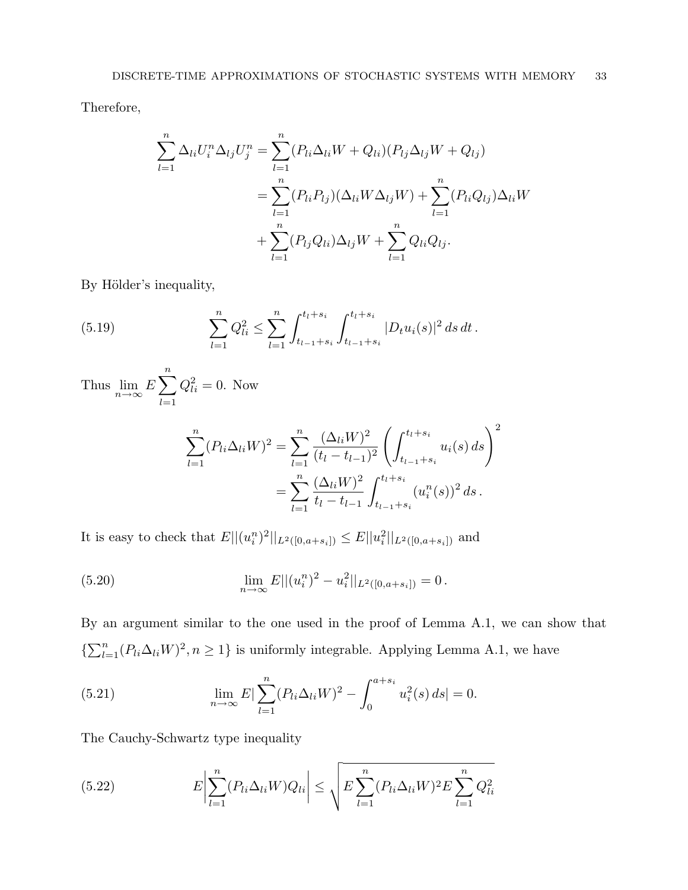Therefore,

$$
\begin{aligned}
\sum_{l=1}^{n} \Delta_{li} U_i^n \Delta_{lj} U_j^n &= \sum_{l=1}^{n} (P_{li} \Delta_{li} W + Q_{li})(P_{lj} \Delta_{lj} W + Q_{lj}) \\
&= \sum_{l=1}^{n} (P_{li} P_{lj})(\Delta_{li} W \Delta_{lj} W) + \sum_{l=1}^{n} (P_{li} Q_{lj}) \Delta_{li} W \\
&\quad + \sum_{l=1}^{n} (P_{lj} Q_{li}) \Delta_{lj} W + \sum_{l=1}^{n} Q_{li} Q_{lj}.
\end{aligned}
$$

By Hölder's inequality,

$$
\sum_{l=1}^{n} Q_{li}^2 \leq \sum_{l=1}^{n} \int_{t_{l-1}+s_i}^{t_l+s_i} \int_{t_{l-1}+s_i}^{t_l+s_i} |D_t u_i(s)|^2 \, ds \, dt \,. \tag{5.19}
$$

Thus $\lim_{n\to\infty} E \sum_{l=1}^{n} Q_{li}^2 = 0$. Now

$$
\begin{aligned}
\sum_{l=1}^{n} (P_{li} \Delta_{li} W)^2 &= \sum_{l=1}^{n} \frac{(\Delta_{li} W)^2}{(t_l - t_{l-1})^2} \left( \int_{t_{l-1}+s_i}^{t_l+s_i} u_i(s) \, ds \right)^2 \\
&= \sum_{l=1}^{n} \frac{(\Delta_{li} W)^2}{t_l - t_{l-1}} \int_{t_{l-1}+s_i}^{t_l+s_i} (u_i^n(s))^2 \, ds \,.
\end{aligned}
$$

It is easy to check that $E||(u_i^n)^2||_{L^2([0,a+s_i])} \leq E||u_i^2||_{L^2([0,a+s_i])}$ and

$$
\lim_{n\to\infty} E||(u_i^n)^2 - u_i^2||_{L^2([0,a+s_i])} = 0 \,. \tag{5.20}
$$

By an argument similar to the one used in the proof of Lemma A.1, we can show that $\{\sum_{l=1}^{n} (P_{li} \Delta_{li} W)^2, n \geq 1\}$ is uniformly integrable. Applying Lemma A.1, we have

$$
\lim_{n\to\infty} E| \sum_{l=1}^{n} (P_{li} \Delta_{li} W)^2 - \int_0^{a+s_i} u_i^2(s) \, ds| = 0. \tag{5.21}
$$

The Cauchy-Schwartz type inequality

$$
E\left| \sum_{l=1}^{n} (P_{li} \Delta_{li} W) Q_{li} \right| \leq \sqrt{E \sum_{l=1}^{n} (P_{li} \Delta_{li} W)^2 E \sum_{l=1}^{n} Q_{li}^2} \tag{5.22}
$$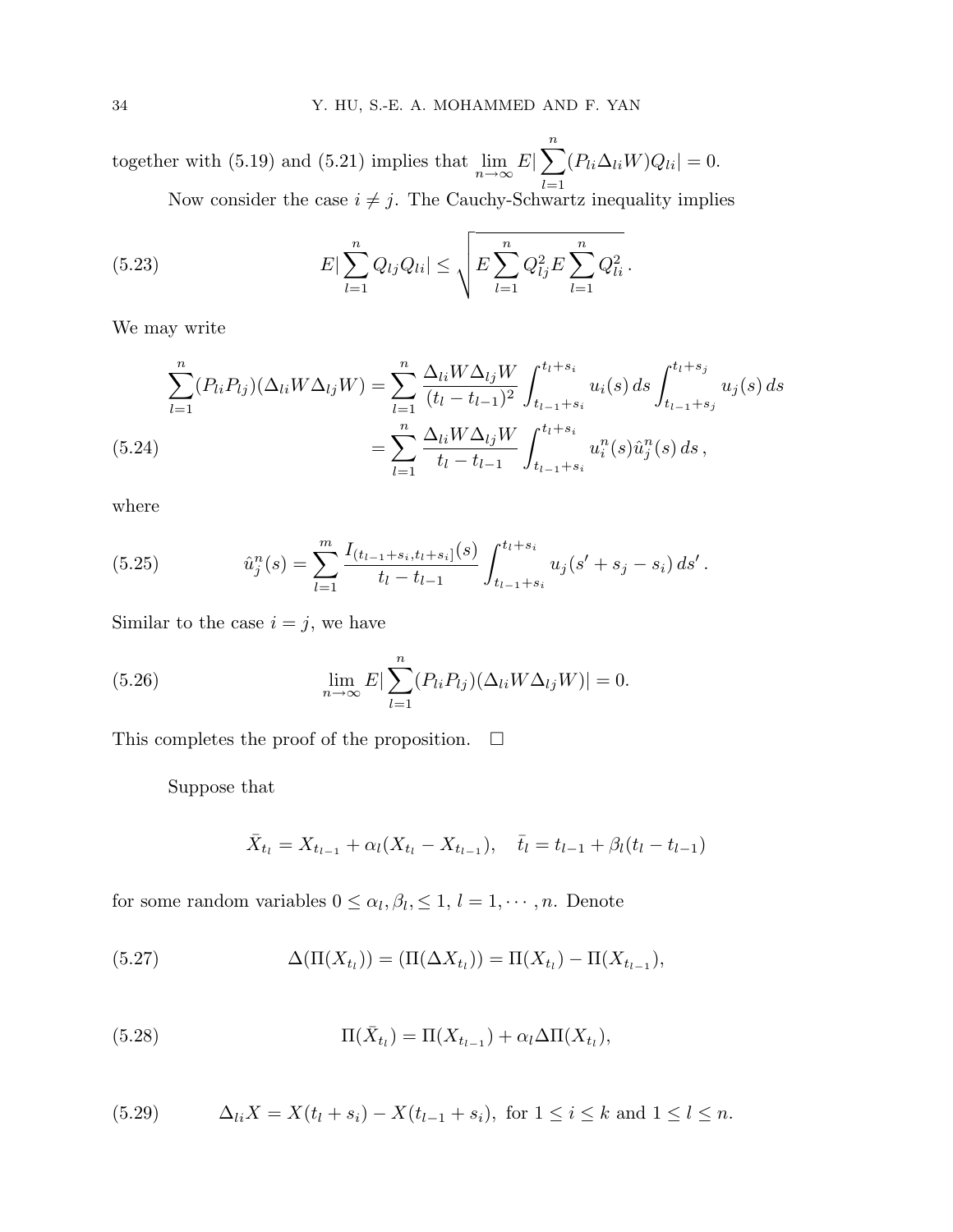together with (5.19) and (5.21) implies that $\lim_{n\to\infty} E|\sum_{l=1}^{n}(P_{li}\Delta_{li}W)Q_{li}| = 0.$

Now consider the case $i \neq j$. The Cauchy-Schwartz inequality implies

$$E|\sum_{l=1}^{n} Q_{lj}Q_{li}| \leq \sqrt{E\sum_{l=1}^{n} Q_{lj}^2 E\sum_{l=1}^{n} Q_{li}^2}\,. \tag{5.23}$$

We may write

$$\begin{aligned}
\sum_{l=1}^{n}(P_{li}P_{lj})(\Delta_{li}W\Delta_{lj}W) &= \sum_{l=1}^{n} \frac{\Delta_{li}W\Delta_{lj}W}{(t_l - t_{l-1})^2}\int_{t_{l-1}+s_i}^{t_l+s_i} u_i(s)\,ds \int_{t_{l-1}+s_j}^{t_l+s_j} u_j(s)\,ds \\
&= \sum_{l=1}^{n} \frac{\Delta_{li}W\Delta_{lj}W}{t_l - t_{l-1}}\int_{t_{l-1}+s_i}^{t_l+s_i} u_i^n(s)\hat{u}_j^n(s)\,ds\,,
\end{aligned} \tag{5.24}$$

where

$$\hat{u}_j^n(s) = \sum_{l=1}^{m} \frac{I_{(t_{l-1}+s_i, t_l+s_i]}(s)}{t_l - t_{l-1}} \int_{t_{l-1}+s_i}^{t_l+s_i} u_j(s'+s_j-s_i)\,ds'\,. \tag{5.25}$$

Similar to the case $i = j$, we have

$$\lim_{n\to\infty} E|\sum_{l=1}^{n}(P_{li}P_{lj})(\Delta_{li}W\Delta_{lj}W)| = 0. \tag{5.26}$$

This completes the proof of the proposition. $\square$

Suppose that

$$\bar{X}_{t_l} = X_{t_{l-1}} + \alpha_l(X_{t_l} - X_{t_{l-1}}), \quad \bar{t}_l = t_{l-1} + \beta_l(t_l - t_{l-1})$$

for some random variables $0 \leq \alpha_l, \beta_l, \leq 1$, $l = 1, \cdots, n$. Denote

$$\Delta(\Pi(X_{t_l})) = (\Pi(\Delta X_{t_l})) = \Pi(X_{t_l}) - \Pi(X_{t_{l-1}}), \tag{5.27}$$

$$\Pi(\bar{X}_{t_l}) = \Pi(X_{t_{l-1}}) + \alpha_l \Delta\Pi(X_{t_l}), \tag{5.28}$$

$$\Delta_{li}X = X(t_l + s_i) - X(t_{l-1} + s_i), \text{ for } 1 \leq i \leq k \text{ and } 1 \leq l \leq n. \tag{5.29}$$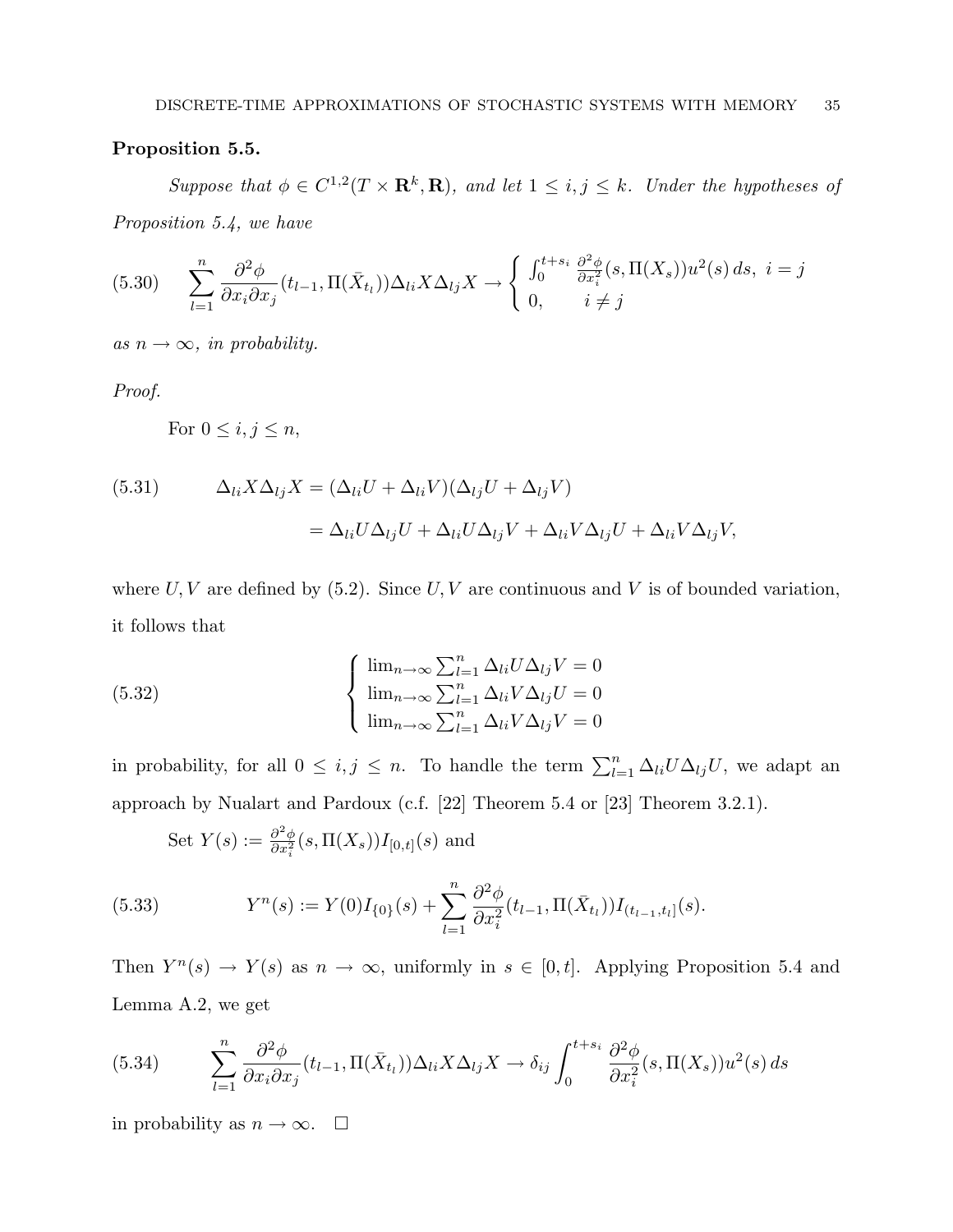**Proposition 5.5.**

*Suppose that $\phi \in C^{1,2}(T \times \mathbf{R}^k, \mathbf{R})$, and let $1 \le i, j \le k$. Under the hypotheses of Proposition 5.4, we have*

$$\sum_{l=1}^{n} \frac{\partial^2 \phi}{\partial x_i \partial x_j}(t_{l-1}, \Pi(\bar{X}_{t_l}))\Delta_{li} X \Delta_{lj} X \to \begin{cases} \int_0^{t+s_i} \frac{\partial^2 \phi}{\partial x_i^2}(s, \Pi(X_s))u^2(s)\, ds, & i = j \\ 0, & i \neq j \end{cases} \tag{5.30}$$

*as $n \to \infty$, in probability.*

*Proof.*

For $0 \le i, j \le n$,

$$\begin{aligned} \Delta_{li} X \Delta_{lj} X &= (\Delta_{li} U + \Delta_{li} V)(\Delta_{lj} U + \Delta_{lj} V) \\ &= \Delta_{li} U \Delta_{lj} U + \Delta_{li} U \Delta_{lj} V + \Delta_{li} V \Delta_{lj} U + \Delta_{li} V \Delta_{lj} V, \end{aligned} \tag{5.31}$$

where $U, V$ are defined by (5.2). Since $U, V$ are continuous and $V$ is of bounded variation, it follows that

$$\begin{cases} \lim_{n\to\infty} \sum_{l=1}^{n} \Delta_{li} U \Delta_{lj} V = 0 \\ \lim_{n\to\infty} \sum_{l=1}^{n} \Delta_{li} V \Delta_{lj} U = 0 \\ \lim_{n\to\infty} \sum_{l=1}^{n} \Delta_{li} V \Delta_{lj} V = 0 \end{cases} \tag{5.32}$$

in probability, for all $0 \le i, j \le n$. To handle the term $\sum_{l=1}^{n} \Delta_{li} U \Delta_{lj} U$, we adapt an approach by Nualart and Pardoux (c.f. [22] Theorem 5.4 or [23] Theorem 3.2.1).

Set $Y(s) := \frac{\partial^2 \phi}{\partial x_i^2}(s, \Pi(X_s)) I_{[0,t]}(s)$ and

$$Y^n(s) := Y(0) I_{\{0\}}(s) + \sum_{l=1}^{n} \frac{\partial^2 \phi}{\partial x_i^2}(t_{l-1}, \Pi(\bar{X}_{t_l})) I_{(t_{l-1}, t_l]}(s). \tag{5.33}$$

Then $Y^n(s) \to Y(s)$ as $n \to \infty$, uniformly in $s \in [0, t]$. Applying Proposition 5.4 and Lemma A.2, we get

$$\sum_{l=1}^{n} \frac{\partial^2 \phi}{\partial x_i \partial x_j}(t_{l-1}, \Pi(\bar{X}_{t_l}))\Delta_{li} X \Delta_{lj} X \to \delta_{ij} \int_0^{t+s_i} \frac{\partial^2 \phi}{\partial x_i^2}(s, \Pi(X_s)) u^2(s)\, ds \tag{5.34}$$

in probability as $n \to \infty$. $\square$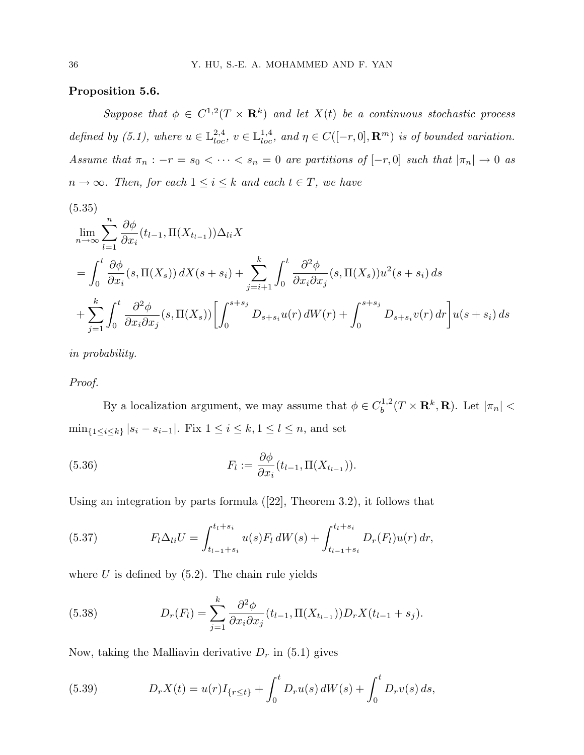**Proposition 5.6.**

*Suppose that $\phi \in C^{1,2}(T \times \mathbf{R}^k)$ and let $X(t)$ be a continuous stochastic process defined by (5.1), where $u \in \mathbb{L}^{2,4}_{loc}$, $v \in \mathbb{L}^{1,4}_{loc}$, and $\eta \in C([-r,0], \mathbf{R}^m)$ is of bounded variation. Assume that $\pi_n : -r = s_0 < \cdots < s_n = 0$ are partitions of $[-r,0]$ such that $|\pi_n| \to 0$ as $n \to \infty$. Then, for each $1 \le i \le k$ and each $t \in T$, we have*

(5.35)

$$
\begin{aligned}
&\lim_{n\to\infty} \sum_{l=1}^{n} \frac{\partial \phi}{\partial x_i}(t_{l-1}, \Pi(X_{t_{l-1}}))\Delta_{li} X \\
&= \int_0^t \frac{\partial \phi}{\partial x_i}(s, \Pi(X_s))\, dX(s+s_i) + \sum_{j=i+1}^{k} \int_0^t \frac{\partial^2 \phi}{\partial x_i \partial x_j}(s, \Pi(X_s)) u^2(s+s_i)\, ds \\
&+ \sum_{j=1}^{k} \int_0^t \frac{\partial^2 \phi}{\partial x_i \partial x_j}(s, \Pi(X_s)) \left[ \int_0^{s+s_j} D_{s+s_i} u(r)\, dW(r) + \int_0^{s+s_j} D_{s+s_i} v(r)\, dr \right] u(s+s_i)\, ds
\end{aligned}
$$

*in probability.*

*Proof.*

By a localization argument, we may assume that $\phi \in C_b^{1,2}(T \times \mathbf{R}^k, \mathbf{R})$. Let $|\pi_n| < \min_{\{1 \le i \le k\}} |s_i - s_{i-1}|$. Fix $1 \le i \le k, 1 \le l \le n$, and set

$$
F_l := \frac{\partial \phi}{\partial x_i}(t_{l-1}, \Pi(X_{t_{l-1}})). \tag{5.36}
$$

Using an integration by parts formula ([22], Theorem 3.2), it follows that

$$
F_l \Delta_{li} U = \int_{t_{l-1}+s_i}^{t_l+s_i} u(s) F_l\, dW(s) + \int_{t_{l-1}+s_i}^{t_l+s_i} D_r(F_l) u(r)\, dr, \tag{5.37}
$$

where $U$ is defined by (5.2). The chain rule yields

$$
D_r(F_l) = \sum_{j=1}^{k} \frac{\partial^2 \phi}{\partial x_i \partial x_j}(t_{l-1}, \Pi(X_{t_{l-1}})) D_r X(t_{l-1} + s_j). \tag{5.38}
$$

Now, taking the Malliavin derivative $D_r$ in (5.1) gives

$$
D_r X(t) = u(r) I_{\{r \le t\}} + \int_0^t D_r u(s)\, dW(s) + \int_0^t D_r v(s)\, ds, \tag{5.39}
$$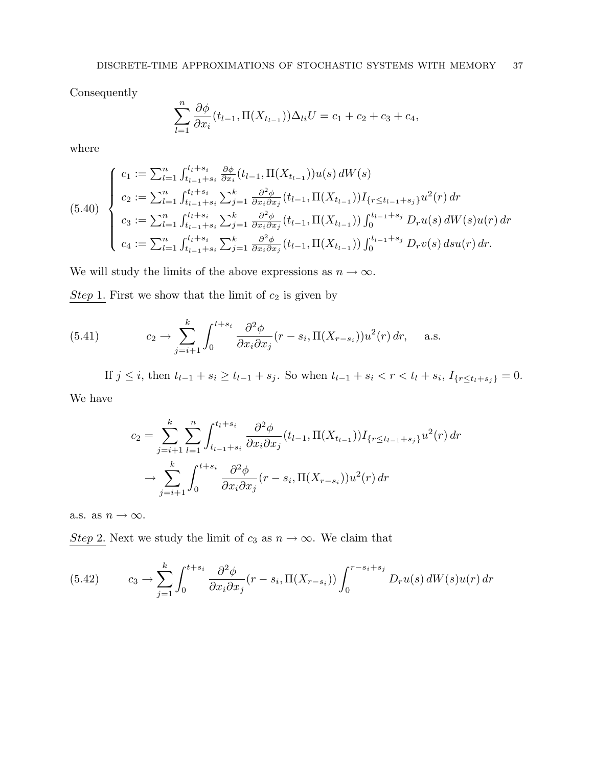Consequently

$$\sum_{l=1}^{n} \frac{\partial \phi}{\partial x_i}(t_{l-1}, \Pi(X_{t_{l-1}}))\Delta_{li} U = c_1 + c_2 + c_3 + c_4,$$

where

$$\text{(5.40)} \quad \begin{cases} c_1 := \sum_{l=1}^{n} \int_{t_{l-1}+s_i}^{t_l+s_i} \frac{\partial \phi}{\partial x_i}(t_{l-1}, \Pi(X_{t_{l-1}}))u(s)\, dW(s) \\ c_2 := \sum_{l=1}^{n} \int_{t_{l-1}+s_i}^{t_l+s_i} \sum_{j=1}^{k} \frac{\partial^2 \phi}{\partial x_i \partial x_j}(t_{l-1}, \Pi(X_{t_{l-1}}))I_{\{r \le t_{l-1}+s_j\}} u^2(r)\, dr \\ c_3 := \sum_{l=1}^{n} \int_{t_{l-1}+s_i}^{t_l+s_i} \sum_{j=1}^{k} \frac{\partial^2 \phi}{\partial x_i \partial x_j}(t_{l-1}, \Pi(X_{t_{l-1}})) \int_0^{t_{l-1}+s_j} D_r u(s)\, dW(s) u(r)\, dr \\ c_4 := \sum_{l=1}^{n} \int_{t_{l-1}+s_i}^{t_l+s_i} \sum_{j=1}^{k} \frac{\partial^2 \phi}{\partial x_i \partial x_j}(t_{l-1}, \Pi(X_{t_{l-1}})) \int_0^{t_{l-1}+s_j} D_r v(s)\, ds u(r)\, dr. \end{cases}$$

We will study the limits of the above expressions as $n \to \infty$.

*Step 1.* First we show that the limit of $c_2$ is given by

$$\text{(5.41)} \qquad c_2 \to \sum_{j=i+1}^{k} \int_0^{t+s_i} \frac{\partial^2 \phi}{\partial x_i \partial x_j}(r - s_i, \Pi(X_{r-s_i}))u^2(r)\, dr, \qquad \text{a.s.}$$

If $j \le i$, then $t_{l-1} + s_i \ge t_{l-1} + s_j$. So when $t_{l-1} + s_i < r < t_l + s_i$, $I_{\{r \le t_l + s_j\}} = 0$. We have

$$\begin{aligned} c_2 &= \sum_{j=i+1}^{k} \sum_{l=1}^{n} \int_{t_{l-1}+s_i}^{t_l+s_i} \frac{\partial^2 \phi}{\partial x_i \partial x_j}(t_{l-1}, \Pi(X_{t_{l-1}}))I_{\{r \le t_{l-1}+s_j\}} u^2(r)\, dr \\ &\to \sum_{j=i+1}^{k} \int_0^{t+s_i} \frac{\partial^2 \phi}{\partial x_i \partial x_j}(r - s_i, \Pi(X_{r-s_i}))u^2(r)\, dr \end{aligned}$$

a.s. as $n \to \infty$.

*Step 2.* Next we study the limit of $c_3$ as $n \to \infty$. We claim that

$$\text{(5.42)} \qquad c_3 \to \sum_{j=1}^{k} \int_0^{t+s_i} \frac{\partial^2 \phi}{\partial x_i \partial x_j}(r - s_i, \Pi(X_{r-s_i})) \int_0^{r-s_i+s_j} D_r u(s)\, dW(s) u(r)\, dr$$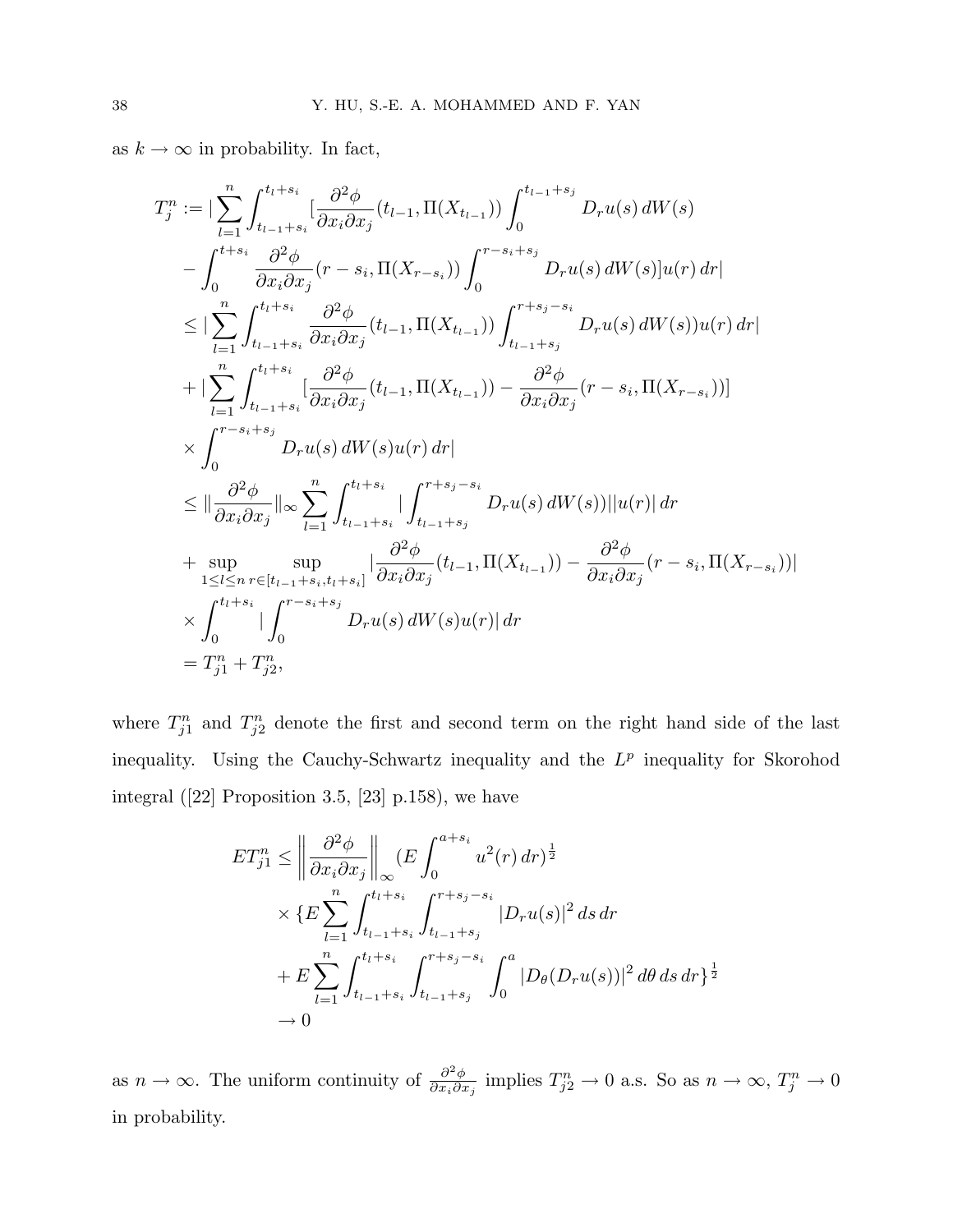as $k \to \infty$ in probability. In fact,

$$
\begin{aligned}
T_j^n &:= |\sum_{l=1}^n \int_{t_{l-1}+s_i}^{t_l+s_i} [\frac{\partial^2 \phi}{\partial x_i \partial x_j}(t_{l-1}, \Pi(X_{t_{l-1}})) \int_0^{t_{l-1}+s_j} D_r u(s)\, dW(s) \\
&\quad - \int_0^{t+s_i} \frac{\partial^2 \phi}{\partial x_i \partial x_j}(r - s_i, \Pi(X_{r-s_i})) \int_0^{r-s_i+s_j} D_r u(s)\, dW(s)] u(r)\, dr| \\
&\le |\sum_{l=1}^n \int_{t_{l-1}+s_i}^{t_l+s_i} \frac{\partial^2 \phi}{\partial x_i \partial x_j}(t_{l-1}, \Pi(X_{t_{l-1}})) \int_{t_{l-1}+s_j}^{r+s_j-s_i} D_r u(s)\, dW(s)) u(r)\, dr| \\
&\quad + |\sum_{l=1}^n \int_{t_{l-1}+s_i}^{t_l+s_i} [\frac{\partial^2 \phi}{\partial x_i \partial x_j}(t_{l-1}, \Pi(X_{t_{l-1}})) - \frac{\partial^2 \phi}{\partial x_i \partial x_j}(r - s_i, \Pi(X_{r-s_i}))] \\
&\quad \times \int_0^{r-s_i+s_j} D_r u(s)\, dW(s) u(r)\, dr| \\
&\le \|\frac{\partial^2 \phi}{\partial x_i \partial x_j}\|_\infty \sum_{l=1}^n \int_{t_{l-1}+s_i}^{t_l+s_i} |\int_{t_{l-1}+s_j}^{r+s_j-s_i} D_r u(s)\, dW(s))||u(r)|\, dr \\
&\quad + \sup_{1 \le l \le n} \sup_{r \in [t_{l-1}+s_i, t_l+s_i]} |\frac{\partial^2 \phi}{\partial x_i \partial x_j}(t_{l-1}, \Pi(X_{t_{l-1}})) - \frac{\partial^2 \phi}{\partial x_i \partial x_j}(r - s_i, \Pi(X_{r-s_i}))| \\
&\quad \times \int_0^{t_l+s_i} |\int_0^{r-s_i+s_j} D_r u(s)\, dW(s) u(r)|\, dr \\
&= T_{j1}^n + T_{j2}^n,
\end{aligned}
$$

where $T_{j1}^n$ and $T_{j2}^n$ denote the first and second term on the right hand side of the last inequality. Using the Cauchy-Schwartz inequality and the $L^p$ inequality for Skorohod integral ([22] Proposition 3.5, [23] p.158), we have

$$
\begin{aligned}
ET_{j1}^n &\le \left\| \frac{\partial^2 \phi}{\partial x_i \partial x_j} \right\|_\infty (E \int_0^{a+s_i} u^2(r)\, dr)^{\frac{1}{2}} \\
&\quad \times \{E \sum_{l=1}^n \int_{t_{l-1}+s_i}^{t_l+s_i} \int_{t_{l-1}+s_j}^{r+s_j-s_i} |D_r u(s)|^2\, ds\, dr \\
&\quad + E \sum_{l=1}^n \int_{t_{l-1}+s_i}^{t_l+s_i} \int_{t_{l-1}+s_j}^{r+s_j-s_i} \int_0^a |D_\theta(D_r u(s))|^2\, d\theta\, ds\, dr\}^{\frac{1}{2}} \\
&\to 0
\end{aligned}
$$

as $n \to \infty$. The uniform continuity of $\frac{\partial^2 \phi}{\partial x_i \partial x_j}$ implies $T_{j2}^n \to 0$ a.s. So as $n \to \infty$, $T_j^n \to 0$ in probability.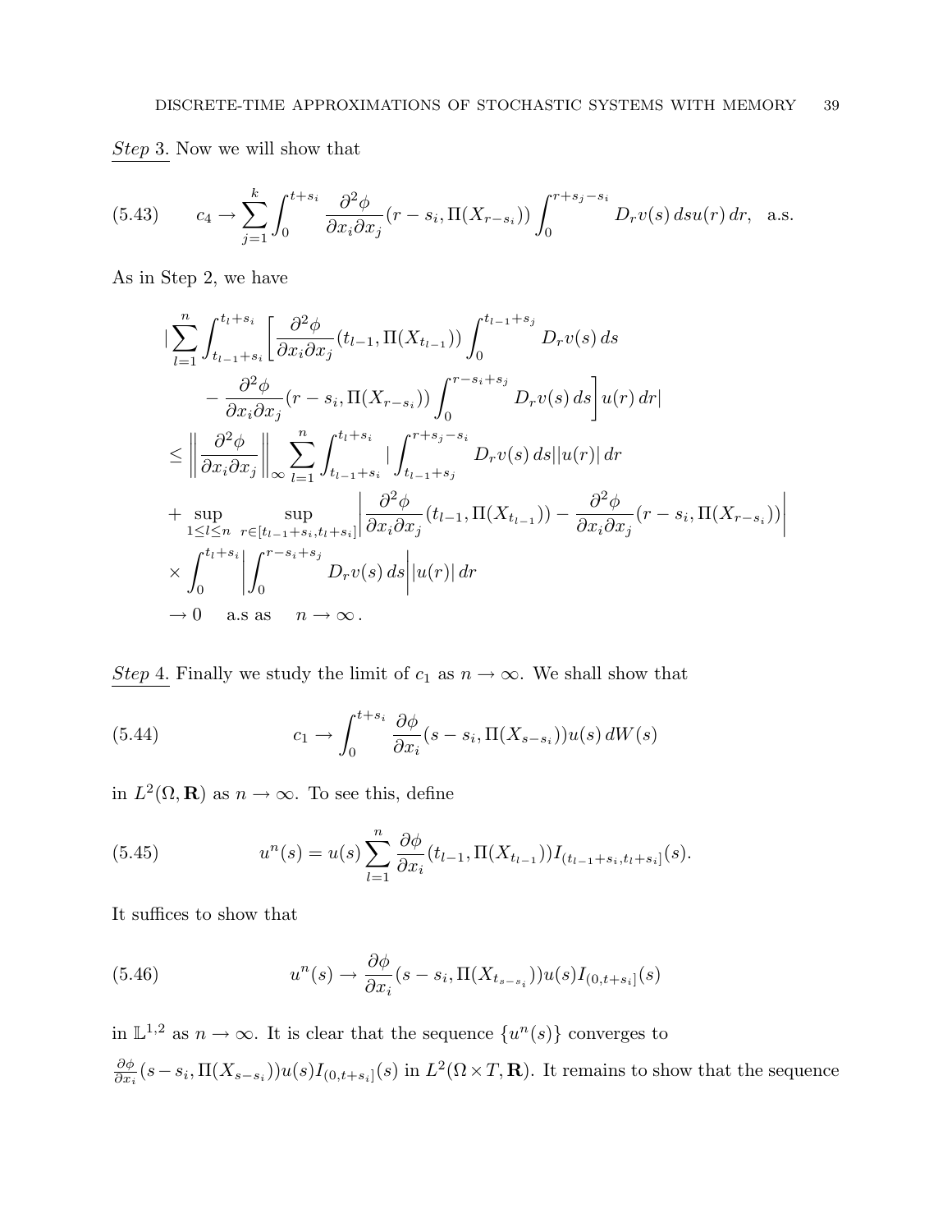*Step* 3. Now we will show that

$$c_4 \to \sum_{j=1}^{k} \int_0^{t+s_i} \frac{\partial^2 \phi}{\partial x_i \partial x_j}(r - s_i, \Pi(X_{r-s_i})) \int_0^{r+s_j-s_i} D_r v(s)\, ds u(r)\, dr, \quad \text{a.s.} \tag{5.43}$$

As in Step 2, we have

$$\begin{aligned}
&|\sum_{l=1}^{n} \int_{t_{l-1}+s_i}^{t_l+s_i} \Big[ \frac{\partial^2 \phi}{\partial x_i \partial x_j}(t_{l-1}, \Pi(X_{t_{l-1}})) \int_0^{t_{l-1}+s_j} D_r v(s)\, ds \\
&\qquad - \frac{\partial^2 \phi}{\partial x_i \partial x_j}(r - s_i, \Pi(X_{r-s_i})) \int_0^{r-s_i+s_j} D_r v(s)\, ds \Big] u(r)\, dr| \\
&\le \left\| \frac{\partial^2 \phi}{\partial x_i \partial x_j} \right\|_\infty \sum_{l=1}^{n} \int_{t_{l-1}+s_i}^{t_l+s_i} | \int_{t_{l-1}+s_j}^{r+s_j-s_i} D_r v(s)\, ds||u(r)|\, dr \\
&+ \sup_{1 \le l \le n} \sup_{r \in [t_{l-1}+s_i, t_l+s_i]} \left| \frac{\partial^2 \phi}{\partial x_i \partial x_j}(t_{l-1}, \Pi(X_{t_{l-1}})) - \frac{\partial^2 \phi}{\partial x_i \partial x_j}(r - s_i, \Pi(X_{r-s_i})) \right| \\
&\times \int_0^{t_l+s_i} \left| \int_0^{r-s_i+s_j} D_r v(s)\, ds \right| |u(r)|\, dr \\
&\to 0 \quad \text{a.s as} \quad n \to \infty\,.
\end{aligned}$$

*Step* 4. Finally we study the limit of $c_1$ as $n \to \infty$. We shall show that

$$c_1 \to \int_0^{t+s_i} \frac{\partial \phi}{\partial x_i}(s - s_i, \Pi(X_{s-s_i})) u(s)\, dW(s) \tag{5.44}$$

in $L^2(\Omega, \mathbf{R})$ as $n \to \infty$. To see this, define

$$u^n(s) = u(s) \sum_{l=1}^{n} \frac{\partial \phi}{\partial x_i}(t_{l-1}, \Pi(X_{t_{l-1}})) I_{(t_{l-1}+s_i, t_l+s_i]}(s). \tag{5.45}$$

It suffices to show that

$$u^n(s) \to \frac{\partial \phi}{\partial x_i}(s - s_i, \Pi(X_{t_{s-s_i}})) u(s) I_{(0,t+s_i]}(s) \tag{5.46}$$

in $\mathbb{L}^{1,2}$ as $n \to \infty$. It is clear that the sequence $\{u^n(s)\}$ converges to $\frac{\partial \phi}{\partial x_i}(s - s_i, \Pi(X_{s-s_i})) u(s) I_{(0,t+s_i]}(s)$ in $L^2(\Omega \times T, \mathbf{R})$. It remains to show that the sequence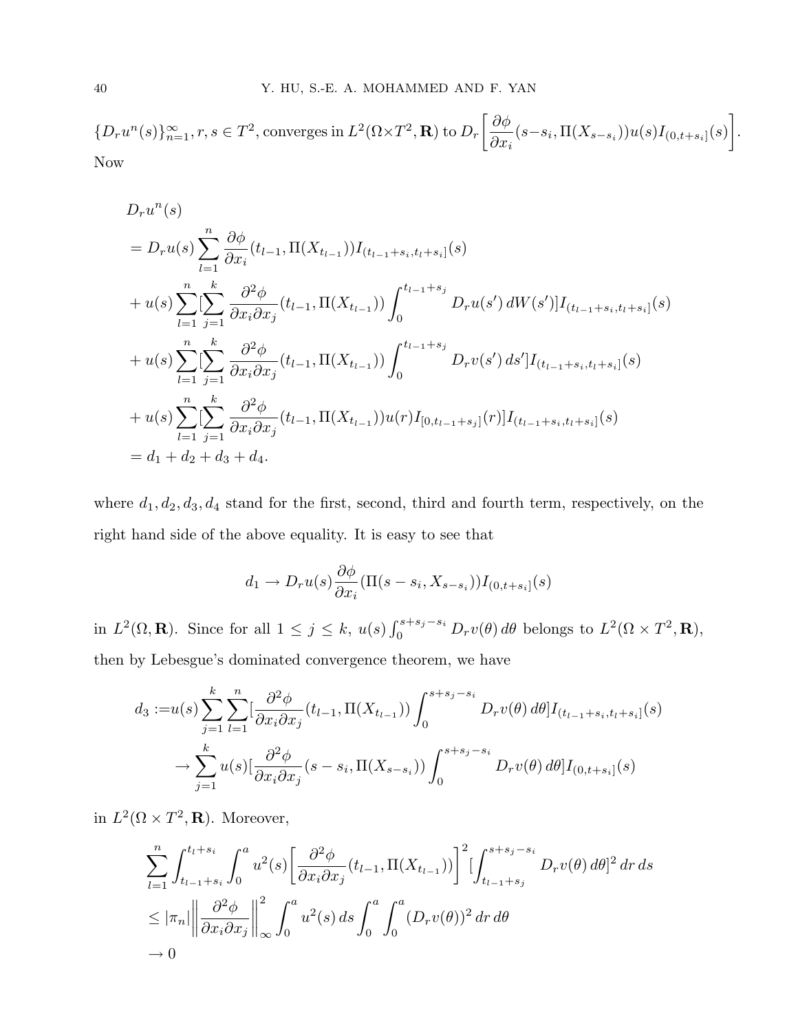$\{D_r u^n(s)\}_{n=1}^{\infty}, r, s \in T^2$, converges in $L^2(\Omega\times T^2, \mathbf{R})$ to $D_r\left[\dfrac{\partial\phi}{\partial x_i}(s-s_i, \Pi(X_{s-s_i}))u(s)I_{(0,t+s_i]}(s)\right]$. Now

$$
\begin{aligned}
&D_r u^n(s)\\
&= D_r u(s)\sum_{l=1}^{n}\frac{\partial\phi}{\partial x_i}(t_{l-1}, \Pi(X_{t_{l-1}}))I_{(t_{l-1}+s_i, t_l+s_i]}(s)\\
&+ u(s)\sum_{l=1}^{n}[\sum_{j=1}^{k}\frac{\partial^2\phi}{\partial x_i\partial x_j}(t_{l-1}, \Pi(X_{t_{l-1}}))\int_0^{t_{l-1}+s_j} D_r u(s')\, dW(s')]I_{(t_{l-1}+s_i, t_l+s_i]}(s)\\
&+ u(s)\sum_{l=1}^{n}[\sum_{j=1}^{k}\frac{\partial^2\phi}{\partial x_i\partial x_j}(t_{l-1}, \Pi(X_{t_{l-1}}))\int_0^{t_{l-1}+s_j} D_r v(s')\, ds']I_{(t_{l-1}+s_i, t_l+s_i]}(s)\\
&+ u(s)\sum_{l=1}^{n}[\sum_{j=1}^{k}\frac{\partial^2\phi}{\partial x_i\partial x_j}(t_{l-1}, \Pi(X_{t_{l-1}}))u(r)I_{[0,t_{l-1}+s_j]}(r)]I_{(t_{l-1}+s_i, t_l+s_i]}(s)\\
&= d_1 + d_2 + d_3 + d_4.
\end{aligned}
$$

where $d_1, d_2, d_3, d_4$ stand for the first, second, third and fourth term, respectively, on the right hand side of the above equality. It is easy to see that

$$
d_1 \to D_r u(s)\frac{\partial\phi}{\partial x_i}(\Pi(s-s_i, X_{s-s_i}))I_{(0,t+s_i]}(s)
$$

in $L^2(\Omega, \mathbf{R})$. Since for all $1 \le j \le k$, $u(s)\int_0^{s+s_j-s_i} D_r v(\theta)\, d\theta$ belongs to $L^2(\Omega\times T^2, \mathbf{R})$, then by Lebesgue's dominated convergence theorem, we have

$$
\begin{aligned}
d_3 :=& u(s)\sum_{j=1}^{k}\sum_{l=1}^{n}[\frac{\partial^2\phi}{\partial x_i\partial x_j}(t_{l-1}, \Pi(X_{t_{l-1}}))\int_0^{s+s_j-s_i} D_r v(\theta)\, d\theta]I_{(t_{l-1}+s_i, t_l+s_i]}(s)\\
&\to \sum_{j=1}^{k} u(s)[\frac{\partial^2\phi}{\partial x_i\partial x_j}(s-s_i, \Pi(X_{s-s_i}))\int_0^{s+s_j-s_i} D_r v(\theta)\, d\theta]I_{(0,t+s_i]}(s)
\end{aligned}
$$

in $L^2(\Omega\times T^2, \mathbf{R})$. Moreover,

$$
\begin{aligned}
&\sum_{l=1}^{n}\int_{t_{l-1}+s_i}^{t_l+s_i}\int_0^a u^2(s)\left[\frac{\partial^2\phi}{\partial x_i\partial x_j}(t_{l-1}, \Pi(X_{t_{l-1}}))\right]^2[\int_{t_{l-1}+s_j}^{s+s_j-s_i} D_r v(\theta)\, d\theta]^2\, dr\, ds\\
&\le |\pi_n|\left\|\frac{\partial^2\phi}{\partial x_i\partial x_j}\right\|_\infty^2\int_0^a u^2(s)\, ds\int_0^a\int_0^a (D_r v(\theta))^2\, dr\, d\theta\\
&\to 0
\end{aligned}
$$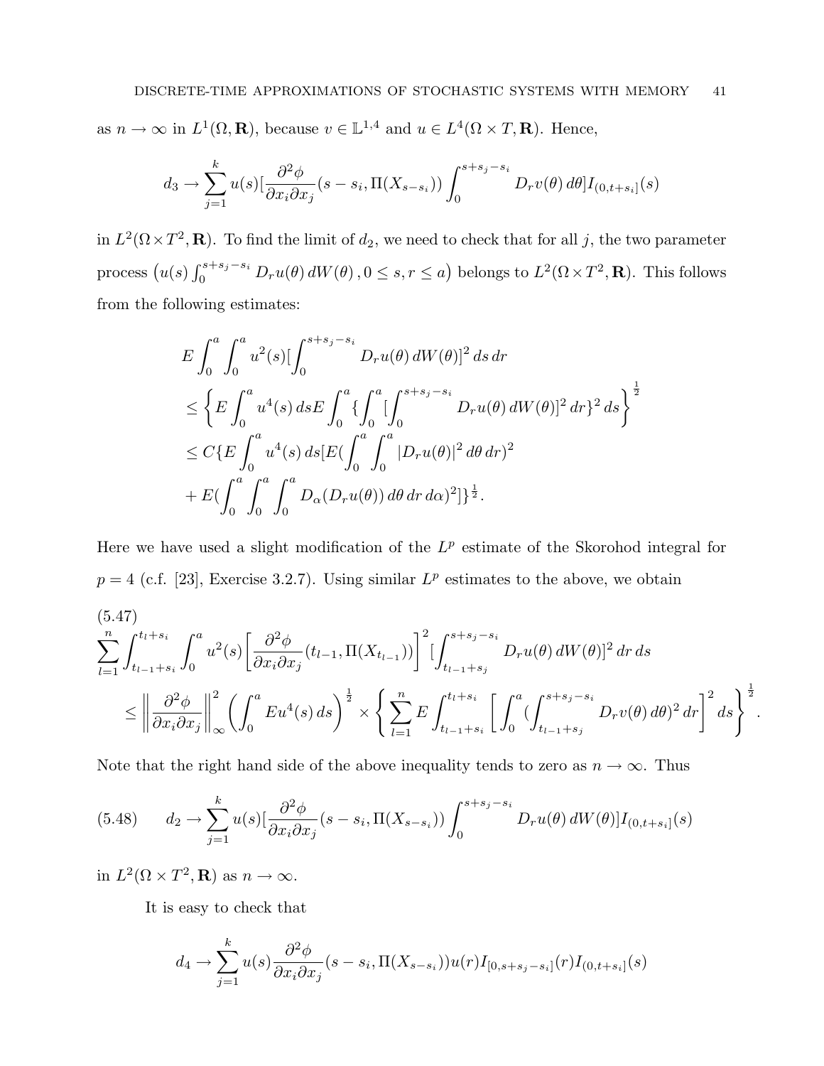as $n \to \infty$ in $L^1(\Omega, \mathbf{R})$, because $v \in \mathbb{L}^{1,4}$ and $u \in L^4(\Omega \times T, \mathbf{R})$. Hence,

$$d_3 \to \sum_{j=1}^{k} u(s)[\frac{\partial^2 \phi}{\partial x_i \partial x_j}(s - s_i, \Pi(X_{s-s_i})) \int_0^{s+s_j-s_i} D_r v(\theta)\, d\theta] I_{(0,t+s_i]}(s)$$

in $L^2(\Omega \times T^2, \mathbf{R})$. To find the limit of $d_2$, we need to check that for all $j$, the two parameter process $\big(u(s) \int_0^{s+s_j-s_i} D_r u(\theta)\, dW(\theta)\, , 0 \le s, r \le a\big)$ belongs to $L^2(\Omega \times T^2, \mathbf{R})$. This follows from the following estimates:

$$\begin{aligned}
&E \int_0^a \int_0^a u^2(s) [\int_0^{s+s_j-s_i} D_r u(\theta)\, dW(\theta)]^2\, ds\, dr \\
&\le \left\{ E \int_0^a u^4(s)\, ds E \int_0^a \{ \int_0^a [\int_0^{s+s_j-s_i} D_r u(\theta)\, dW(\theta)]^2\, dr\}^2\, ds \right\}^{\frac{1}{2}} \\
&\le C \{ E \int_0^a u^4(s)\, ds [E(\int_0^a \int_0^a |D_r u(\theta)|^2\, d\theta\, dr)^2 \\
&+ E(\int_0^a \int_0^a \int_0^a D_\alpha (D_r u(\theta))\, d\theta\, dr\, d\alpha)^2]\}^{\frac{1}{2}}.
\end{aligned}$$

Here we have used a slight modification of the $L^p$ estimate of the Skorohod integral for $p = 4$ (c.f. [23], Exercise 3.2.7). Using similar $L^p$ estimates to the above, we obtain

(5.47)

$$\begin{aligned}
&\sum_{l=1}^{n} \int_{t_{l-1}+s_i}^{t_l+s_i} \int_0^a u^2(s) \left[ \frac{\partial^2 \phi}{\partial x_i \partial x_j}(t_{l-1}, \Pi(X_{t_{l-1}})) \right]^2 [\int_{t_{l-1}+s_j}^{s+s_j-s_i} D_r u(\theta)\, dW(\theta)]^2\, dr\, ds \\
&\quad \le \left\| \frac{\partial^2 \phi}{\partial x_i \partial x_j} \right\|_\infty^2 \left( \int_0^a E u^4(s)\, ds \right)^{\frac{1}{2}} \times \left\{ \sum_{l=1}^{n} E \int_{t_{l-1}+s_i}^{t_l+s_i} \left[ \int_0^a (\int_{t_{l-1}+s_j}^{s+s_j-s_i} D_r v(\theta)\, d\theta)^2\, dr \right]^2 ds \right\}^{\frac{1}{2}}.
\end{aligned}$$

Note that the right hand side of the above inequality tends to zero as $n \to \infty$. Thus

$$d_2 \to \sum_{j=1}^{k} u(s)[\frac{\partial^2 \phi}{\partial x_i \partial x_j}(s - s_i, \Pi(X_{s-s_i})) \int_0^{s+s_j-s_i} D_r u(\theta)\, dW(\theta)] I_{(0,t+s_i]}(s) \tag{5.48}$$

in $L^2(\Omega \times T^2, \mathbf{R})$ as $n \to \infty$.

It is easy to check that

$$d_4 \to \sum_{j=1}^{k} u(s) \frac{\partial^2 \phi}{\partial x_i \partial x_j}(s - s_i, \Pi(X_{s-s_i})) u(r) I_{[0,s+s_j-s_i]}(r) I_{(0,t+s_i]}(s)$$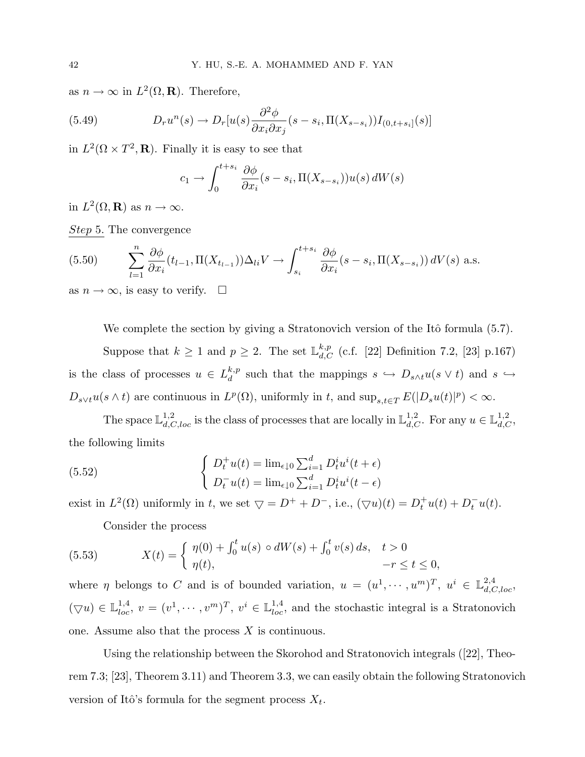as $n \to \infty$ in $L^2(\Omega, \mathbf{R})$. Therefore,

$$D_r u^n(s) \to D_r[u(s)\frac{\partial^2 \phi}{\partial x_i \partial x_j}(s - s_i, \Pi(X_{s-s_i}))I_{(0,t+s_i]}(s)] \tag{5.49}$$

in $L^2(\Omega \times T^2, \mathbf{R})$. Finally it is easy to see that

$$c_1 \to \int_0^{t+s_i} \frac{\partial \phi}{\partial x_i}(s - s_i, \Pi(X_{s-s_i}))u(s)\, dW(s)$$

in $L^2(\Omega, \mathbf{R})$ as $n \to \infty$.

*Step* 5. The convergence

$$\sum_{l=1}^{n} \frac{\partial \phi}{\partial x_i}(t_{l-1}, \Pi(X_{t_{l-1}}))\Delta_{li} V \to \int_{s_i}^{t+s_i} \frac{\partial \phi}{\partial x_i}(s - s_i, \Pi(X_{s-s_i}))\, dV(s) \text{ a.s.} \tag{5.50}$$

as $n \to \infty$, is easy to verify. $\square$

We complete the section by giving a Stratonovich version of the Itô formula (5.7).

Suppose that $k \geq 1$ and $p \geq 2$. The set $\mathbb{L}_{d,C}^{k,p}$ (c.f. [22] Definition 7.2, [23] p.167) is the class of processes $u \in L_d^{k,p}$ such that the mappings $s \hookrightarrow D_{s\wedge t}u(s \vee t)$ and $s \hookrightarrow D_{s\vee t}u(s \wedge t)$ are continuous in $L^p(\Omega)$, uniformly in $t$, and $\sup_{s,t\in T} E(|D_s u(t)|^p) < \infty$.

The space $\mathbb{L}_{d,C,loc}^{1,2}$ is the class of processes that are locally in $\mathbb{L}_{d,C}^{1,2}$. For any $u \in \mathbb{L}_{d,C}^{1,2}$, the following limits

$$\begin{cases} D_t^+ u(t) = \lim_{\epsilon \downarrow 0} \sum_{i=1}^{d} D_t^i u^i(t + \epsilon) \\ D_t^- u(t) = \lim_{\epsilon \downarrow 0} \sum_{i=1}^{d} D_t^i u^i(t - \epsilon) \end{cases} \tag{5.52}$$

exist in $L^2(\Omega)$ uniformly in $t$, we set $\triangledown = D^+ + D^-$, i.e., $(\triangledown u)(t) = D_t^+ u(t) + D_t^- u(t)$.

Consider the process

$$X(t) = \begin{cases} \eta(0) + \int_0^t u(s) \circ dW(s) + \int_0^t v(s)\, ds, & t > 0 \\ \eta(t), & -r \leq t \leq 0, \end{cases} \tag{5.53}$$

where $\eta$ belongs to $C$ and is of bounded variation, $u = (u^1, \cdots, u^m)^T$, $u^i \in \mathbb{L}_{d,C,loc}^{2,4}$, $(\triangledown u) \in \mathbb{L}_{loc}^{1,4}$, $v = (v^1, \cdots, v^m)^T$, $v^i \in \mathbb{L}_{loc}^{1,4}$, and the stochastic integral is a Stratonovich one. Assume also that the process $X$ is continuous.

Using the relationship between the Skorohod and Stratonovich integrals ([22], Theorem 7.3; [23], Theorem 3.11) and Theorem 3.3, we can easily obtain the following Stratonovich version of Itô's formula for the segment process $X_t$.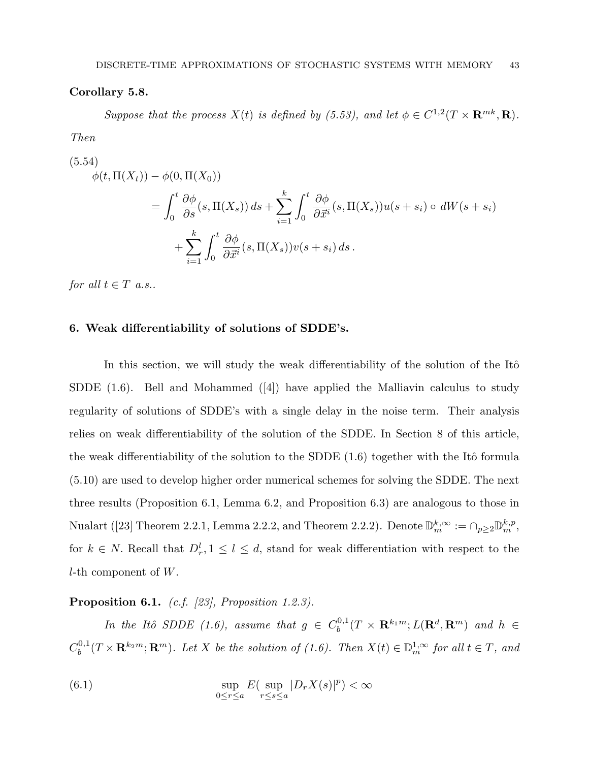**Corollary 5.8.**

*Suppose that the process $X(t)$ is defined by (5.53), and let $\phi \in C^{1,2}(T \times \mathbf{R}^{mk}, \mathbf{R})$. Then*

(5.54)

$$
\begin{aligned}
&\phi(t, \Pi(X_t)) - \phi(0, \Pi(X_0)) \\
&\qquad = \int_0^t \frac{\partial \phi}{\partial s}(s, \Pi(X_s))\, ds + \sum_{i=1}^k \int_0^t \frac{\partial \phi}{\partial \vec{x}^i}(s, \Pi(X_s)) u(s+s_i) \circ dW(s+s_i) \\
&\qquad\quad + \sum_{i=1}^k \int_0^t \frac{\partial \phi}{\partial \vec{x}^i}(s, \Pi(X_s)) v(s+s_i)\, ds\,.
\end{aligned}
$$

*for all $t \in T$ a.s..*

## 6. Weak differentiability of solutions of SDDE's.

In this section, we will study the weak differentiability of the solution of the Itô SDDE (1.6). Bell and Mohammed ([4]) have applied the Malliavin calculus to study regularity of solutions of SDDE's with a single delay in the noise term. Their analysis relies on weak differentiability of the solution of the SDDE. In Section 8 of this article, the weak differentiability of the solution to the SDDE (1.6) together with the Itô formula (5.10) are used to develop higher order numerical schemes for solving the SDDE. The next three results (Proposition 6.1, Lemma 6.2, and Proposition 6.3) are analogous to those in Nualart ([23] Theorem 2.2.1, Lemma 2.2.2, and Theorem 2.2.2). Denote $\mathbb{D}_m^{k,\infty} := \cap_{p \geq 2} \mathbb{D}_m^{k,p}$, for $k \in N$. Recall that $D_r^l, 1 \leq l \leq d$, stand for weak differentiation with respect to the $l$-th component of $W$.

**Proposition 6.1.** *(c.f. [23], Proposition 1.2.3).*

*In the Itô SDDE (1.6), assume that $g \in C_b^{0,1}(T \times \mathbf{R}^{k_1 m}; L(\mathbf{R}^d, \mathbf{R}^m)$ and $h \in C_b^{0,1}(T \times \mathbf{R}^{k_2 m}; \mathbf{R}^m)$. Let $X$ be the solution of (1.6). Then $X(t) \in \mathbb{D}_m^{1,\infty}$ for all $t \in T$, and*

$$
\sup_{0 \leq r \leq a} E(\sup_{r \leq s \leq a} |D_r X(s)|^p) < \infty \tag{6.1}
$$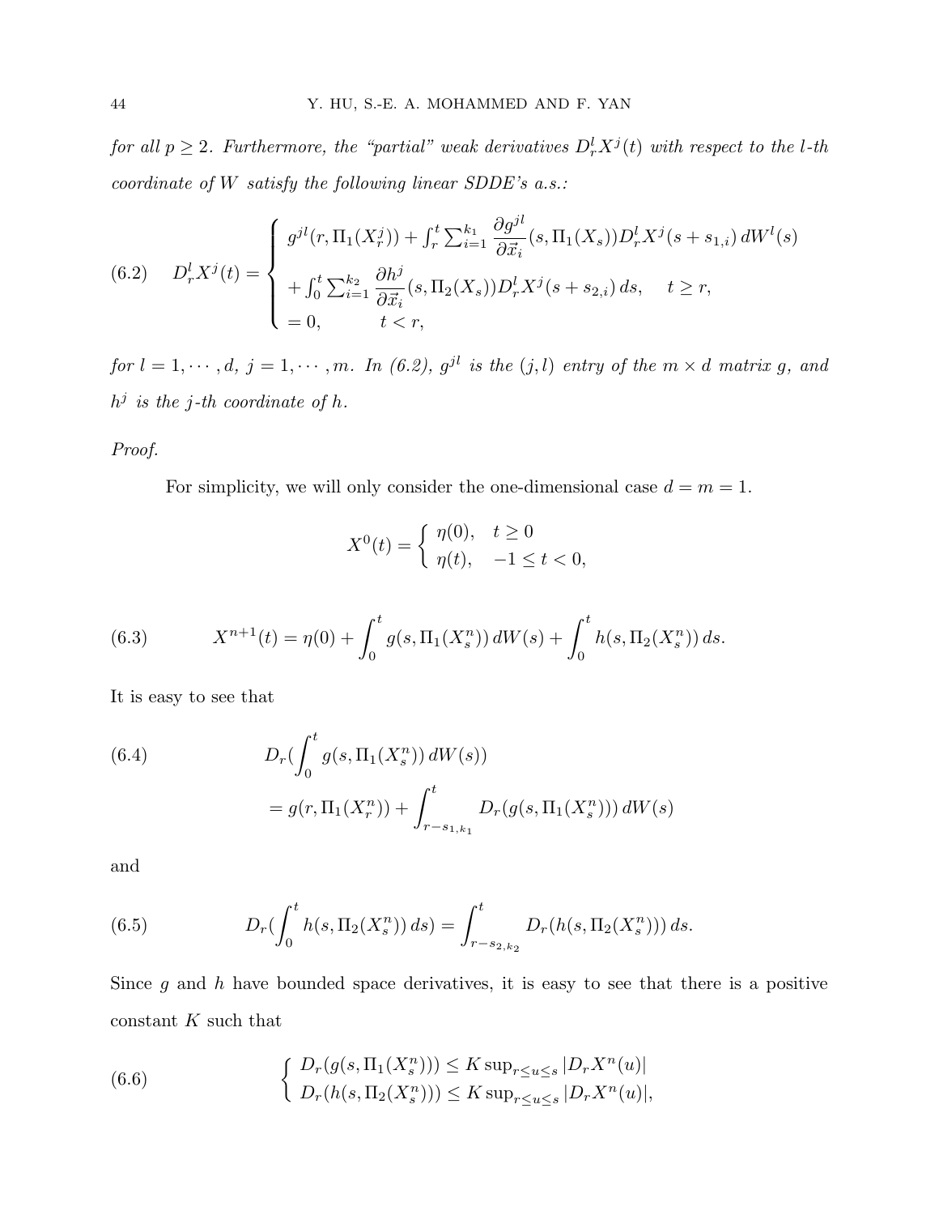*for all $p \geq 2$. Furthermore, the "partial" weak derivatives $D_r^l X^j(t)$ with respect to the $l$-th coordinate of $W$ satisfy the following linear SDDE's a.s.:*

$$
(6.2) \qquad D_r^l X^j(t) = \begin{cases} g^{jl}(r, \Pi_1(X_r^j)) + \int_r^t \sum_{i=1}^{k_1} \dfrac{\partial g^{jl}}{\partial \vec{x}_i}(s, \Pi_1(X_s)) D_r^l X^j(s + s_{1,i})\, dW^l(s) \\ + \int_0^t \sum_{i=1}^{k_2} \dfrac{\partial h^j}{\partial \vec{x}_i}(s, \Pi_2(X_s)) D_r^l X^j(s + s_{2,i})\, ds, \quad t \geq r, \\ = 0, \qquad t < r, \end{cases}
$$

*for $l = 1, \cdots, d$, $j = 1, \cdots, m$. In (6.2), $g^{jl}$ is the $(j,l)$ entry of the $m \times d$ matrix $g$, and $h^j$ is the $j$-th coordinate of $h$.*

*Proof.*

For simplicity, we will only consider the one-dimensional case $d = m = 1$.

$$
X^0(t) = \begin{cases} \eta(0), & t \geq 0 \\ \eta(t), & -1 \leq t < 0, \end{cases}
$$

$$
(6.3) \qquad X^{n+1}(t) = \eta(0) + \int_0^t g(s, \Pi_1(X_s^n))\, dW(s) + \int_0^t h(s, \Pi_2(X_s^n))\, ds.
$$

It is easy to see that

$$
(6.4) \qquad \begin{aligned} & D_r\Big(\int_0^t g(s, \Pi_1(X_s^n))\, dW(s)\Big) \\ & = g(r, \Pi_1(X_r^n)) + \int_{r - s_{1,k_1}}^t D_r(g(s, \Pi_1(X_s^n)))\, dW(s) \end{aligned}
$$

and

$$
(6.5) \qquad D_r\Big(\int_0^t h(s, \Pi_2(X_s^n))\, ds\Big) = \int_{r - s_{2,k_2}}^t D_r(h(s, \Pi_2(X_s^n)))\, ds.
$$

Since $g$ and $h$ have bounded space derivatives, it is easy to see that there is a positive constant $K$ such that

$$
(6.6) \qquad \begin{cases} D_r(g(s, \Pi_1(X_s^n))) \leq K \sup_{r \leq u \leq s} |D_r X^n(u)| \\ D_r(h(s, \Pi_2(X_s^n))) \leq K \sup_{r \leq u \leq s} |D_r X^n(u)|, \end{cases}
$$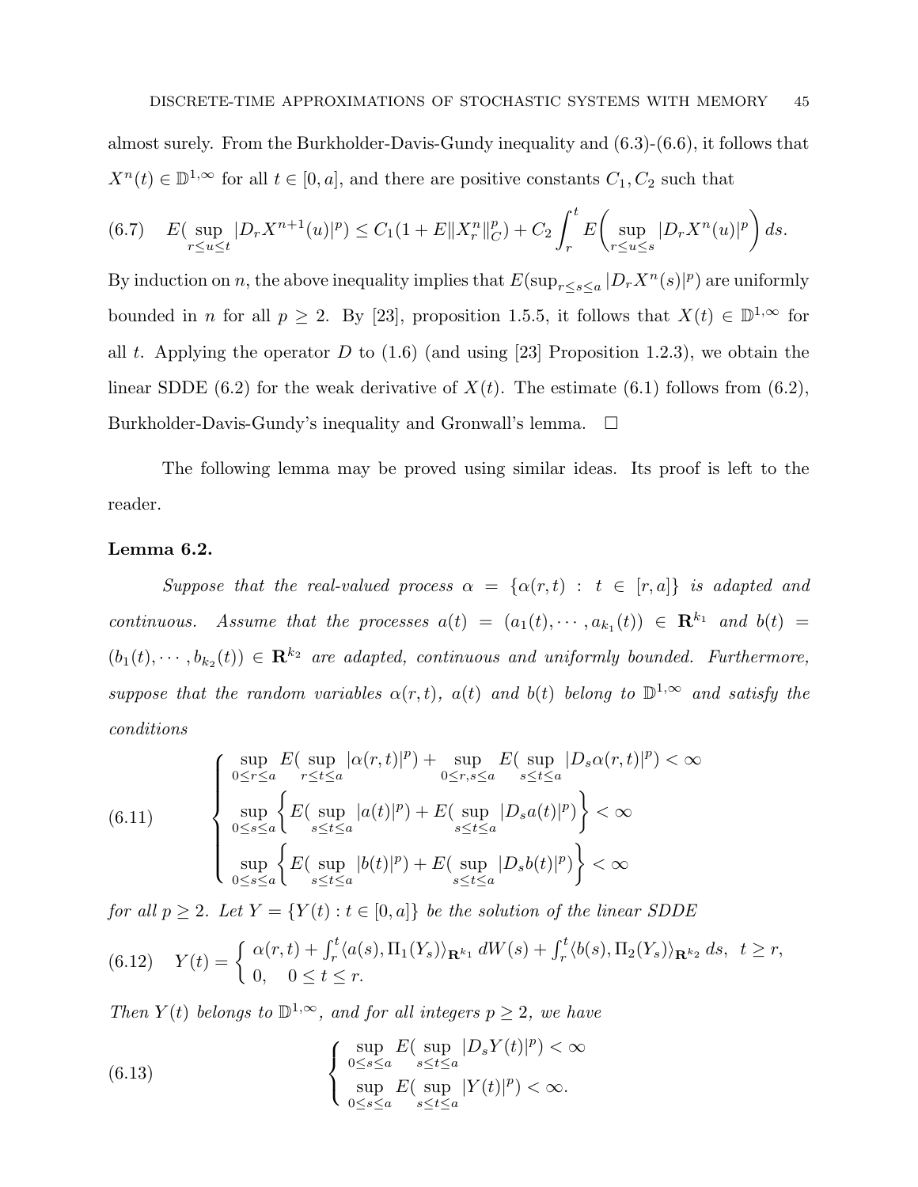almost surely. From the Burkholder-Davis-Gundy inequality and (6.3)-(6.6), it follows that $X^n(t) \in \mathbb{D}^{1,\infty}$ for all $t \in [0,a]$, and there are positive constants $C_1, C_2$ such that

$$
(6.7) \quad E(\sup_{r \le u \le t} |D_r X^{n+1}(u)|^p) \le C_1(1 + E\|X_r^n\|_C^p) + C_2 \int_r^t E\bigg(\sup_{r \le u \le s} |D_r X^n(u)|^p\bigg)\, ds.
$$

By induction on $n$, the above inequality implies that $E(\sup_{r \le s \le a} |D_r X^n(s)|^p)$ are uniformly bounded in $n$ for all $p \ge 2$. By [23], proposition 1.5.5, it follows that $X(t) \in \mathbb{D}^{1,\infty}$ for all $t$. Applying the operator $D$ to (1.6) (and using [23] Proposition 1.2.3), we obtain the linear SDDE (6.2) for the weak derivative of $X(t)$. The estimate (6.1) follows from (6.2), Burkholder-Davis-Gundy's inequality and Gronwall's lemma. $\square$

The following lemma may be proved using similar ideas. Its proof is left to the reader.

**Lemma 6.2.**

*Suppose that the real-valued process $\alpha = \{\alpha(r,t) : t \in [r,a]\}$ is adapted and continuous. Assume that the processes $a(t) = (a_1(t), \cdots, a_{k_1}(t)) \in \mathbf{R}^{k_1}$ and $b(t) = (b_1(t), \cdots, b_{k_2}(t)) \in \mathbf{R}^{k_2}$ are adapted, continuous and uniformly bounded. Furthermore, suppose that the random variables $\alpha(r,t)$, $a(t)$ and $b(t)$ belong to $\mathbb{D}^{1,\infty}$ and satisfy the conditions*

$$
(6.11) \qquad \left\{
\begin{array}{l}
\sup\limits_{0 \le r \le a} E(\sup\limits_{r \le t \le a} |\alpha(r,t)|^p) + \sup\limits_{0 \le r, s \le a} E(\sup\limits_{s \le t \le a} |D_s \alpha(r,t)|^p) < \infty \\[2ex]
\sup\limits_{0 \le s \le a} \left\{ E(\sup\limits_{s \le t \le a} |a(t)|^p) + E(\sup\limits_{s \le t \le a} |D_s a(t)|^p) \right\} < \infty \\[2ex]
\sup\limits_{0 \le s \le a} \left\{ E(\sup\limits_{s \le t \le a} |b(t)|^p) + E(\sup\limits_{s \le t \le a} |D_s b(t)|^p) \right\} < \infty
\end{array}
\right.
$$

*for all $p \ge 2$. Let $Y = \{Y(t) : t \in [0,a]\}$ be the solution of the linear SDDE*

$$
(6.12) \quad Y(t) = \left\{
\begin{array}{l}
\alpha(r,t) + \int_r^t \langle a(s), \Pi_1(Y_s)\rangle_{\mathbf{R}^{k_1}}\, dW(s) + \int_r^t \langle b(s), \Pi_2(Y_s)\rangle_{\mathbf{R}^{k_2}}\, ds, \;\; t \ge r, \\
0, \quad 0 \le t \le r.
\end{array}
\right.
$$

*Then $Y(t)$ belongs to $\mathbb{D}^{1,\infty}$, and for all integers $p \ge 2$, we have*

$$
(6.13) \qquad \left\{
\begin{array}{l}
\sup\limits_{0 \le s \le a} E(\sup\limits_{s \le t \le a} |D_s Y(t)|^p) < \infty \\[2ex]
\sup\limits_{0 \le s \le a} E(\sup\limits_{s \le t \le a} |Y(t)|^p) < \infty.
\end{array}
\right.
$$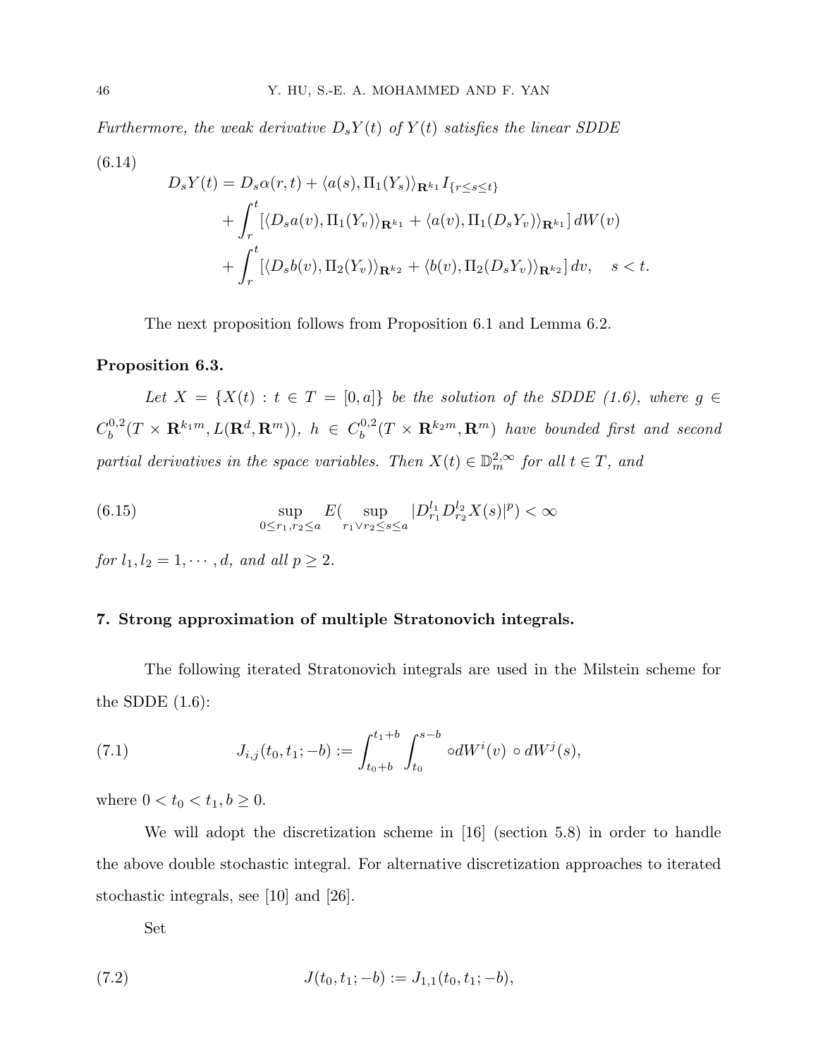*Furthermore, the weak derivative $D_s Y(t)$ of $Y(t)$ satisfies the linear SDDE*

$$
\begin{aligned}
D_s Y(t) &= D_s \alpha(r,t) + \langle a(s), \Pi_1(Y_s)\rangle_{\mathbf{R}^{k_1}} I_{\{r \le s \le t\}} \\
&\quad + \int_r^t [\langle D_s a(v), \Pi_1(Y_v)\rangle_{\mathbf{R}^{k_1}} + \langle a(v), \Pi_1(D_s Y_v)\rangle_{\mathbf{R}^{k_1}}]\, dW(v) \\
&\quad + \int_r^t [\langle D_s b(v), \Pi_2(Y_v)\rangle_{\mathbf{R}^{k_2}} + \langle b(v), \Pi_2(D_s Y_v)\rangle_{\mathbf{R}^{k_2}}]\, dv, \quad s < t.
\end{aligned}
\tag{6.14}
$$

The next proposition follows from Proposition 6.1 and Lemma 6.2.

**Proposition 6.3.**

*Let $X = \{X(t) : t \in T = [0,a]\}$ be the solution of the SDDE (1.6), where $g \in C_b^{0,2}(T \times \mathbf{R}^{k_1 m}, L(\mathbf{R}^d, \mathbf{R}^m))$, $h \in C_b^{0,2}(T \times \mathbf{R}^{k_2 m}, \mathbf{R}^m)$ have bounded first and second partial derivatives in the space variables. Then $X(t) \in \mathbb{D}_m^{2,\infty}$ for all $t \in T$, and*

$$
\sup_{0 \le r_1, r_2 \le a} E\Big( \sup_{r_1 \vee r_2 \le s \le a} |D_{r_1}^{l_1} D_{r_2}^{l_2} X(s)|^p \Big) < \infty
\tag{6.15}
$$

*for $l_1, l_2 = 1, \cdots, d$, and all $p \ge 2$.*

## 7. Strong approximation of multiple Stratonovich integrals.

The following iterated Stratonovich integrals are used in the Milstein scheme for the SDDE (1.6):

$$
J_{i,j}(t_0, t_1; -b) := \int_{t_0+b}^{t_1+b} \int_{t_0}^{s-b} \circ dW^i(v) \circ dW^j(s),
\tag{7.1}
$$

where $0 < t_0 < t_1, b \ge 0$.

We will adopt the discretization scheme in [16] (section 5.8) in order to handle the above double stochastic integral. For alternative discretization approaches to iterated stochastic integrals, see [10] and [26].

Set

$$
J(t_0, t_1; -b) := J_{1,1}(t_0, t_1; -b),
\tag{7.2}
$$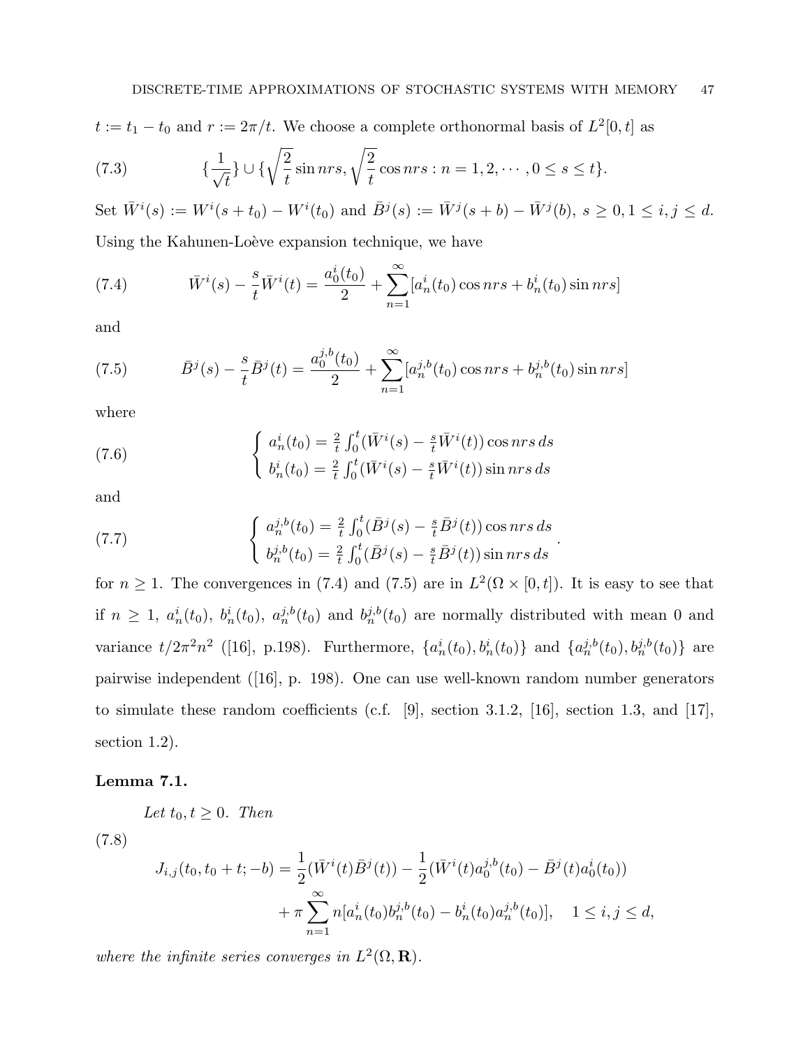$t := t_1 - t_0$ and $r := 2\pi/t$. We choose a complete orthonormal basis of $L^2[0,t]$ as

$$\{\frac{1}{\sqrt{t}}\} \cup \{\sqrt{\frac{2}{t}} \sin nrs, \sqrt{\frac{2}{t}} \cos nrs : n = 1, 2, \cdots, 0 \le s \le t\}. \tag{7.3}$$

Set $\bar{W}^i(s) := W^i(s + t_0) - W^i(t_0)$ and $\bar{B}^j(s) := \bar{W}^j(s + b) - \bar{W}^j(b),\ s \ge 0, 1 \le i, j \le d$. Using the Kahunen-Loève expansion technique, we have

$$\bar{W}^i(s) - \frac{s}{t}\bar{W}^i(t) = \frac{a_0^i(t_0)}{2} + \sum_{n=1}^{\infty}[a_n^i(t_0)\cos nrs + b_n^i(t_0)\sin nrs] \tag{7.4}$$

and

$$\bar{B}^j(s) - \frac{s}{t}\bar{B}^j(t) = \frac{a_0^{j,b}(t_0)}{2} + \sum_{n=1}^{\infty}[a_n^{j,b}(t_0)\cos nrs + b_n^{j,b}(t_0)\sin nrs] \tag{7.5}$$

where

$$\begin{cases} a_n^i(t_0) = \frac{2}{t}\int_0^t (\bar{W}^i(s) - \frac{s}{t}\bar{W}^i(t))\cos nrs\, ds \\ b_n^i(t_0) = \frac{2}{t}\int_0^t (\bar{W}^i(s) - \frac{s}{t}\bar{W}^i(t))\sin nrs\, ds \end{cases} \tag{7.6}$$

and

$$\begin{cases} a_n^{j,b}(t_0) = \frac{2}{t}\int_0^t (\bar{B}^j(s) - \frac{s}{t}\bar{B}^j(t))\cos nrs\, ds \\ b_n^{j,b}(t_0) = \frac{2}{t}\int_0^t (\bar{B}^j(s) - \frac{s}{t}\bar{B}^j(t))\sin nrs\, ds \end{cases}. \tag{7.7}$$

for $n \ge 1$. The convergences in (7.4) and (7.5) are in $L^2(\Omega \times [0,t])$. It is easy to see that if $n \ge 1$, $a_n^i(t_0)$, $b_n^i(t_0)$, $a_n^{j,b}(t_0)$ and $b_n^{j,b}(t_0)$ are normally distributed with mean 0 and variance $t/2\pi^2 n^2$ ([16], p.198). Furthermore, $\{a_n^i(t_0), b_n^i(t_0)\}$ and $\{a_n^{j,b}(t_0), b_n^{j,b}(t_0)\}$ are pairwise independent ([16], p. 198). One can use well-known random number generators to simulate these random coefficients (c.f. [9], section 3.1.2, [16], section 1.3, and [17], section 1.2).

**Lemma 7.1.**

*Let $t_0, t \ge 0$. Then*

$$\begin{aligned} J_{i,j}(t_0, t_0 + t; -b) = &\frac{1}{2}(\bar{W}^i(t)\bar{B}^j(t)) - \frac{1}{2}(\bar{W}^i(t)a_0^{j,b}(t_0) - \bar{B}^j(t)a_0^i(t_0)) \\ &+ \pi\sum_{n=1}^{\infty} n[a_n^i(t_0)b_n^{j,b}(t_0) - b_n^i(t_0)a_n^{j,b}(t_0)], \quad 1 \le i, j \le d, \end{aligned} \tag{7.8}$$

*where the infinite series converges in $L^2(\Omega, \mathbf{R})$.*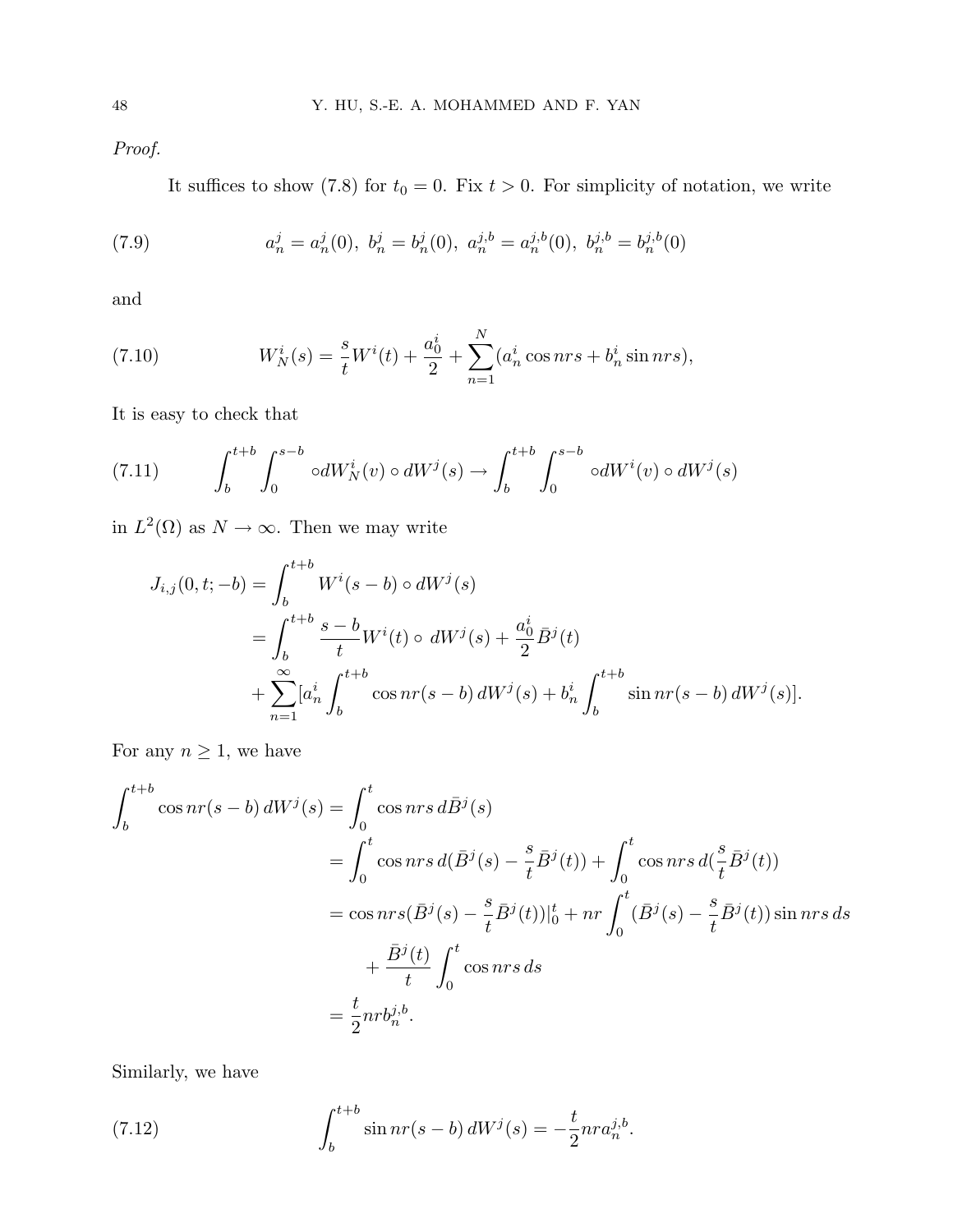*Proof.*

It suffices to show (7.8) for $t_0 = 0$. Fix $t > 0$. For simplicity of notation, we write

$$a_n^j = a_n^j(0),\ b_n^j = b_n^j(0),\ a_n^{j,b} = a_n^{j,b}(0),\ b_n^{j,b} = b_n^{j,b}(0) \tag{7.9}$$

and

$$W_N^i(s) = \frac{s}{t}W^i(t) + \frac{a_0^i}{2} + \sum_{n=1}^{N}(a_n^i \cos nrs + b_n^i \sin nrs), \tag{7.10}$$

It is easy to check that

$$\int_b^{t+b}\int_0^{s-b} \circ dW_N^i(v) \circ dW^j(s) \to \int_b^{t+b}\int_0^{s-b} \circ dW^i(v) \circ dW^j(s) \tag{7.11}$$

in $L^2(\Omega)$ as $N \to \infty$. Then we may write

$$\begin{aligned}
J_{i,j}(0,t;-b) &= \int_b^{t+b} W^i(s-b) \circ dW^j(s) \\
&= \int_b^{t+b} \frac{s-b}{t} W^i(t) \circ\ dW^j(s) + \frac{a_0^i}{2}\bar{B}^j(t) \\
&\quad + \sum_{n=1}^{\infty}[a_n^i \int_b^{t+b} \cos nr(s-b)\, dW^j(s) + b_n^i \int_b^{t+b} \sin nr(s-b)\, dW^j(s)].
\end{aligned}$$

For any $n \geq 1$, we have

$$\begin{aligned}
\int_b^{t+b} \cos nr(s-b)\, dW^j(s) &= \int_0^t \cos nrs\, d\bar{B}^j(s) \\
&= \int_0^t \cos nrs\, d(\bar{B}^j(s) - \frac{s}{t}\bar{B}^j(t)) + \int_0^t \cos nrs\, d(\frac{s}{t}\bar{B}^j(t)) \\
&= \cos nrs(\bar{B}^j(s) - \frac{s}{t}\bar{B}^j(t))|_0^t + nr\int_0^t (\bar{B}^j(s) - \frac{s}{t}\bar{B}^j(t)) \sin nrs\, ds \\
&\qquad + \frac{\bar{B}^j(t)}{t}\int_0^t \cos nrs\, ds \\
&= \frac{t}{2} nr b_n^{j,b}.
\end{aligned}$$

Similarly, we have

$$\int_b^{t+b} \sin nr(s-b)\, dW^j(s) = -\frac{t}{2} nr a_n^{j,b}. \tag{7.12}$$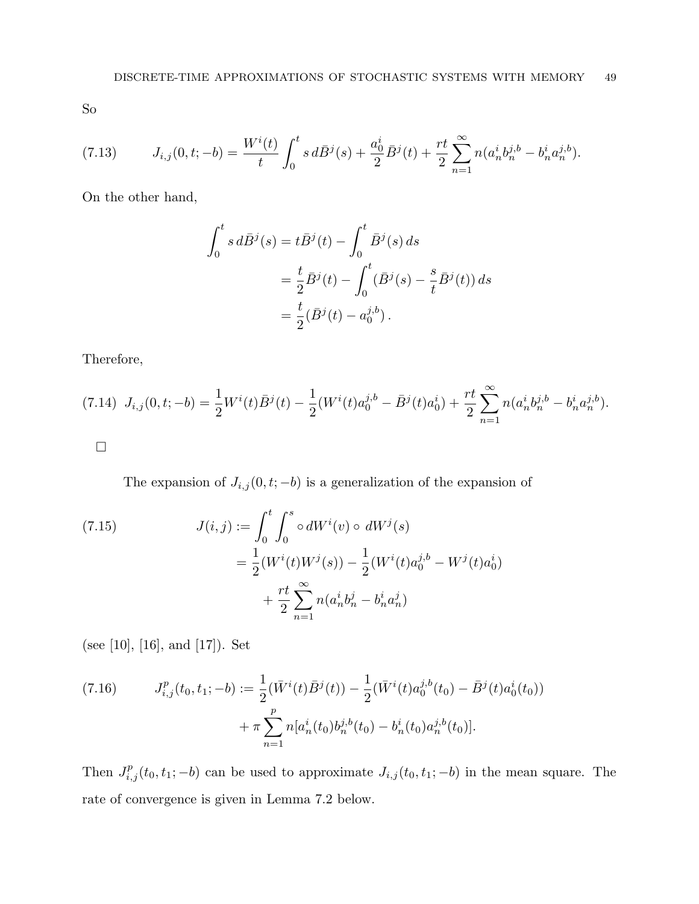So

$$
J_{i,j}(0,t;-b) = \frac{W^i(t)}{t}\int_0^t s\,d\bar{B}^j(s) + \frac{a_0^i}{2}\bar{B}^j(t) + \frac{rt}{2}\sum_{n=1}^{\infty} n(a_n^i b_n^{j,b} - b_n^i a_n^{j,b}). \tag{7.13}
$$

On the other hand,

$$
\begin{aligned}
\int_0^t s\,d\bar{B}^j(s) &= t\bar{B}^j(t) - \int_0^t \bar{B}^j(s)\,ds \\
&= \frac{t}{2}\bar{B}^j(t) - \int_0^t (\bar{B}^j(s) - \frac{s}{t}\bar{B}^j(t))\,ds \\
&= \frac{t}{2}(\bar{B}^j(t) - a_0^{j,b}).
\end{aligned}
$$

Therefore,

$$
J_{i,j}(0,t;-b) = \frac{1}{2}W^i(t)\bar{B}^j(t) - \frac{1}{2}(W^i(t)a_0^{j,b} - \bar{B}^j(t)a_0^i) + \frac{rt}{2}\sum_{n=1}^{\infty} n(a_n^i b_n^{j,b} - b_n^i a_n^{j,b}). \tag{7.14}
$$

□

The expansion of $J_{i,j}(0,t;-b)$ is a generalization of the expansion of

$$
\begin{aligned}
J(i,j) &:= \int_0^t \int_0^s \circ\, dW^i(v) \circ\, dW^j(s) \\
&= \frac{1}{2}(W^i(t)W^j(s)) - \frac{1}{2}(W^i(t)a_0^{j,b} - W^j(t)a_0^i) \\
&\quad + \frac{rt}{2}\sum_{n=1}^{\infty} n(a_n^i b_n^j - b_n^i a_n^j)
\end{aligned} \tag{7.15}
$$

(see [10], [16], and [17]). Set

$$
\begin{aligned}
J_{i,j}^p(t_0,t_1;-b) &:= \frac{1}{2}(\bar{W}^i(t)\bar{B}^j(t)) - \frac{1}{2}(\bar{W}^i(t)a_0^{j,b}(t_0) - \bar{B}^j(t)a_0^i(t_0)) \\
&\quad + \pi\sum_{n=1}^{p} n[a_n^i(t_0)b_n^{j,b}(t_0) - b_n^i(t_0)a_n^{j,b}(t_0)].
\end{aligned} \tag{7.16}
$$

Then $J_{i,j}^p(t_0,t_1;-b)$ can be used to approximate $J_{i,j}(t_0,t_1;-b)$ in the mean square. The rate of convergence is given in Lemma 7.2 below.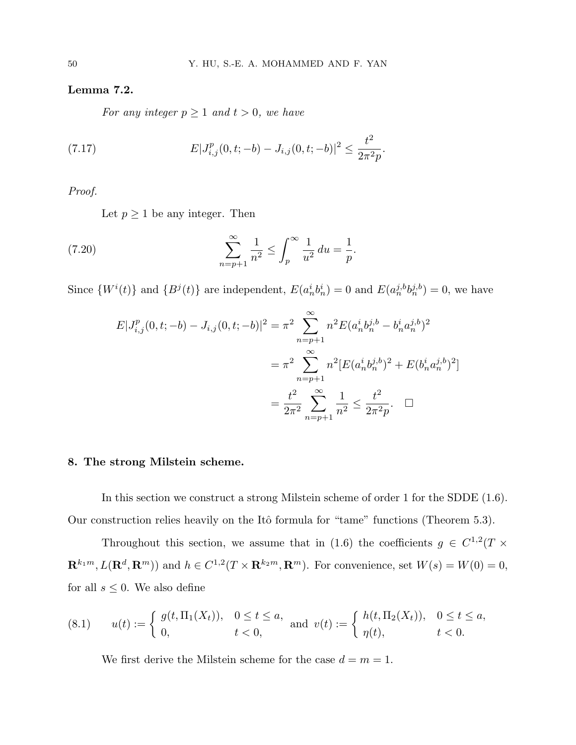**Lemma 7.2.**

*For any integer $p \geq 1$ and $t > 0$, we have*

$$E|J_{i,j}^p(0,t;-b) - J_{i,j}(0,t;-b)|^2 \leq \frac{t^2}{2\pi^2 p}. \tag{7.17}$$

*Proof.*

Let $p \geq 1$ be any integer. Then

$$\sum_{n=p+1}^{\infty} \frac{1}{n^2} \leq \int_p^{\infty} \frac{1}{u^2}\,du = \frac{1}{p}. \tag{7.20}$$

Since $\{W^i(t)\}$ and $\{B^j(t)\}$ are independent, $E(a_n^i b_n^i) = 0$ and $E(a_n^{j,b} b_n^{j,b}) = 0$, we have

$$\begin{aligned}
E|J_{i,j}^p(0,t;-b) - J_{i,j}(0,t;-b)|^2 &= \pi^2 \sum_{n=p+1}^{\infty} n^2 E(a_n^i b_n^{j,b} - b_n^i a_n^{j,b})^2 \\
&= \pi^2 \sum_{n=p+1}^{\infty} n^2 [E(a_n^i b_n^{j,b})^2 + E(b_n^i a_n^{j,b})^2] \\
&= \frac{t^2}{2\pi^2} \sum_{n=p+1}^{\infty} \frac{1}{n^2} \leq \frac{t^2}{2\pi^2 p}. \quad \square
\end{aligned}$$

## 8. The strong Milstein scheme.

In this section we construct a strong Milstein scheme of order 1 for the SDDE (1.6). Our construction relies heavily on the Itô formula for "tame" functions (Theorem 5.3).

Throughout this section, we assume that in (1.6) the coefficients $g \in C^{1,2}(T \times \mathbf{R}^{k_1 m}, L(\mathbf{R}^d, \mathbf{R}^m))$ and $h \in C^{1,2}(T \times \mathbf{R}^{k_2 m}, \mathbf{R}^m)$. For convenience, set $W(s) = W(0) = 0$, for all $s \leq 0$. We also define

$$u(t) := \begin{cases} g(t, \Pi_1(X_t)), & 0 \leq t \leq a, \\ 0, & t < 0, \end{cases} \quad \text{and} \quad v(t) := \begin{cases} h(t, \Pi_2(X_t)), & 0 \leq t \leq a, \\ \eta(t), & t < 0. \end{cases} \tag{8.1}$$

We first derive the Milstein scheme for the case $d = m = 1$.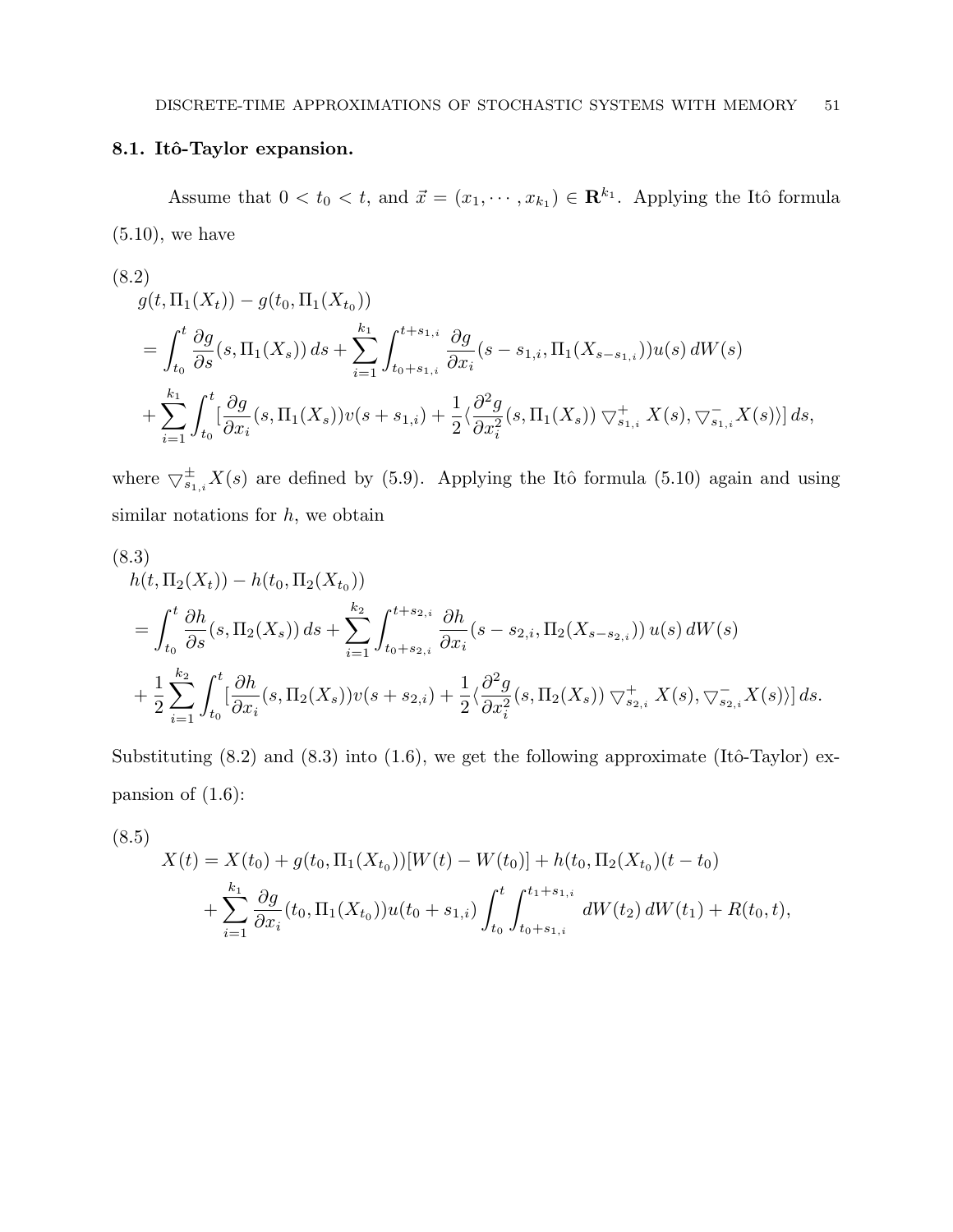### 8.1. Itô-Taylor expansion.

Assume that $0 < t_0 < t$, and $\vec{x} = (x_1, \cdots, x_{k_1}) \in \mathbf{R}^{k_1}$. Applying the Itô formula (5.10), we have

(8.2)

$$
\begin{aligned}
&g(t, \Pi_1(X_t)) - g(t_0, \Pi_1(X_{t_0})) \\
&= \int_{t_0}^{t} \frac{\partial g}{\partial s}(s, \Pi_1(X_s))\, ds + \sum_{i=1}^{k_1} \int_{t_0+s_{1,i}}^{t+s_{1,i}} \frac{\partial g}{\partial x_i}(s - s_{1,i}, \Pi_1(X_{s-s_{1,i}})) u(s)\, dW(s) \\
&+ \sum_{i=1}^{k_1} \int_{t_0}^{t} [\frac{\partial g}{\partial x_i}(s, \Pi_1(X_s)) v(s + s_{1,i}) + \frac{1}{2} \langle \frac{\partial^2 g}{\partial x_i^2}(s, \Pi_1(X_s)) \bigtriangledown_{s_{1,i}}^{+} X(s), \bigtriangledown_{s_{1,i}}^{-} X(s) \rangle ]\, ds,
\end{aligned}
$$

where $\bigtriangledown_{s_{1,i}}^{\pm} X(s)$ are defined by (5.9). Applying the Itô formula (5.10) again and using similar notations for $h$, we obtain

(8.3)

$$
\begin{aligned}
&h(t, \Pi_2(X_t)) - h(t_0, \Pi_2(X_{t_0})) \\
&= \int_{t_0}^{t} \frac{\partial h}{\partial s}(s, \Pi_2(X_s))\, ds + \sum_{i=1}^{k_2} \int_{t_0+s_{2,i}}^{t+s_{2,i}} \frac{\partial h}{\partial x_i}(s - s_{2,i}, \Pi_2(X_{s-s_{2,i}}))\, u(s)\, dW(s) \\
&+ \frac{1}{2} \sum_{i=1}^{k_2} \int_{t_0}^{t} [\frac{\partial h}{\partial x_i}(s, \Pi_2(X_s)) v(s + s_{2,i}) + \frac{1}{2} \langle \frac{\partial^2 g}{\partial x_i^2}(s, \Pi_2(X_s)) \bigtriangledown_{s_{2,i}}^{+} X(s), \bigtriangledown_{s_{2,i}}^{-} X(s) \rangle ]\, ds.
\end{aligned}
$$

Substituting (8.2) and (8.3) into (1.6), we get the following approximate (Itô-Taylor) expansion of (1.6):

(8.5)

$$
\begin{aligned}
X(t) &= X(t_0) + g(t_0, \Pi_1(X_{t_0}))[W(t) - W(t_0)] + h(t_0, \Pi_2(X_{t_0})(t - t_0) \\
&\quad + \sum_{i=1}^{k_1} \frac{\partial g}{\partial x_i}(t_0, \Pi_1(X_{t_0})) u(t_0 + s_{1,i}) \int_{t_0}^{t} \int_{t_0+s_{1,i}}^{t_1+s_{1,i}} dW(t_2)\, dW(t_1) + R(t_0, t),
\end{aligned}
$$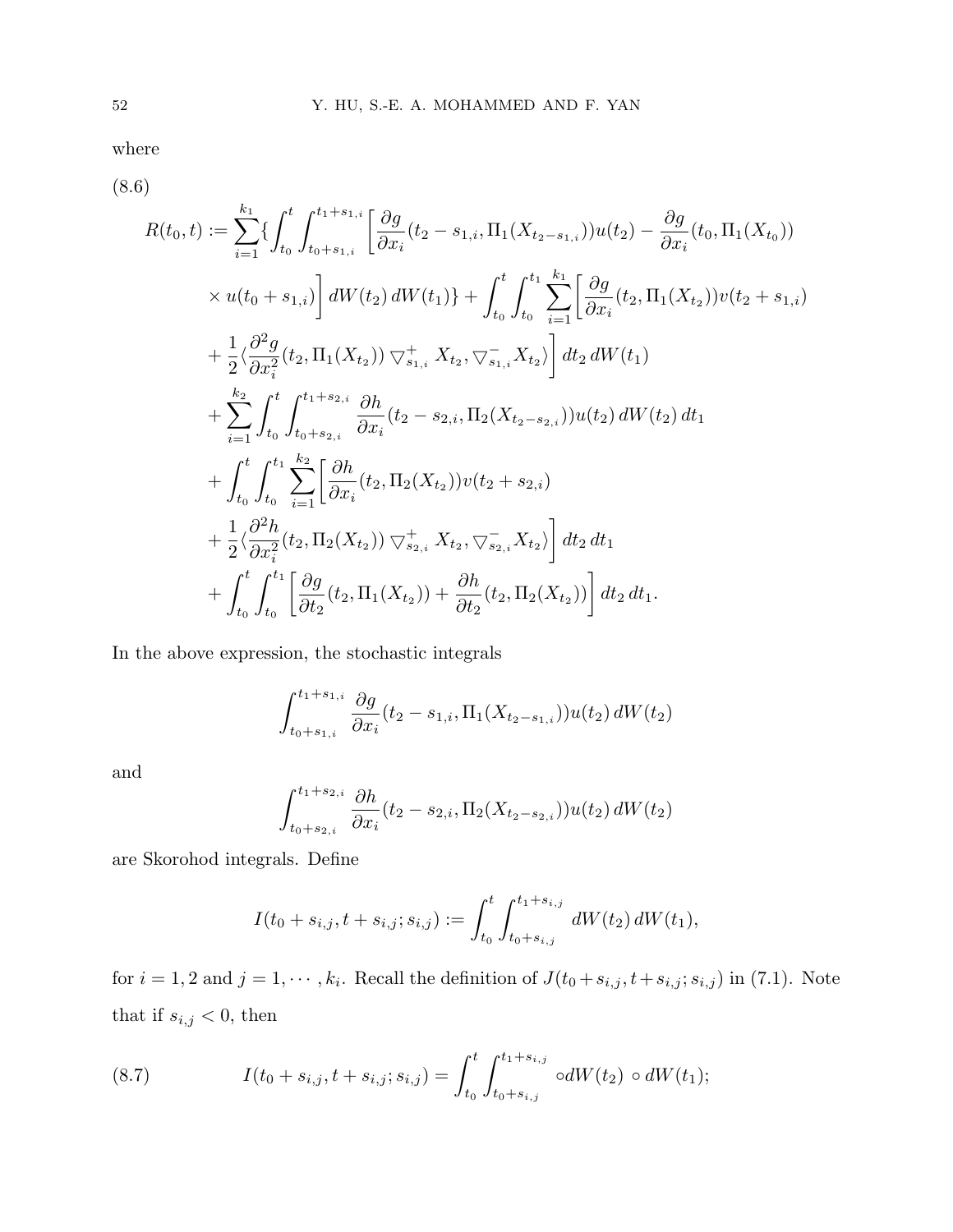where

(8.6)

$$
\begin{aligned}
R(t_0,t) := \sum_{i=1}^{k_1} \Big\{ & \int_{t_0}^{t} \int_{t_0+s_{1,i}}^{t_1+s_{1,i}} \Big[ \frac{\partial g}{\partial x_i}(t_2 - s_{1,i}, \Pi_1(X_{t_2-s_{1,i}}))u(t_2) - \frac{\partial g}{\partial x_i}(t_0, \Pi_1(X_{t_0})) \\
& \times u(t_0+s_{1,i}) \Big] \, dW(t_2)\, dW(t_1) \Big\} + \int_{t_0}^{t} \int_{t_0}^{t_1} \sum_{i=1}^{k_1} \Big[ \frac{\partial g}{\partial x_i}(t_2, \Pi_1(X_{t_2})) v(t_2 + s_{1,i}) \\
& + \frac{1}{2} \langle \frac{\partial^2 g}{\partial x_i^2}(t_2, \Pi_1(X_{t_2})) \bigtriangledown_{s_{1,i}}^{+} X_{t_2}, \bigtriangledown_{s_{1,i}}^{-} X_{t_2} \rangle \Big] \, dt_2 \, dW(t_1) \\
& + \sum_{i=1}^{k_2} \int_{t_0}^{t} \int_{t_0+s_{2,i}}^{t_1+s_{2,i}} \frac{\partial h}{\partial x_i}(t_2 - s_{2,i}, \Pi_2(X_{t_2-s_{2,i}}))u(t_2)\, dW(t_2)\, dt_1 \\
& + \int_{t_0}^{t} \int_{t_0}^{t_1} \sum_{i=1}^{k_2} \Big[ \frac{\partial h}{\partial x_i}(t_2, \Pi_2(X_{t_2})) v(t_2 + s_{2,i}) \\
& + \frac{1}{2} \langle \frac{\partial^2 h}{\partial x_i^2}(t_2, \Pi_2(X_{t_2})) \bigtriangledown_{s_{2,i}}^{+} X_{t_2}, \bigtriangledown_{s_{2,i}}^{-} X_{t_2} \rangle \Big] \, dt_2 \, dt_1 \\
& + \int_{t_0}^{t} \int_{t_0}^{t_1} \Big[ \frac{\partial g}{\partial t_2}(t_2, \Pi_1(X_{t_2})) + \frac{\partial h}{\partial t_2}(t_2, \Pi_2(X_{t_2})) \Big] \, dt_2 \, dt_1.
\end{aligned}
$$

In the above expression, the stochastic integrals

$$\int_{t_0+s_{1,i}}^{t_1+s_{1,i}} \frac{\partial g}{\partial x_i}(t_2 - s_{1,i}, \Pi_1(X_{t_2-s_{1,i}}))u(t_2)\, dW(t_2)$$

and

$$\int_{t_0+s_{2,i}}^{t_1+s_{2,i}} \frac{\partial h}{\partial x_i}(t_2 - s_{2,i}, \Pi_2(X_{t_2-s_{2,i}}))u(t_2)\, dW(t_2)$$

are Skorohod integrals. Define

$$I(t_0+s_{i,j}, t+s_{i,j}; s_{i,j}) := \int_{t_0}^{t} \int_{t_0+s_{i,j}}^{t_1+s_{i,j}} dW(t_2)\, dW(t_1),$$

for $i = 1, 2$ and $j = 1, \cdots, k_i$. Recall the definition of $J(t_0+s_{i,j}, t+s_{i,j}; s_{i,j})$ in (7.1). Note that if $s_{i,j} < 0$, then

$$I(t_0+s_{i,j}, t+s_{i,j}; s_{i,j}) = \int_{t_0}^{t} \int_{t_0+s_{i,j}}^{t_1+s_{i,j}} \circ dW(t_2) \circ dW(t_1); \tag{8.7}$$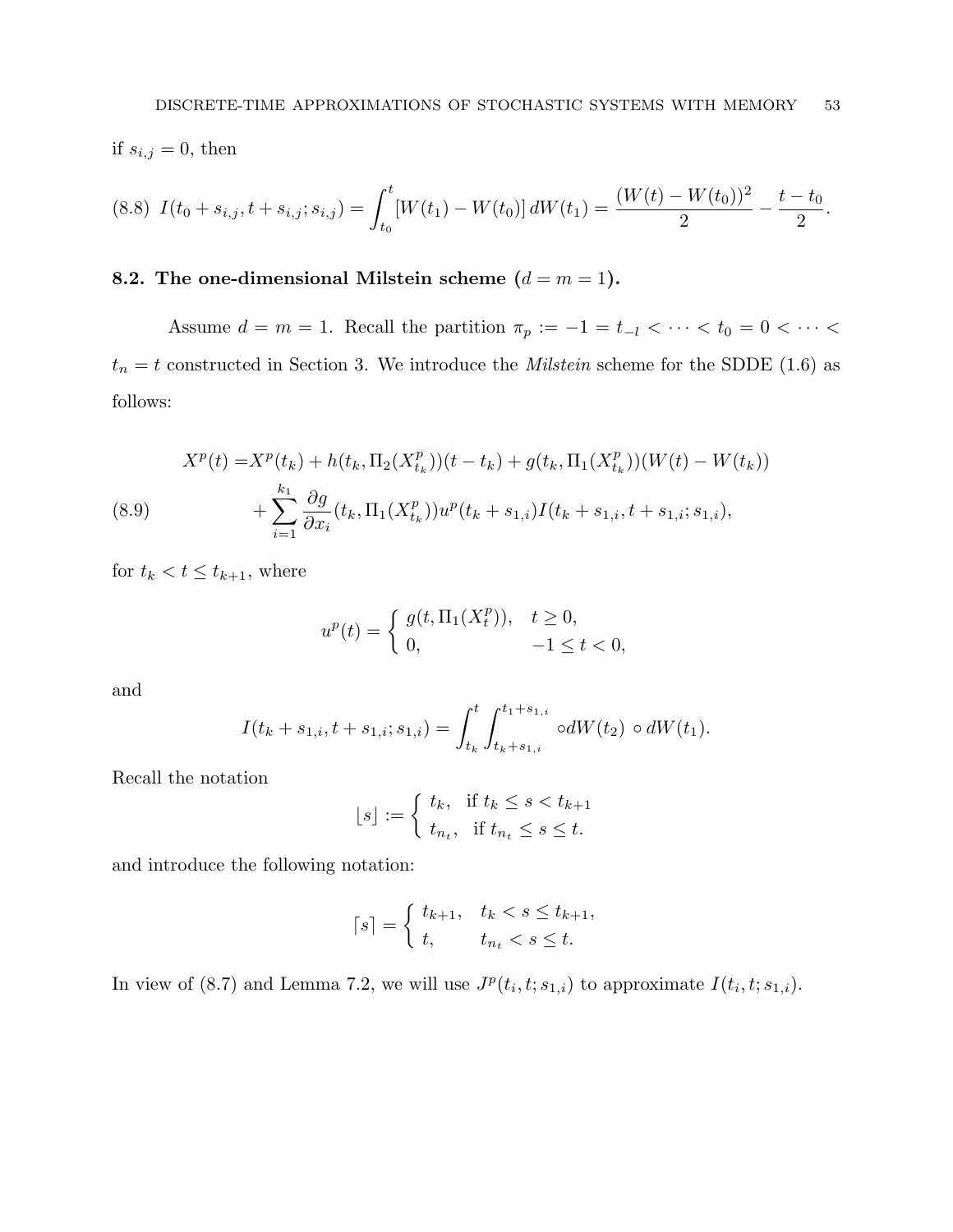if $s_{i,j} = 0$, then

$$I(t_0 + s_{i,j}, t + s_{i,j}; s_{i,j}) = \int_{t_0}^{t} [W(t_1) - W(t_0)]\, dW(t_1) = \frac{(W(t) - W(t_0))^2}{2} - \frac{t - t_0}{2}. \tag{8.8}$$

### 8.2. The one-dimensional Milstein scheme ($d = m = 1$).

Assume $d = m = 1$. Recall the partition $\pi_p := -1 = t_{-l} < \cdots < t_0 = 0 < \cdots < t_n = t$ constructed in Section 3. We introduce the *Milstein* scheme for the SDDE (1.6) as follows:

$$\begin{aligned} X^p(t) =& X^p(t_k) + h(t_k, \Pi_2(X^p_{t_k}))(t - t_k) + g(t_k, \Pi_1(X^p_{t_k}))(W(t) - W(t_k)) \\ &+ \sum_{i=1}^{k_1} \frac{\partial g}{\partial x_i}(t_k, \Pi_1(X^p_{t_k})) u^p(t_k + s_{1,i}) I(t_k + s_{1,i}, t + s_{1,i}; s_{1,i}), \end{aligned} \tag{8.9}$$

for $t_k < t \leq t_{k+1}$, where

$$u^p(t) = \begin{cases} g(t, \Pi_1(X^p_t)), & t \geq 0, \\ 0, & -1 \leq t < 0, \end{cases}$$

and

$$I(t_k + s_{1,i}, t + s_{1,i}; s_{1,i}) = \int_{t_k}^{t} \int_{t_k + s_{1,i}}^{t_1 + s_{1,i}} \circ dW(t_2) \circ dW(t_1).$$

Recall the notation

$$\lfloor s \rfloor := \begin{cases} t_k, & \text{if } t_k \leq s < t_{k+1} \\ t_{n_t}, & \text{if } t_{n_t} \leq s \leq t. \end{cases}$$

and introduce the following notation:

$$\lceil s \rceil = \begin{cases} t_{k+1}, & t_k < s \leq t_{k+1}, \\ t, & t_{n_t} < s \leq t. \end{cases}$$

In view of (8.7) and Lemma 7.2, we will use $J^p(t_i, t; s_{1,i})$ to approximate $I(t_i, t; s_{1,i})$.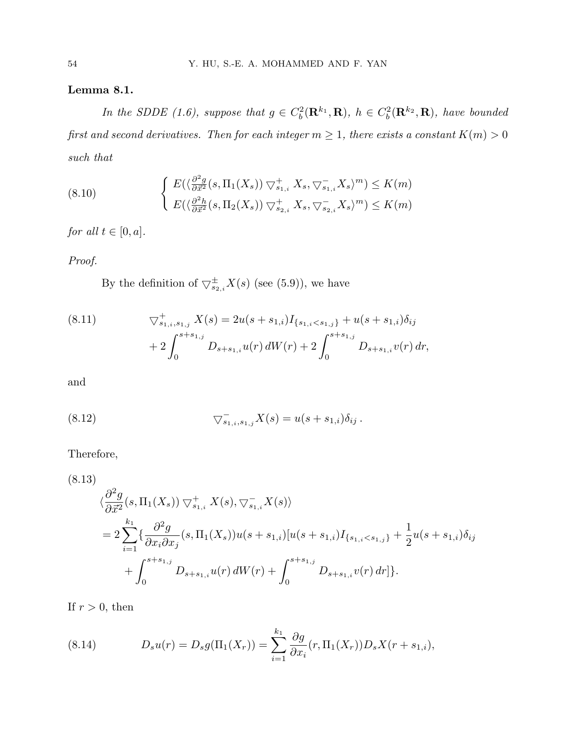**Lemma 8.1.**

*In the SDDE (1.6), suppose that $g \in C_b^2(\mathbf{R}^{k_1}, \mathbf{R})$, $h \in C_b^2(\mathbf{R}^{k_2}, \mathbf{R})$, have bounded first and second derivatives. Then for each integer $m \geq 1$, there exists a constant $K(m) > 0$ such that*

$$
\left\{
\begin{array}{l}
E(\langle \frac{\partial^2 g}{\partial \vec{x}^2}(s, \Pi_1(X_s)) \bigtriangledown^+_{s_{1,i}} X_s, \bigtriangledown^-_{s_{1,i}} X_s \rangle^m) \leq K(m) \\
E(\langle \frac{\partial^2 h}{\partial \vec{x}^2}(s, \Pi_2(X_s)) \bigtriangledown^+_{s_{2,i}} X_s, \bigtriangledown^-_{s_{2,i}} X_s \rangle^m) \leq K(m)
\end{array}
\right.
\tag{8.10}
$$

*for all $t \in [0, a]$.*

*Proof.*

By the definition of $\bigtriangledown^{\pm}_{s_{2,i}} X(s)$ (see (5.9)), we have

$$
\begin{aligned}
\bigtriangledown^+_{s_{1,i}, s_{1,j}} X(s) &= 2u(s + s_{1,i}) I_{\{s_{1,i} < s_{1,j}\}} + u(s + s_{1,i}) \delta_{ij} \\
&\quad + 2 \int_0^{s + s_{1,j}} D_{s + s_{1,i}} u(r) \, dW(r) + 2 \int_0^{s + s_{1,j}} D_{s + s_{1,i}} v(r) \, dr,
\end{aligned}
\tag{8.11}
$$

and

$$
\bigtriangledown^-_{s_{1,i}, s_{1,j}} X(s) = u(s + s_{1,i}) \delta_{ij} \,.
\tag{8.12}
$$

Therefore,

$$
\begin{aligned}
&\langle \frac{\partial^2 g}{\partial \vec{x}^2}(s, \Pi_1(X_s)) \bigtriangledown^+_{s_{1,i}} X(s), \bigtriangledown^-_{s_{1,i}} X(s) \rangle \\
&= 2 \sum_{i=1}^{k_1} \{ \frac{\partial^2 g}{\partial x_i \partial x_j}(s, \Pi_1(X_s)) u(s + s_{1,i}) [u(s + s_{1,i}) I_{\{s_{1,i} < s_{1,j}\}} + \frac{1}{2} u(s + s_{1,i}) \delta_{ij} \\
&\quad + \int_0^{s + s_{1,j}} D_{s + s_{1,i}} u(r) \, dW(r) + \int_0^{s + s_{1,j}} D_{s + s_{1,i}} v(r) \, dr] \}.
\end{aligned}
\tag{8.13}
$$

If $r > 0$, then

$$
D_s u(r) = D_s g(\Pi_1(X_r)) = \sum_{i=1}^{k_1} \frac{\partial g}{\partial x_i}(r, \Pi_1(X_r)) D_s X(r + s_{1,i}),
\tag{8.14}
$$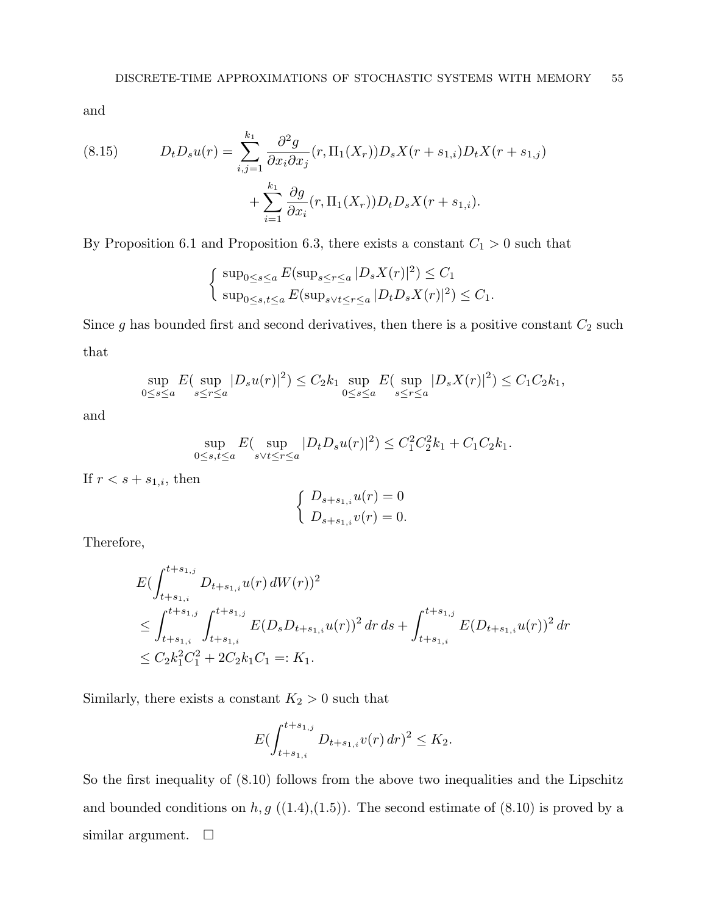and

$$
D_t D_s u(r) = \sum_{i,j=1}^{k_1} \frac{\partial^2 g}{\partial x_i \partial x_j}(r, \Pi_1(X_r)) D_s X(r + s_{1,i}) D_t X(r + s_{1,j}) \tag{8.15}
$$

$$
+ \sum_{i=1}^{k_1} \frac{\partial g}{\partial x_i}(r, \Pi_1(X_r)) D_t D_s X(r + s_{1,i}).
$$

By Proposition 6.1 and Proposition 6.3, there exists a constant $C_1 > 0$ such that

$$
\begin{cases} \sup_{0 \le s \le a} E(\sup_{s \le r \le a} |D_s X(r)|^2) \le C_1 \\ \sup_{0 \le s,t \le a} E(\sup_{s \vee t \le r \le a} |D_t D_s X(r)|^2) \le C_1. \end{cases}
$$

Since $g$ has bounded first and second derivatives, then there is a positive constant $C_2$ such that

$$
\sup_{0 \le s \le a} E(\sup_{s \le r \le a} |D_s u(r)|^2) \le C_2 k_1 \sup_{0 \le s \le a} E(\sup_{s \le r \le a} |D_s X(r)|^2) \le C_1 C_2 k_1,
$$

and

$$
\sup_{0 \le s,t \le a} E(\sup_{s \vee t \le r \le a} |D_t D_s u(r)|^2) \le C_1^2 C_2^2 k_1 + C_1 C_2 k_1.
$$

If $r < s + s_{1,i}$, then

$$
\begin{cases} D_{s+s_{1,i}} u(r) = 0 \\ D_{s+s_{1,i}} v(r) = 0. \end{cases}
$$

Therefore,

$$
\begin{aligned}
& E\Big(\int_{t+s_{1,i}}^{t+s_{1,j}} D_{t+s_{1,i}} u(r)\, dW(r)\Big)^2 \\
& \le \int_{t+s_{1,i}}^{t+s_{1,j}} \int_{t+s_{1,i}}^{t+s_{1,j}} E(D_s D_{t+s_{1,i}} u(r))^2 \, dr\, ds + \int_{t+s_{1,i}}^{t+s_{1,j}} E(D_{t+s_{1,i}} u(r))^2 \, dr \\
& \le C_2 k_1^2 C_1^2 + 2 C_2 k_1 C_1 =: K_1.
\end{aligned}
$$

Similarly, there exists a constant $K_2 > 0$ such that

$$
E\Big(\int_{t+s_{1,i}}^{t+s_{1,j}} D_{t+s_{1,i}} v(r)\, dr\Big)^2 \le K_2.
$$

So the first inequality of (8.10) follows from the above two inequalities and the Lipschitz and bounded conditions on $h, g$ ((1.4),(1.5)). The second estimate of (8.10) is proved by a similar argument. $\square$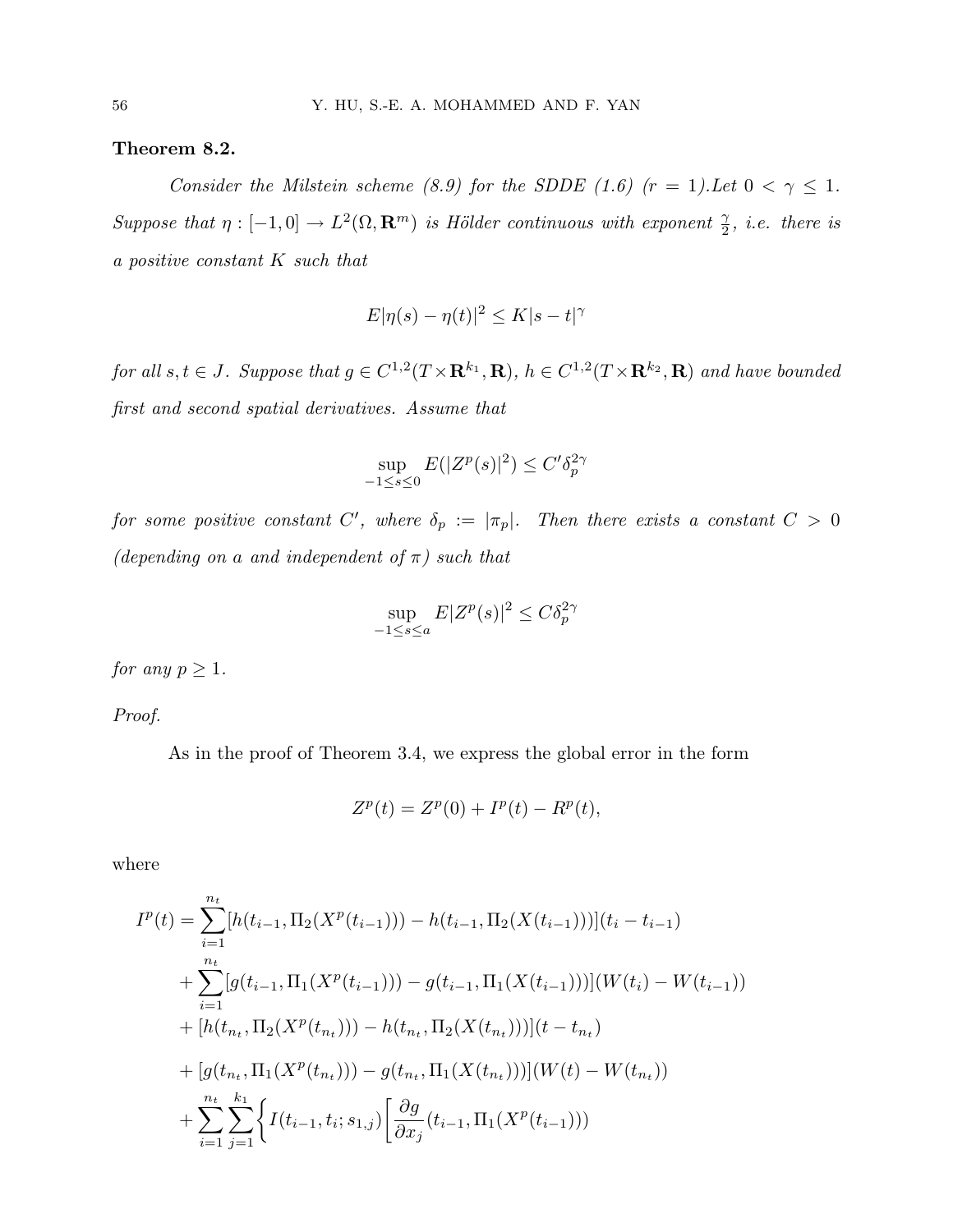**Theorem 8.2.**

*Consider the Milstein scheme (8.9) for the SDDE (1.6) ($r = 1$). Let $0 < \gamma \leq 1$. Suppose that $\eta : [-1, 0] \to L^2(\Omega, \mathbf{R}^m)$ is Hölder continuous with exponent $\frac{\gamma}{2}$, i.e. there is a positive constant $K$ such that*

$$E|\eta(s) - \eta(t)|^2 \leq K|s - t|^\gamma$$

*for all $s, t \in J$. Suppose that $g \in C^{1,2}(T \times \mathbf{R}^{k_1}, \mathbf{R})$, $h \in C^{1,2}(T \times \mathbf{R}^{k_2}, \mathbf{R})$ and have bounded first and second spatial derivatives. Assume that*

$$\sup_{-1 \leq s \leq 0} E(|Z^p(s)|^2) \leq C' \delta_p^{2\gamma}$$

*for some positive constant $C'$, where $\delta_p := |\pi_p|$. Then there exists a constant $C > 0$ (depending on $a$ and independent of $\pi$) such that*

$$\sup_{-1 \leq s \leq a} E|Z^p(s)|^2 \leq C\delta_p^{2\gamma}$$

*for any $p \geq 1$.*

*Proof.*

As in the proof of Theorem 3.4, we express the global error in the form

$$Z^p(t) = Z^p(0) + I^p(t) - R^p(t),$$

where

$$\begin{aligned}
I^p(t) &= \sum_{i=1}^{n_t} [h(t_{i-1}, \Pi_2(X^p(t_{i-1}))) - h(t_{i-1}, \Pi_2(X(t_{i-1})))](t_i - t_{i-1}) \\
&\quad + \sum_{i=1}^{n_t} [g(t_{i-1}, \Pi_1(X^p(t_{i-1}))) - g(t_{i-1}, \Pi_1(X(t_{i-1})))](W(t_i) - W(t_{i-1})) \\
&\quad + [h(t_{n_t}, \Pi_2(X^p(t_{n_t}))) - h(t_{n_t}, \Pi_2(X(t_{n_t})))](t - t_{n_t}) \\
&\quad + [g(t_{n_t}, \Pi_1(X^p(t_{n_t}))) - g(t_{n_t}, \Pi_1(X(t_{n_t})))](W(t) - W(t_{n_t})) \\
&\quad + \sum_{i=1}^{n_t} \sum_{j=1}^{k_1} \bigg\{ I(t_{i-1}, t_i; s_{1,j}) \bigg[ \frac{\partial g}{\partial x_j}(t_{i-1}, \Pi_1(X^p(t_{i-1})))
\end{aligned}$$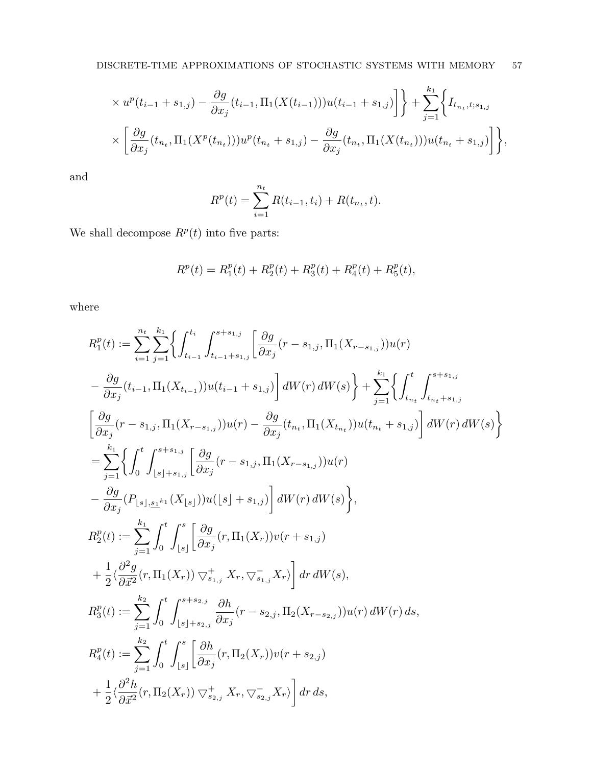$$\times\, u^p(t_{i-1}+s_{1,j}) - \frac{\partial g}{\partial x_j}(t_{i-1}, \Pi_1(X(t_{i-1})))u(t_{i-1}+s_{1,j})\Big]\Big\} + \sum_{j=1}^{k_1}\Big\{ I_{t_{n_t},t;s_{1,j}}$$

$$\times \Big[\frac{\partial g}{\partial x_j}(t_{n_t}, \Pi_1(X^p(t_{n_t})))u^p(t_{n_t}+s_{1,j}) - \frac{\partial g}{\partial x_j}(t_{n_t}, \Pi_1(X(t_{n_t})))u(t_{n_t}+s_{1,j})\Big]\Big\},$$

and

$$R^p(t) = \sum_{i=1}^{n_t} R(t_{i-1}, t_i) + R(t_{n_t}, t).$$

We shall decompose $R^p(t)$ into five parts:

$$R^p(t) = R_1^p(t) + R_2^p(t) + R_3^p(t) + R_4^p(t) + R_5^p(t),$$

where

$$\begin{aligned}
R_1^p(t) &:= \sum_{i=1}^{n_t}\sum_{j=1}^{k_1}\Big\{\int_{t_{i-1}}^{t_i}\int_{t_{i-1}+s_{1,j}}^{s+s_{1,j}}\Big[\frac{\partial g}{\partial x_j}(r-s_{1,j}, \Pi_1(X_{r-s_{1,j}}))u(r) \\
&- \frac{\partial g}{\partial x_j}(t_{i-1}, \Pi_1(X_{t_{i-1}}))u(t_{i-1}+s_{1,j})\Big]\,dW(r)\,dW(s)\Big\} + \sum_{j=1}^{k_1}\Big\{\int_{t_{n_t}}^{t}\int_{t_{n_t}+s_{1,j}}^{s+s_{1,j}} \\
&\Big[\frac{\partial g}{\partial x_j}(r-s_{1,j}, \Pi_1(X_{r-s_{1,j}}))u(r) - \frac{\partial g}{\partial x_j}(t_{n_t}, \Pi_1(X_{t_{n_t}}))u(t_{n_t}+s_{1,j})\Big]\,dW(r)\,dW(s)\Big\} \\
&= \sum_{j=1}^{k_1}\Big\{\int_0^t\int_{\lfloor s\rfloor+s_{1,j}}^{s+s_{1,j}}\Big[\frac{\partial g}{\partial x_j}(r-s_{1,j}, \Pi_1(X_{r-s_{1,j}}))u(r) \\
&- \frac{\partial g}{\partial x_j}(P_{\lfloor s\rfloor, \underline{s_1}^{k_1}}(X_{\lfloor s\rfloor}))u(\lfloor s\rfloor+s_{1,j})\Big]\,dW(r)\,dW(s)\Big\}, \\
R_2^p(t) &:= \sum_{j=1}^{k_1}\int_0^t\int_{\lfloor s\rfloor}^{s}\Big[\frac{\partial g}{\partial x_j}(r, \Pi_1(X_r))v(r+s_{1,j}) \\
&+ \frac{1}{2}\langle\frac{\partial^2 g}{\partial \vec{x}^2}(r, \Pi_1(X_r))\,\nabla^+_{s_{1,j}}X_r, \nabla^-_{s_{1,j}}X_r\rangle\Big]\,dr\,dW(s), \\
R_3^p(t) &:= \sum_{j=1}^{k_2}\int_0^t\int_{\lfloor s\rfloor+s_{2,j}}^{s+s_{2,j}}\frac{\partial h}{\partial x_j}(r-s_{2,j}, \Pi_2(X_{r-s_{2,j}}))u(r)\,dW(r)\,ds, \\
R_4^p(t) &:= \sum_{j=1}^{k_2}\int_0^t\int_{\lfloor s\rfloor}^{s}\Big[\frac{\partial h}{\partial x_j}(r, \Pi_2(X_r))v(r+s_{2,j}) \\
&+ \frac{1}{2}\langle\frac{\partial^2 h}{\partial \vec{x}^2}(r, \Pi_2(X_r))\,\nabla^+_{s_{2,j}}X_r, \nabla^-_{s_{2,j}}X_r\rangle\Big]\,dr\,ds,
\end{aligned}$$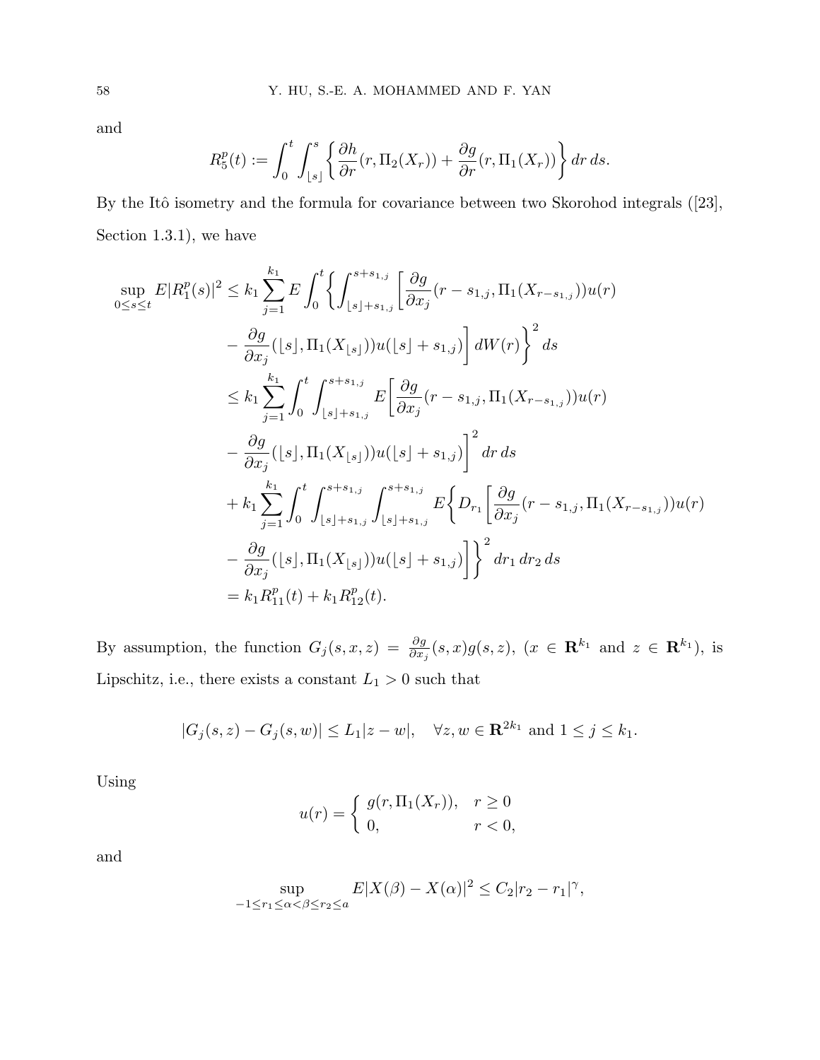and

$$R_5^p(t) := \int_0^t \int_{\lfloor s \rfloor}^s \left\{ \frac{\partial h}{\partial r}(r, \Pi_2(X_r)) + \frac{\partial g}{\partial r}(r, \Pi_1(X_r)) \right\} dr\, ds.$$

By the Itô isometry and the formula for covariance between two Skorohod integrals ([23], Section 1.3.1), we have

$$\begin{aligned}
\sup_{0\le s\le t} E|R_1^p(s)|^2 &\le k_1 \sum_{j=1}^{k_1} E\int_0^t \left\{ \int_{\lfloor s \rfloor + s_{1,j}}^{s+s_{1,j}} \left[ \frac{\partial g}{\partial x_j}(r - s_{1,j}, \Pi_1(X_{r-s_{1,j}}))u(r) \right.\right. \\
&\quad \left.\left. - \frac{\partial g}{\partial x_j}(\lfloor s \rfloor, \Pi_1(X_{\lfloor s \rfloor}))u(\lfloor s \rfloor + s_{1,j}) \right] dW(r) \right\}^2 ds \\
&\le k_1 \sum_{j=1}^{k_1} \int_0^t \int_{\lfloor s \rfloor + s_{1,j}}^{s+s_{1,j}} E\left[ \frac{\partial g}{\partial x_j}(r - s_{1,j}, \Pi_1(X_{r-s_{1,j}}))u(r) \right. \\
&\quad \left. - \frac{\partial g}{\partial x_j}(\lfloor s \rfloor, \Pi_1(X_{\lfloor s \rfloor}))u(\lfloor s \rfloor + s_{1,j}) \right]^2 dr\, ds \\
&\quad + k_1 \sum_{j=1}^{k_1} \int_0^t \int_{\lfloor s \rfloor + s_{1,j}}^{s+s_{1,j}} \int_{\lfloor s \rfloor + s_{1,j}}^{s+s_{1,j}} E\left\{ D_{r_1} \left[ \frac{\partial g}{\partial x_j}(r - s_{1,j}, \Pi_1(X_{r-s_{1,j}}))u(r) \right.\right. \\
&\quad \left.\left. - \frac{\partial g}{\partial x_j}(\lfloor s \rfloor, \Pi_1(X_{\lfloor s \rfloor}))u(\lfloor s \rfloor + s_{1,j}) \right] \right\}^2 dr_1\, dr_2\, ds \\
&= k_1 R_{11}^p(t) + k_1 R_{12}^p(t).
\end{aligned}$$

By assumption, the function $G_j(s,x,z) = \frac{\partial g}{\partial x_j}(s,x)g(s,z)$, ($x \in \mathbf{R}^{k_1}$ and $z \in \mathbf{R}^{k_1}$), is Lipschitz, i.e., there exists a constant $L_1 > 0$ such that

$$|G_j(s,z) - G_j(s,w)| \le L_1|z - w|, \quad \forall z, w \in \mathbf{R}^{2k_1} \text{ and } 1 \le j \le k_1.$$

Using

$$u(r) = \begin{cases} g(r, \Pi_1(X_r)), & r \ge 0 \\ 0, & r < 0, \end{cases}$$

and

$$\sup_{-1\le r_1\le \alpha<\beta\le r_2\le a} E|X(\beta) - X(\alpha)|^2 \le C_2|r_2 - r_1|^\gamma,$$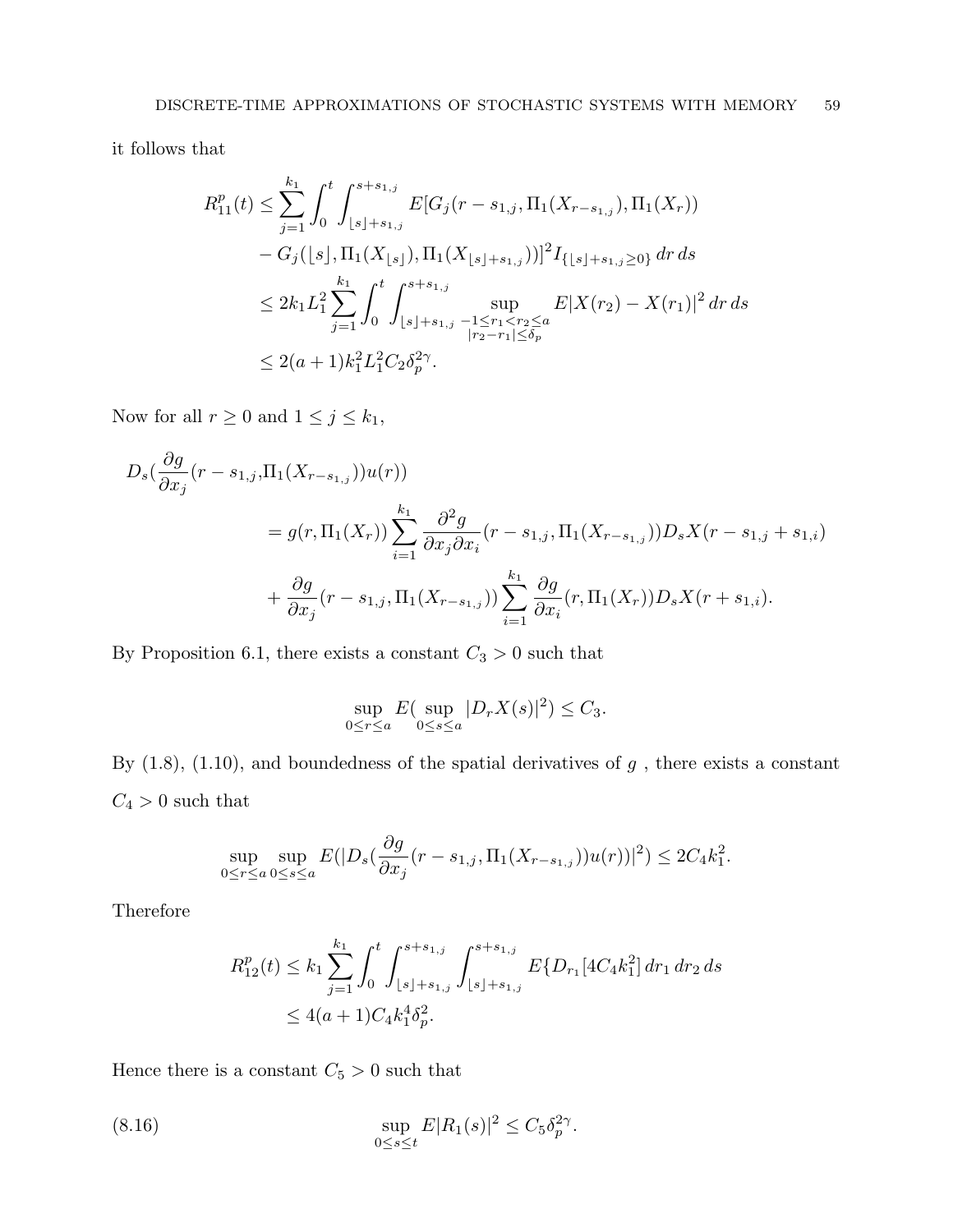it follows that

$$
\begin{aligned}
R_{11}^{p}(t) \leq & \sum_{j=1}^{k_1} \int_0^t \int_{\lfloor s \rfloor + s_{1,j}}^{s+s_{1,j}} E[G_j(r - s_{1,j}, \Pi_1(X_{r-s_{1,j}}), \Pi_1(X_r)) \\
& - G_j(\lfloor s \rfloor, \Pi_1(X_{\lfloor s \rfloor}), \Pi_1(X_{\lfloor s \rfloor + s_{1,j}}))]^2 I_{\{\lfloor s \rfloor + s_{1,j} \geq 0\}} \, dr \, ds \\
\leq & \, 2k_1 L_1^2 \sum_{j=1}^{k_1} \int_0^t \int_{\lfloor s \rfloor + s_{1,j}}^{s+s_{1,j}} \sup_{\substack{-1 \leq r_1 < r_2 \leq a \\ |r_2 - r_1| \leq \delta_p}} E|X(r_2) - X(r_1)|^2 \, dr \, ds \\
\leq & \, 2(a+1) k_1^2 L_1^2 C_2 \delta_p^{2\gamma}.
\end{aligned}
$$

Now for all $r \geq 0$ and $1 \leq j \leq k_1$,

$$
\begin{aligned}
D_s(\frac{\partial g}{\partial x_j}&(r - s_{1,j}, \Pi_1(X_{r-s_{1,j}}))u(r)) \\
&= g(r, \Pi_1(X_r)) \sum_{i=1}^{k_1} \frac{\partial^2 g}{\partial x_j \partial x_i}(r - s_{1,j}, \Pi_1(X_{r-s_{1,j}})) D_s X(r - s_{1,j} + s_{1,i}) \\
&\quad + \frac{\partial g}{\partial x_j}(r - s_{1,j}, \Pi_1(X_{r-s_{1,j}})) \sum_{i=1}^{k_1} \frac{\partial g}{\partial x_i}(r, \Pi_1(X_r)) D_s X(r + s_{1,i}).
\end{aligned}
$$

By Proposition 6.1, there exists a constant $C_3 > 0$ such that

$$
\sup_{0 \leq r \leq a} E(\sup_{0 \leq s \leq a} |D_r X(s)|^2) \leq C_3.
$$

By (1.8), (1.10), and boundedness of the spatial derivatives of $g$ , there exists a constant $C_4 > 0$ such that

$$
\sup_{0 \leq r \leq a} \sup_{0 \leq s \leq a} E(|D_s(\frac{\partial g}{\partial x_j}(r - s_{1,j}, \Pi_1(X_{r-s_{1,j}}))u(r))|^2) \leq 2C_4 k_1^2.
$$

Therefore

$$
\begin{aligned}
R_{12}^{p}(t) &\leq k_1 \sum_{j=1}^{k_1} \int_0^t \int_{\lfloor s \rfloor + s_{1,j}}^{s+s_{1,j}} \int_{\lfloor s \rfloor + s_{1,j}}^{s+s_{1,j}} E\{D_{r_1}[4C_4 k_1^2] \, dr_1 \, dr_2 \, ds \\
&\leq 4(a+1) C_4 k_1^4 \delta_p^2.
\end{aligned}
$$

Hence there is a constant $C_5 > 0$ such that

$$
\sup_{0 \leq s \leq t} E|R_1(s)|^2 \leq C_5 \delta_p^{2\gamma}. \tag{8.16}
$$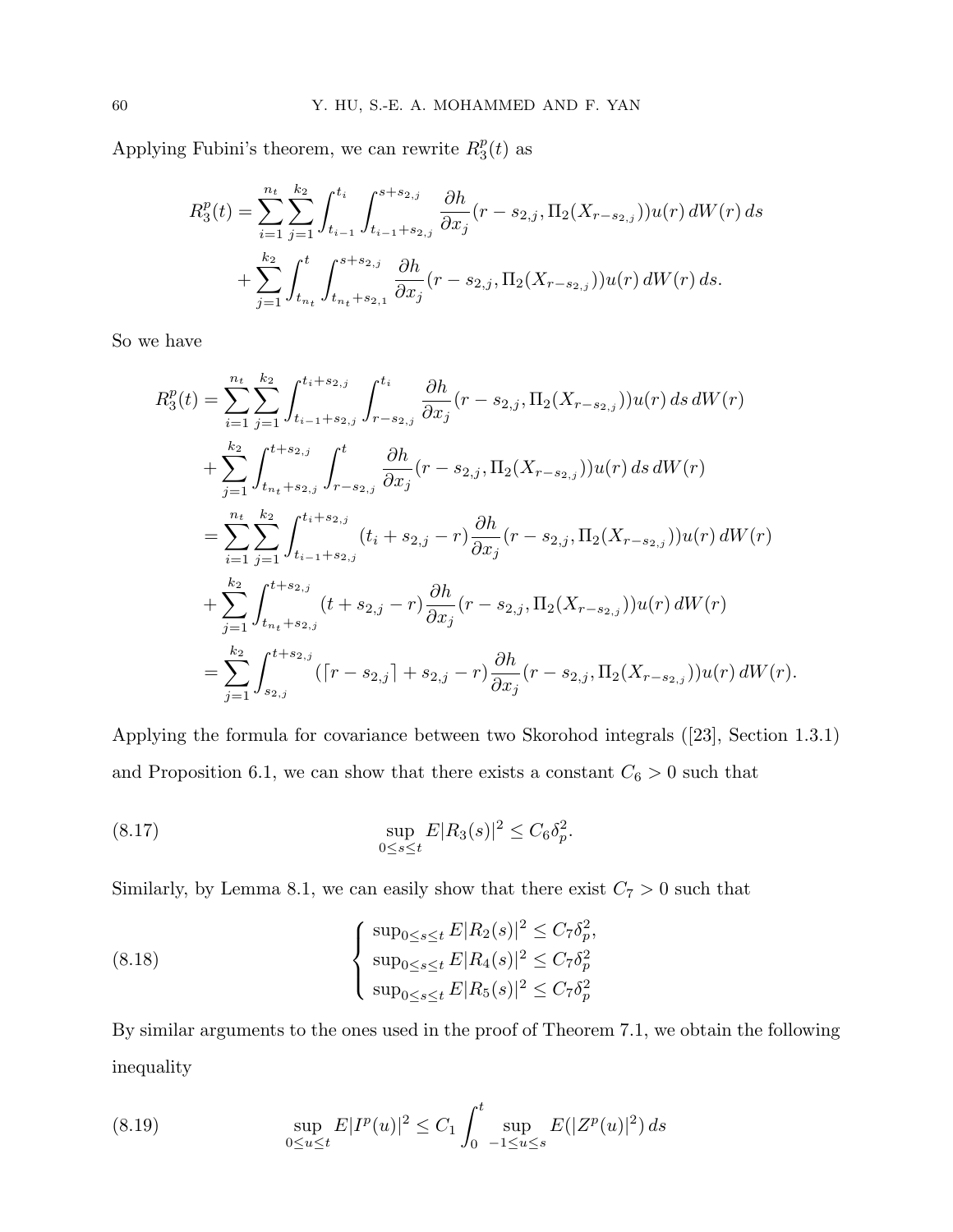Applying Fubini's theorem, we can rewrite $R_3^p(t)$ as

$$
\begin{aligned}
R_3^p(t) &= \sum_{i=1}^{n_t} \sum_{j=1}^{k_2} \int_{t_{i-1}}^{t_i} \int_{t_{i-1}+s_{2,j}}^{s+s_{2,j}} \frac{\partial h}{\partial x_j}(r - s_{2,j}, \Pi_2(X_{r-s_{2,j}}))u(r)\, dW(r)\, ds \\
&\quad + \sum_{j=1}^{k_2} \int_{t_{n_t}}^{t} \int_{t_{n_t}+s_{2,1}}^{s+s_{2,j}} \frac{\partial h}{\partial x_j}(r - s_{2,j}, \Pi_2(X_{r-s_{2,j}}))u(r)\, dW(r)\, ds.
\end{aligned}
$$

So we have

$$
\begin{aligned}
R_3^p(t) &= \sum_{i=1}^{n_t} \sum_{j=1}^{k_2} \int_{t_{i-1}+s_{2,j}}^{t_i+s_{2,j}} \int_{r-s_{2,j}}^{t_i} \frac{\partial h}{\partial x_j}(r - s_{2,j}, \Pi_2(X_{r-s_{2,j}}))u(r)\, ds\, dW(r) \\
&\quad + \sum_{j=1}^{k_2} \int_{t_{n_t}+s_{2,j}}^{t+s_{2,j}} \int_{r-s_{2,j}}^{t} \frac{\partial h}{\partial x_j}(r - s_{2,j}, \Pi_2(X_{r-s_{2,j}}))u(r)\, ds\, dW(r) \\
&= \sum_{i=1}^{n_t} \sum_{j=1}^{k_2} \int_{t_{i-1}+s_{2,j}}^{t_i+s_{2,j}} (t_i + s_{2,j} - r) \frac{\partial h}{\partial x_j}(r - s_{2,j}, \Pi_2(X_{r-s_{2,j}}))u(r)\, dW(r) \\
&\quad + \sum_{j=1}^{k_2} \int_{t_{n_t}+s_{2,j}}^{t+s_{2,j}} (t + s_{2,j} - r) \frac{\partial h}{\partial x_j}(r - s_{2,j}, \Pi_2(X_{r-s_{2,j}}))u(r)\, dW(r) \\
&= \sum_{j=1}^{k_2} \int_{s_{2,j}}^{t+s_{2,j}} (\lceil r - s_{2,j} \rceil + s_{2,j} - r) \frac{\partial h}{\partial x_j}(r - s_{2,j}, \Pi_2(X_{r-s_{2,j}}))u(r)\, dW(r).
\end{aligned}
$$

Applying the formula for covariance between two Skorohod integrals ([23], Section 1.3.1) and Proposition 6.1, we can show that there exists a constant $C_6 > 0$ such that

$$
\sup_{0 \le s \le t} E|R_3(s)|^2 \le C_6 \delta_p^2. \tag{8.17}
$$

Similarly, by Lemma 8.1, we can easily show that there exist $C_7 > 0$ such that

$$
\left\{
\begin{array}{l}
\sup_{0 \le s \le t} E|R_2(s)|^2 \le C_7 \delta_p^2, \\
\sup_{0 \le s \le t} E|R_4(s)|^2 \le C_7 \delta_p^2 \\
\sup_{0 \le s \le t} E|R_5(s)|^2 \le C_7 \delta_p^2
\end{array}
\right. \tag{8.18}
$$

By similar arguments to the ones used in the proof of Theorem 7.1, we obtain the following inequality

$$
\sup_{0 \le u \le t} E|I^p(u)|^2 \le C_1 \int_0^t \sup_{-1 \le u \le s} E(|Z^p(u)|^2)\, ds \tag{8.19}
$$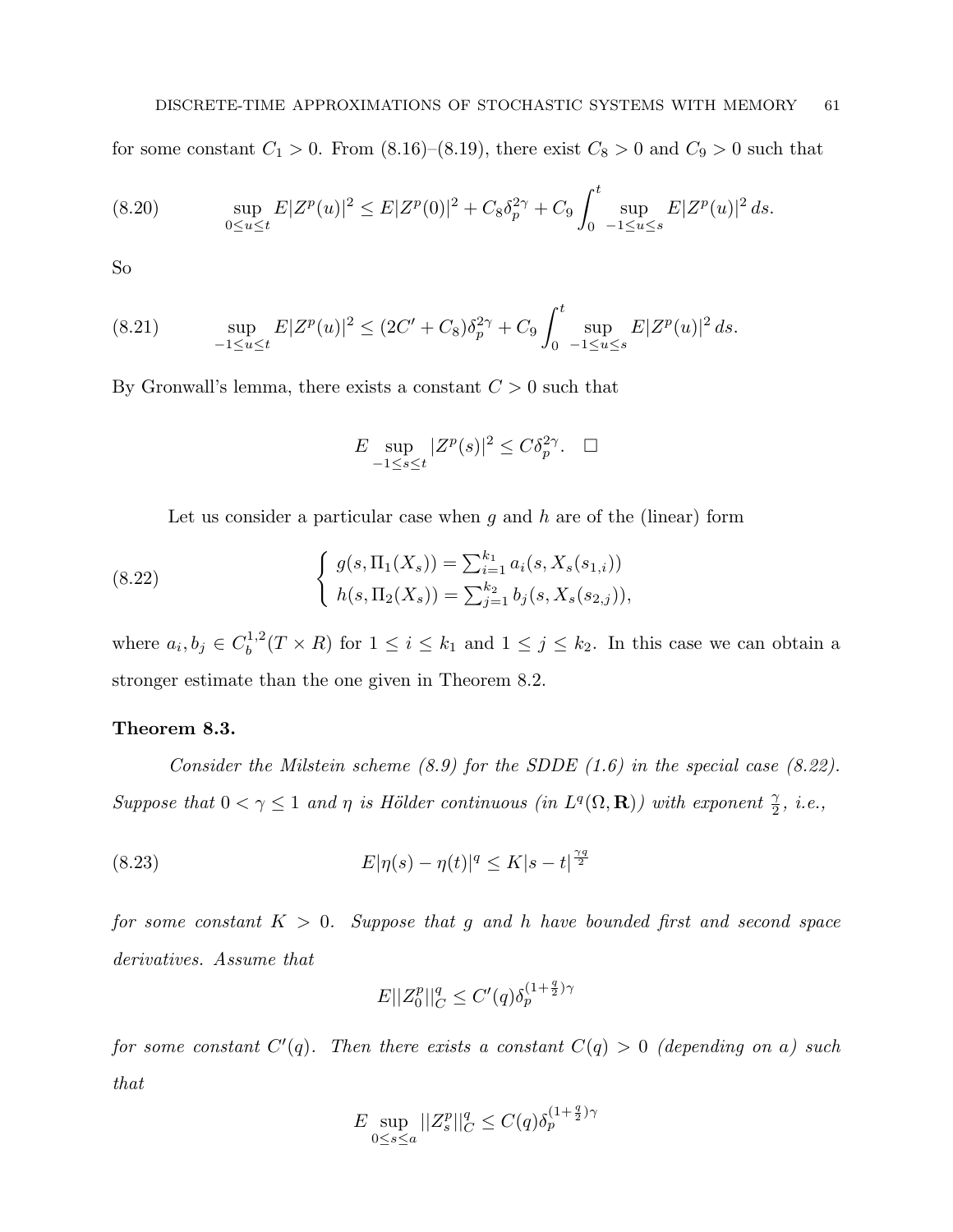for some constant $C_1 > 0$. From (8.16)–(8.19), there exist $C_8 > 0$ and $C_9 > 0$ such that

$$\sup_{0 \le u \le t} E|Z^p(u)|^2 \le E|Z^p(0)|^2 + C_8 \delta_p^{2\gamma} + C_9 \int_0^t \sup_{-1 \le u \le s} E|Z^p(u)|^2 \, ds. \tag{8.20}$$

So

$$\sup_{-1 \le u \le t} E|Z^p(u)|^2 \le (2C' + C_8)\delta_p^{2\gamma} + C_9 \int_0^t \sup_{-1 \le u \le s} E|Z^p(u)|^2 \, ds. \tag{8.21}$$

By Gronwall's lemma, there exists a constant $C > 0$ such that

$$E \sup_{-1 \le s \le t} |Z^p(s)|^2 \le C \delta_p^{2\gamma}. \quad \square$$

Let us consider a particular case when $g$ and $h$ are of the (linear) form

$$\begin{cases} g(s, \Pi_1(X_s)) = \sum_{i=1}^{k_1} a_i(s, X_s(s_{1,i})) \\ h(s, \Pi_2(X_s)) = \sum_{j=1}^{k_2} b_j(s, X_s(s_{2,j})), \end{cases} \tag{8.22}$$

where $a_i, b_j \in C_b^{1,2}(T \times R)$ for $1 \le i \le k_1$ and $1 \le j \le k_2$. In this case we can obtain a stronger estimate than the one given in Theorem 8.2.

**Theorem 8.3.**

*Consider the Milstein scheme (8.9) for the SDDE (1.6) in the special case (8.22). Suppose that $0 < \gamma \le 1$ and $\eta$ is Hölder continuous (in $L^q(\Omega, \mathbf{R})$) with exponent $\frac{\gamma}{2}$, i.e.,*

$$E|\eta(s) - \eta(t)|^q \le K|s - t|^{\frac{\gamma q}{2}} \tag{8.23}$$

*for some constant $K > 0$. Suppose that $g$ and $h$ have bounded first and second space derivatives. Assume that*

$$E||Z_0^p||_C^q \le C'(q)\delta_p^{(1+\frac{q}{2})\gamma}$$

*for some constant $C'(q)$. Then there exists a constant $C(q) > 0$ (depending on $a$) such that*

$$E \sup_{0 \le s \le a} ||Z_s^p||_C^q \le C(q)\delta_p^{(1+\frac{q}{2})\gamma}$$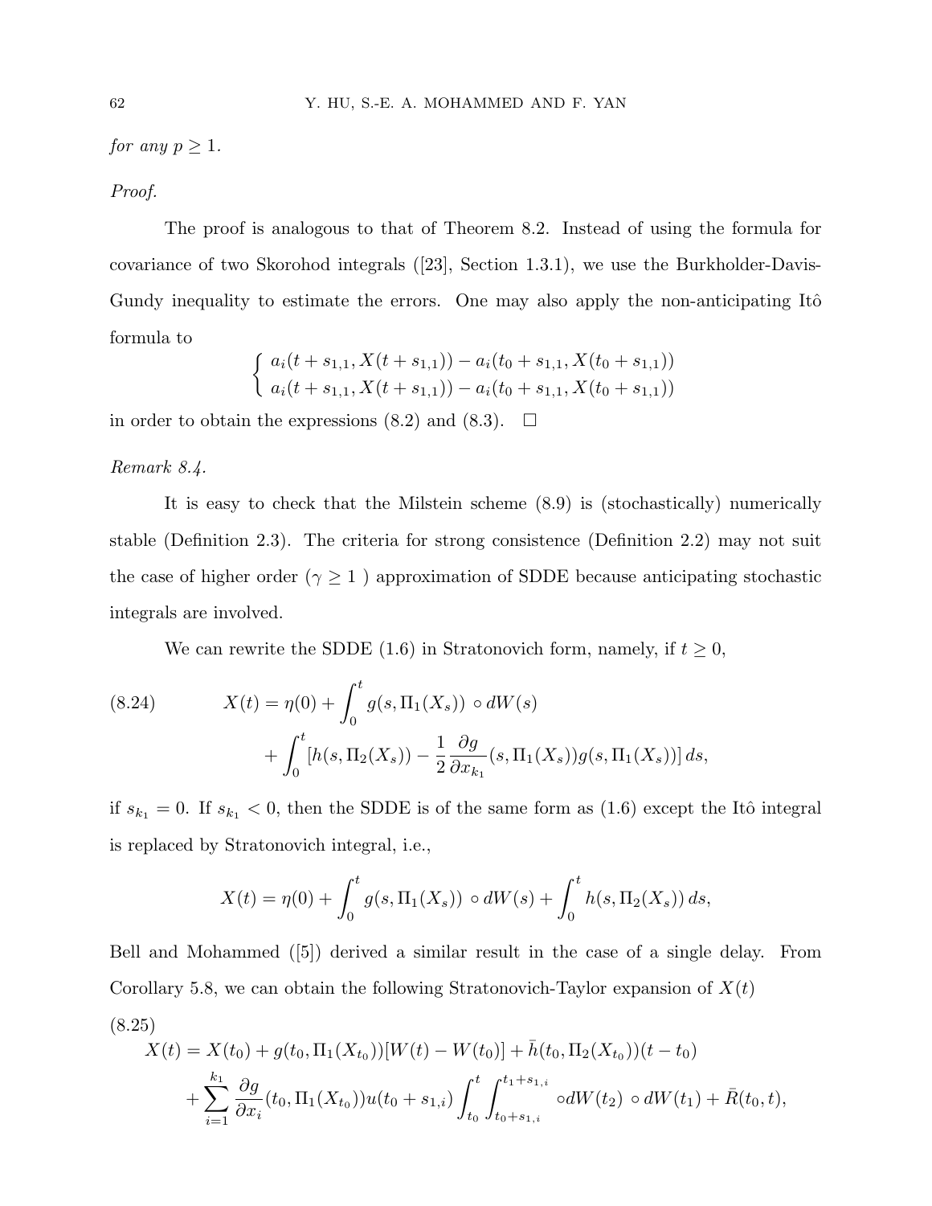*for any* $p \geq 1$.

*Proof.*

The proof is analogous to that of Theorem 8.2. Instead of using the formula for covariance of two Skorohod integrals ([23], Section 1.3.1), we use the Burkholder-Davis-Gundy inequality to estimate the errors. One may also apply the non-anticipating Itô formula to

$$\begin{cases} a_i(t+s_{1,1}, X(t+s_{1,1})) - a_i(t_0+s_{1,1}, X(t_0+s_{1,1})) \\ a_i(t+s_{1,1}, X(t+s_{1,1})) - a_i(t_0+s_{1,1}, X(t_0+s_{1,1})) \end{cases}$$

in order to obtain the expressions (8.2) and (8.3). $\square$

*Remark 8.4.*

It is easy to check that the Milstein scheme (8.9) is (stochastically) numerically stable (Definition 2.3). The criteria for strong consistence (Definition 2.2) may not suit the case of higher order ($\gamma \geq 1$ ) approximation of SDDE because anticipating stochastic integrals are involved.

We can rewrite the SDDE (1.6) in Stratonovich form, namely, if $t \geq 0$,

$$\begin{aligned}(8.24) \qquad X(t) = \eta(0) &+ \int_0^t g(s, \Pi_1(X_s)) \circ dW(s) \\ &+ \int_0^t [h(s, \Pi_2(X_s)) - \frac{1}{2}\frac{\partial g}{\partial x_{k_1}}(s, \Pi_1(X_s))g(s, \Pi_1(X_s))]\, ds,\end{aligned}$$

if $s_{k_1} = 0$. If $s_{k_1} < 0$, then the SDDE is of the same form as (1.6) except the Itô integral is replaced by Stratonovich integral, i.e.,

$$X(t) = \eta(0) + \int_0^t g(s, \Pi_1(X_s)) \circ dW(s) + \int_0^t h(s, \Pi_2(X_s))\, ds,$$

Bell and Mohammed ([5]) derived a similar result in the case of a single delay. From Corollary 5.8, we can obtain the following Stratonovich-Taylor expansion of $X(t)$

$$\begin{aligned}(8.25) \qquad X(t) &= X(t_0) + g(t_0, \Pi_1(X_{t_0}))[W(t) - W(t_0)] + \bar{h}(t_0, \Pi_2(X_{t_0}))(t - t_0) \\ &+ \sum_{i=1}^{k_1} \frac{\partial g}{\partial x_i}(t_0, \Pi_1(X_{t_0}))u(t_0 + s_{1,i}) \int_{t_0}^t \int_{t_0+s_{1,i}}^{t_1+s_{1,i}} \circ dW(t_2) \circ dW(t_1) + \bar{R}(t_0, t),\end{aligned}$$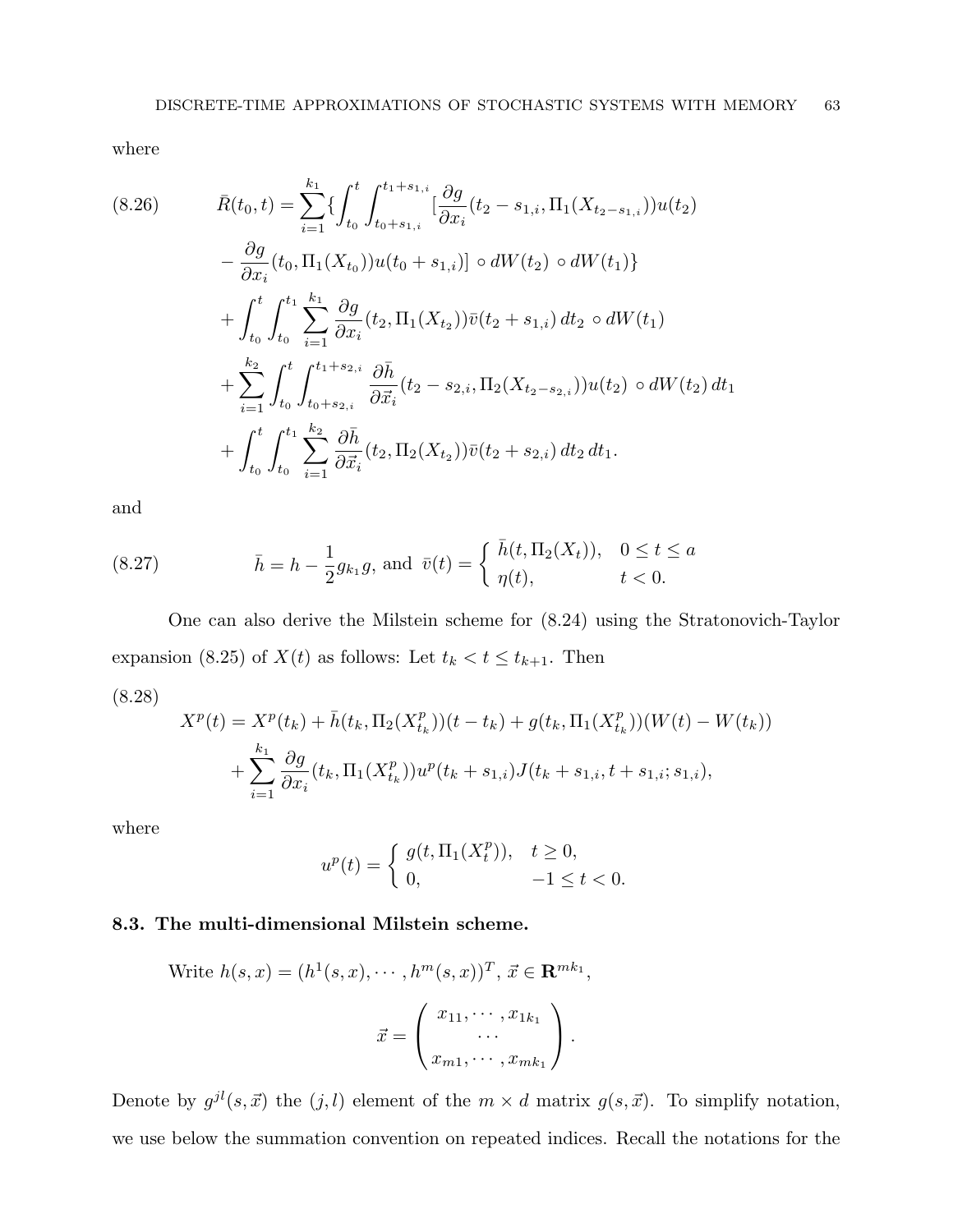where

$$
\begin{aligned}
\bar{R}(t_0,t) = & \sum_{i=1}^{k_1} \{ \int_{t_0}^{t} \int_{t_0+s_{1,i}}^{t_1+s_{1,i}} [\frac{\partial g}{\partial x_i}(t_2 - s_{1,i}, \Pi_1(X_{t_2-s_{1,i}}))u(t_2) \\
& - \frac{\partial g}{\partial x_i}(t_0, \Pi_1(X_{t_0}))u(t_0 + s_{1,i})] \circ dW(t_2) \circ dW(t_1) \} \\
& + \int_{t_0}^{t} \int_{t_0}^{t_1} \sum_{i=1}^{k_1} \frac{\partial g}{\partial x_i}(t_2, \Pi_1(X_{t_2}))\bar{v}(t_2 + s_{1,i})\, dt_2 \circ dW(t_1) \\
& + \sum_{i=1}^{k_2} \int_{t_0}^{t} \int_{t_0+s_{2,i}}^{t_1+s_{2,i}} \frac{\partial \bar{h}}{\partial \vec{x}_i}(t_2 - s_{2,i}, \Pi_2(X_{t_2-s_{2,i}}))u(t_2) \circ dW(t_2)\, dt_1 \\
& + \int_{t_0}^{t} \int_{t_0}^{t_1} \sum_{i=1}^{k_2} \frac{\partial \bar{h}}{\partial \vec{x}_i}(t_2, \Pi_2(X_{t_2}))\bar{v}(t_2 + s_{2,i})\, dt_2\, dt_1.
\end{aligned}
\tag{8.26}
$$

and

$$
\bar{h} = h - \frac{1}{2} g_{k_1} g, \text{ and } \bar{v}(t) = \begin{cases} \bar{h}(t, \Pi_2(X_t)), & 0 \le t \le a \\ \eta(t), & t < 0. \end{cases}
\tag{8.27}
$$

One can also derive the Milstein scheme for (8.24) using the Stratonovich-Taylor expansion (8.25) of $X(t)$ as follows: Let $t_k < t \le t_{k+1}$. Then

$$
\begin{aligned}
X^p(t) = & X^p(t_k) + \bar{h}(t_k, \Pi_2(X^p_{t_k}))(t - t_k) + g(t_k, \Pi_1(X^p_{t_k}))(W(t) - W(t_k)) \\
& + \sum_{i=1}^{k_1} \frac{\partial g}{\partial x_i}(t_k, \Pi_1(X^p_{t_k}))u^p(t_k + s_{1,i})J(t_k + s_{1,i}, t + s_{1,i}; s_{1,i}),
\end{aligned}
\tag{8.28}
$$

where

$$
u^p(t) = \begin{cases} g(t, \Pi_1(X^p_t)), & t \ge 0, \\ 0, & -1 \le t < 0. \end{cases}
$$

### 8.3. The multi-dimensional Milstein scheme.

Write $h(s,x) = (h^1(s,x), \cdots, h^m(s,x))^T$, $\vec{x} \in \mathbf{R}^{mk_1}$,

$$
\vec{x} = \begin{pmatrix} x_{11}, \cdots, x_{1k_1} \\ \cdots \\ x_{m1}, \cdots, x_{mk_1} \end{pmatrix}.
$$

Denote by $g^{jl}(s, \vec{x})$ the $(j,l)$ element of the $m \times d$ matrix $g(s, \vec{x})$. To simplify notation, we use below the summation convention on repeated indices. Recall the notations for the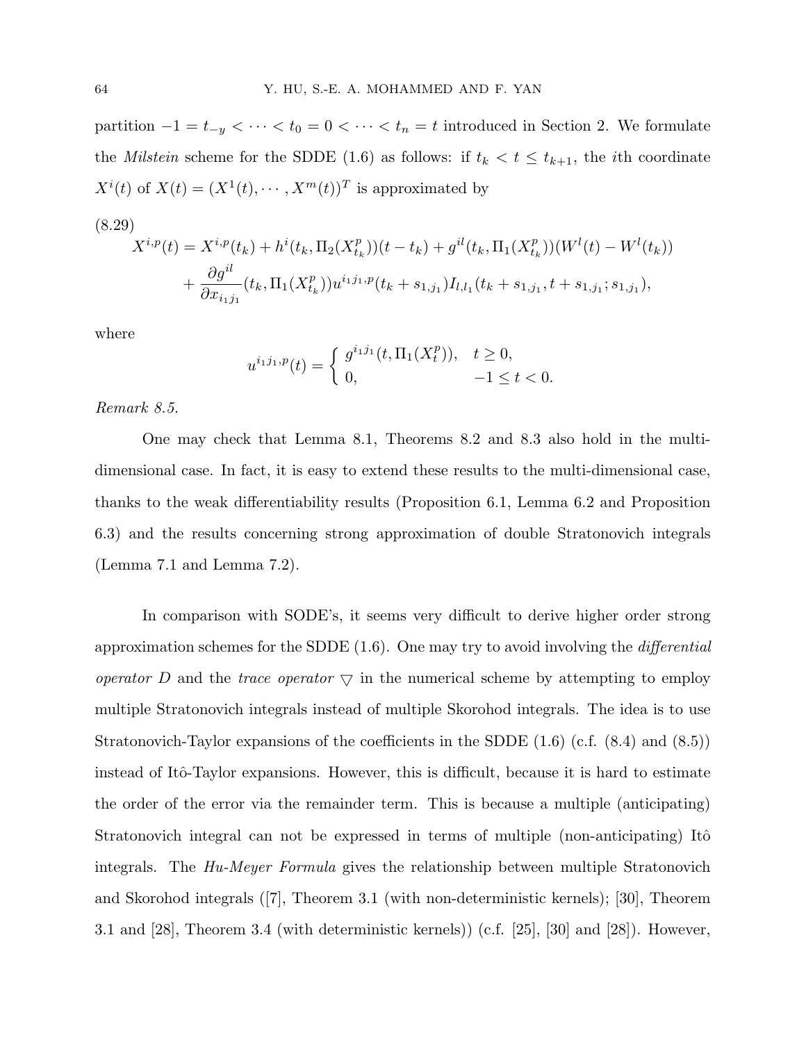partition $-1 = t_{-y} < \cdots < t_0 = 0 < \cdots < t_n = t$ introduced in Section 2. We formulate the *Milstein* scheme for the SDDE (1.6) as follows: if $t_k < t \le t_{k+1}$, the $i$th coordinate $X^i(t)$ of $X(t) = (X^1(t), \cdots, X^m(t))^T$ is approximated by

(8.29)

$$
\begin{aligned}
X^{i,p}(t) = & X^{i,p}(t_k) + h^i(t_k, \Pi_2(X^p_{t_k}))(t - t_k) + g^{il}(t_k, \Pi_1(X^p_{t_k}))(W^l(t) - W^l(t_k)) \\
& + \frac{\partial g^{il}}{\partial x_{i_1 j_1}}(t_k, \Pi_1(X^p_{t_k}))u^{i_1 j_1, p}(t_k + s_{1,j_1}) I_{l,l_1}(t_k + s_{1,j_1}, t + s_{1,j_1}; s_{1,j_1}),
\end{aligned}
$$

where

$$
u^{i_1 j_1, p}(t) = \begin{cases} g^{i_1 j_1}(t, \Pi_1(X^p_t)), & t \ge 0, \\ 0, & -1 \le t < 0. \end{cases}
$$

*Remark 8.5.*

One may check that Lemma 8.1, Theorems 8.2 and 8.3 also hold in the multi-dimensional case. In fact, it is easy to extend these results to the multi-dimensional case, thanks to the weak differentiability results (Proposition 6.1, Lemma 6.2 and Proposition 6.3) and the results concerning strong approximation of double Stratonovich integrals (Lemma 7.1 and Lemma 7.2).

In comparison with SODE's, it seems very difficult to derive higher order strong approximation schemes for the SDDE (1.6). One may try to avoid involving the *differential operator* $D$ and the *trace operator* $\bigtriangledown$ in the numerical scheme by attempting to employ multiple Stratonovich integrals instead of multiple Skorohod integrals. The idea is to use Stratonovich-Taylor expansions of the coefficients in the SDDE (1.6) (c.f. (8.4) and (8.5)) instead of Itô-Taylor expansions. However, this is difficult, because it is hard to estimate the order of the error via the remainder term. This is because a multiple (anticipating) Stratonovich integral can not be expressed in terms of multiple (non-anticipating) Itô integrals. The *Hu-Meyer Formula* gives the relationship between multiple Stratonovich and Skorohod integrals ([7], Theorem 3.1 (with non-deterministic kernels); [30], Theorem 3.1 and [28], Theorem 3.4 (with deterministic kernels)) (c.f. [25], [30] and [28]). However,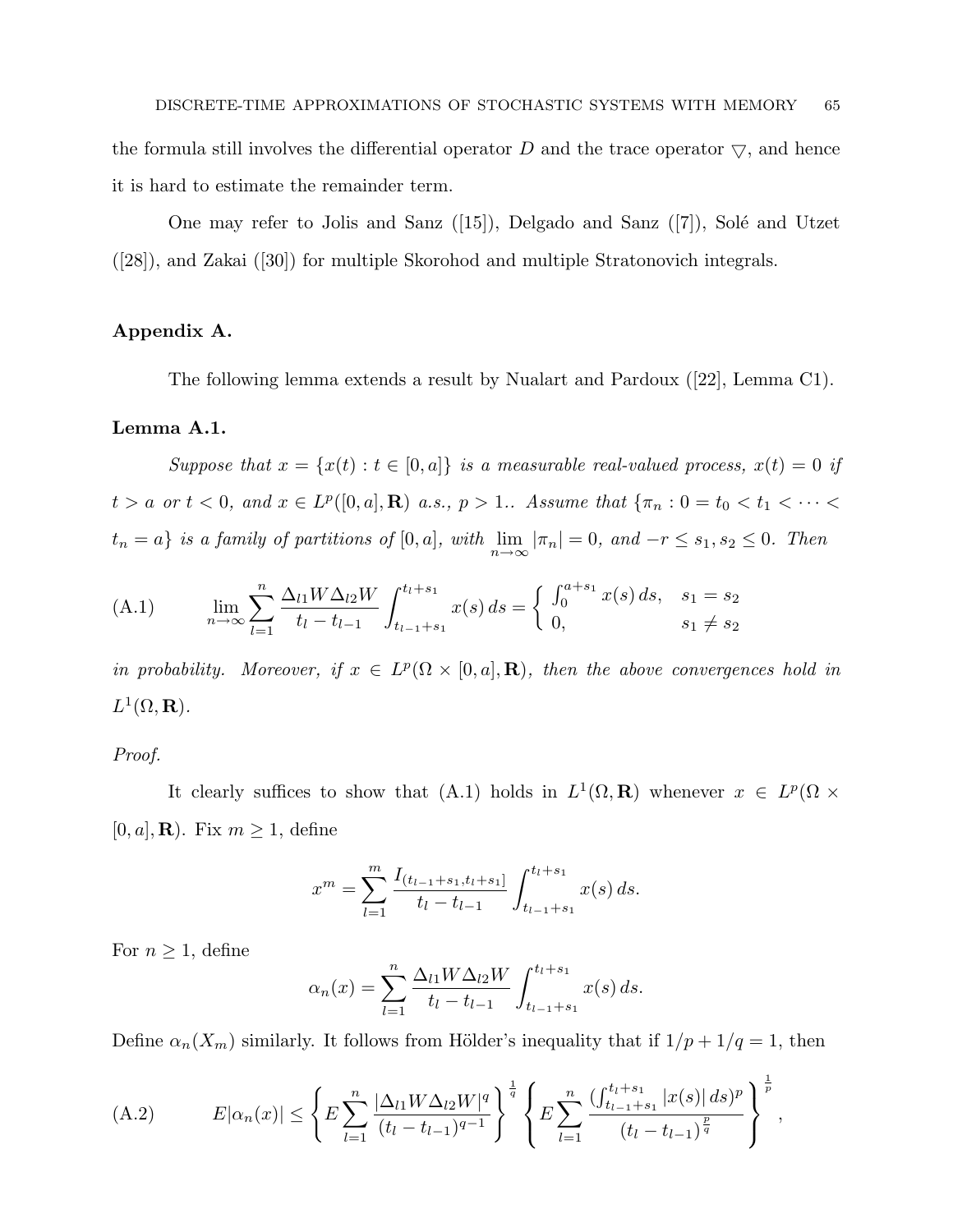the formula still involves the differential operator $D$ and the trace operator $\bigtriangledown$, and hence it is hard to estimate the remainder term.

One may refer to Jolis and Sanz ([15]), Delgado and Sanz ([7]), Solé and Utzet ([28]), and Zakai ([30]) for multiple Skorohod and multiple Stratonovich integrals.

## Appendix A.

The following lemma extends a result by Nualart and Pardoux ([22], Lemma C1).

**Lemma A.1.**

*Suppose that $x = \{x(t) : t \in [0, a]\}$ is a measurable real-valued process, $x(t) = 0$ if $t > a$ or $t < 0$, and $x \in L^p([0, a], \mathbf{R})$ a.s., $p > 1$.. Assume that $\{\pi_n : 0 = t_0 < t_1 < \cdots < t_n = a\}$ is a family of partitions of $[0, a]$, with $\lim_{n\to\infty} |\pi_n| = 0$, and $-r \leq s_1, s_2 \leq 0$. Then*

$$
\lim_{n\to\infty} \sum_{l=1}^{n} \frac{\Delta_{l1} W \Delta_{l2} W}{t_l - t_{l-1}} \int_{t_{l-1}+s_1}^{t_l+s_1} x(s)\, ds = \begin{cases} \int_0^{a+s_1} x(s)\, ds, & s_1 = s_2 \\ 0, & s_1 \neq s_2 \end{cases} \tag{A.1}
$$

*in probability. Moreover, if $x \in L^p(\Omega \times [0, a], \mathbf{R})$, then the above convergences hold in $L^1(\Omega, \mathbf{R})$.*

*Proof.*

It clearly suffices to show that (A.1) holds in $L^1(\Omega, \mathbf{R})$ whenever $x \in L^p(\Omega \times [0, a], \mathbf{R})$. Fix $m \geq 1$, define

$$
x^m = \sum_{l=1}^{m} \frac{I_{(t_{l-1}+s_1, t_l+s_1]}}{t_l - t_{l-1}} \int_{t_{l-1}+s_1}^{t_l+s_1} x(s)\, ds.
$$

For $n \geq 1$, define

$$
\alpha_n(x) = \sum_{l=1}^{n} \frac{\Delta_{l1} W \Delta_{l2} W}{t_l - t_{l-1}} \int_{t_{l-1}+s_1}^{t_l+s_1} x(s)\, ds.
$$

Define $\alpha_n(X_m)$ similarly. It follows from Hölder's inequality that if $1/p + 1/q = 1$, then

$$
E|\alpha_n(x)| \leq \left\{ E \sum_{l=1}^{n} \frac{|\Delta_{l1} W \Delta_{l2} W|^q}{(t_l - t_{l-1})^{q-1}} \right\}^{\frac{1}{q}} \left\{ E \sum_{l=1}^{n} \frac{(\int_{t_{l-1}+s_1}^{t_l+s_1} |x(s)|\, ds)^p}{(t_l - t_{l-1})^{\frac{p}{q}}} \right\}^{\frac{1}{p}}, \tag{A.2}
$$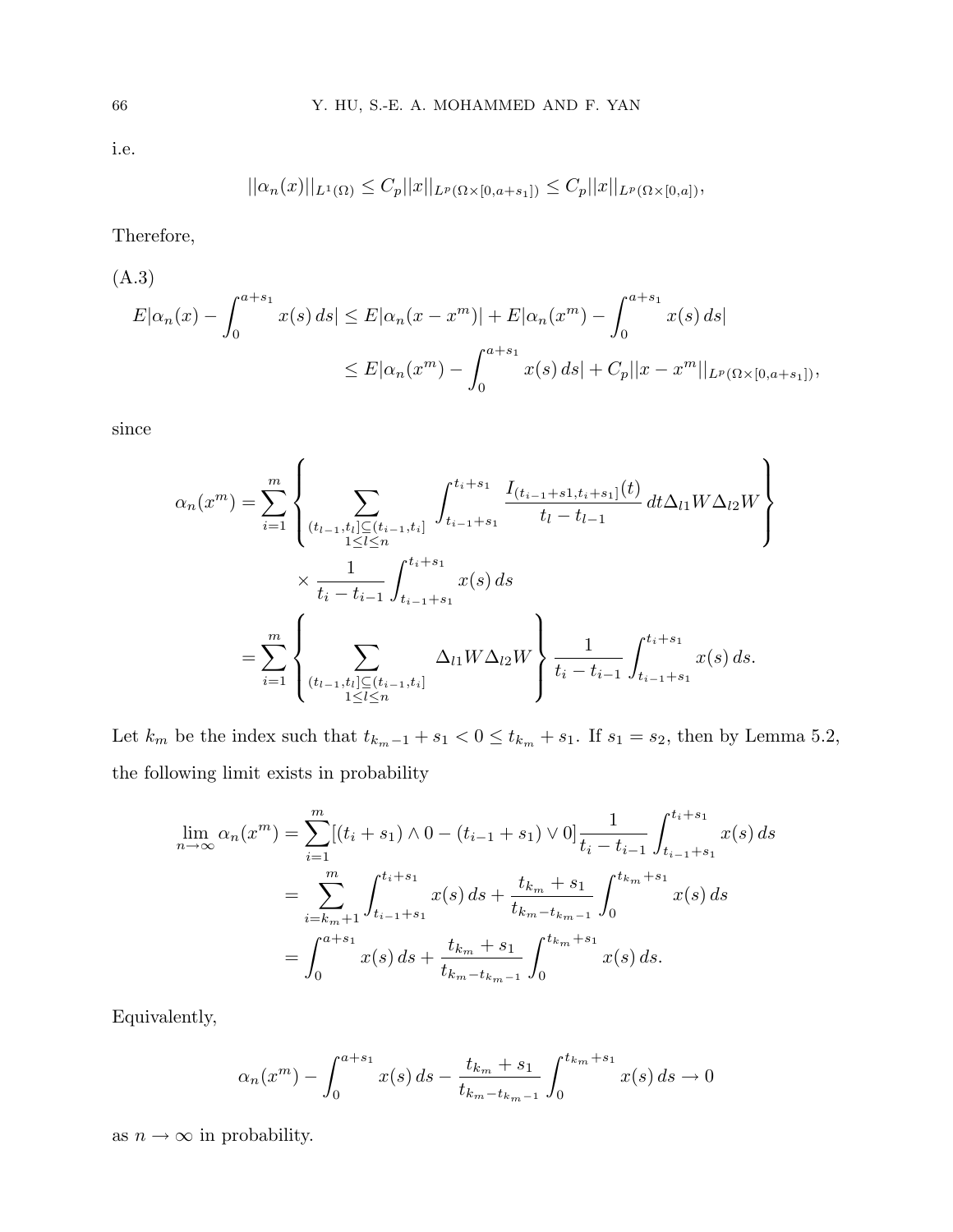i.e.

$$||\alpha_n(x)||_{L^1(\Omega)} \le C_p ||x||_{L^p(\Omega\times[0,a+s_1])} \le C_p ||x||_{L^p(\Omega\times[0,a])},$$

Therefore,

(A.3)

$$\begin{aligned}
E|\alpha_n(x) - \int_0^{a+s_1} x(s)\,ds| &\le E|\alpha_n(x-x^m)| + E|\alpha_n(x^m) - \int_0^{a+s_1} x(s)\,ds| \\
&\le E|\alpha_n(x^m) - \int_0^{a+s_1} x(s)\,ds| + C_p ||x - x^m||_{L^p(\Omega\times[0,a+s_1])},
\end{aligned}$$

since

$$\begin{aligned}
\alpha_n(x^m) &= \sum_{i=1}^m \left\{ \sum_{\substack{(t_{l-1},t_l]\subseteq(t_{i-1},t_i] \\ 1\le l\le n}} \int_{t_{i-1}+s_1}^{t_i+s_1} \frac{I_{(t_{i-1}+s1,t_i+s_1]}(t)}{t_l - t_{l-1}}\,dt \Delta_{l1}W\Delta_{l2}W \right\} \\
&\qquad \times \frac{1}{t_i - t_{i-1}} \int_{t_{i-1}+s_1}^{t_i+s_1} x(s)\,ds \\
&= \sum_{i=1}^m \left\{ \sum_{\substack{(t_{l-1},t_l]\subseteq(t_{i-1},t_i] \\ 1\le l\le n}} \Delta_{l1}W\Delta_{l2}W \right\} \frac{1}{t_i - t_{i-1}} \int_{t_{i-1}+s_1}^{t_i+s_1} x(s)\,ds.
\end{aligned}$$

Let $k_m$ be the index such that $t_{k_m-1}+s_1 < 0 \le t_{k_m}+s_1$. If $s_1 = s_2$, then by Lemma 5.2, the following limit exists in probability

$$\begin{aligned}
\lim_{n\to\infty} \alpha_n(x^m) &= \sum_{i=1}^m [(t_i+s_1)\wedge 0 - (t_{i-1}+s_1)\vee 0] \frac{1}{t_i - t_{i-1}} \int_{t_{i-1}+s_1}^{t_i+s_1} x(s)\,ds \\
&= \sum_{i=k_m+1}^m \int_{t_{i-1}+s_1}^{t_i+s_1} x(s)\,ds + \frac{t_{k_m}+s_1}{t_{k_m - t_{k_m-1}}} \int_0^{t_{k_m}+s_1} x(s)\,ds \\
&= \int_0^{a+s_1} x(s)\,ds + \frac{t_{k_m}+s_1}{t_{k_m - t_{k_m-1}}} \int_0^{t_{k_m}+s_1} x(s)\,ds.
\end{aligned}$$

Equivalently,

$$\alpha_n(x^m) - \int_0^{a+s_1} x(s)\,ds - \frac{t_{k_m}+s_1}{t_{k_m - t_{k_m-1}}} \int_0^{t_{k_m}+s_1} x(s)\,ds \to 0$$

as $n \to \infty$ in probability.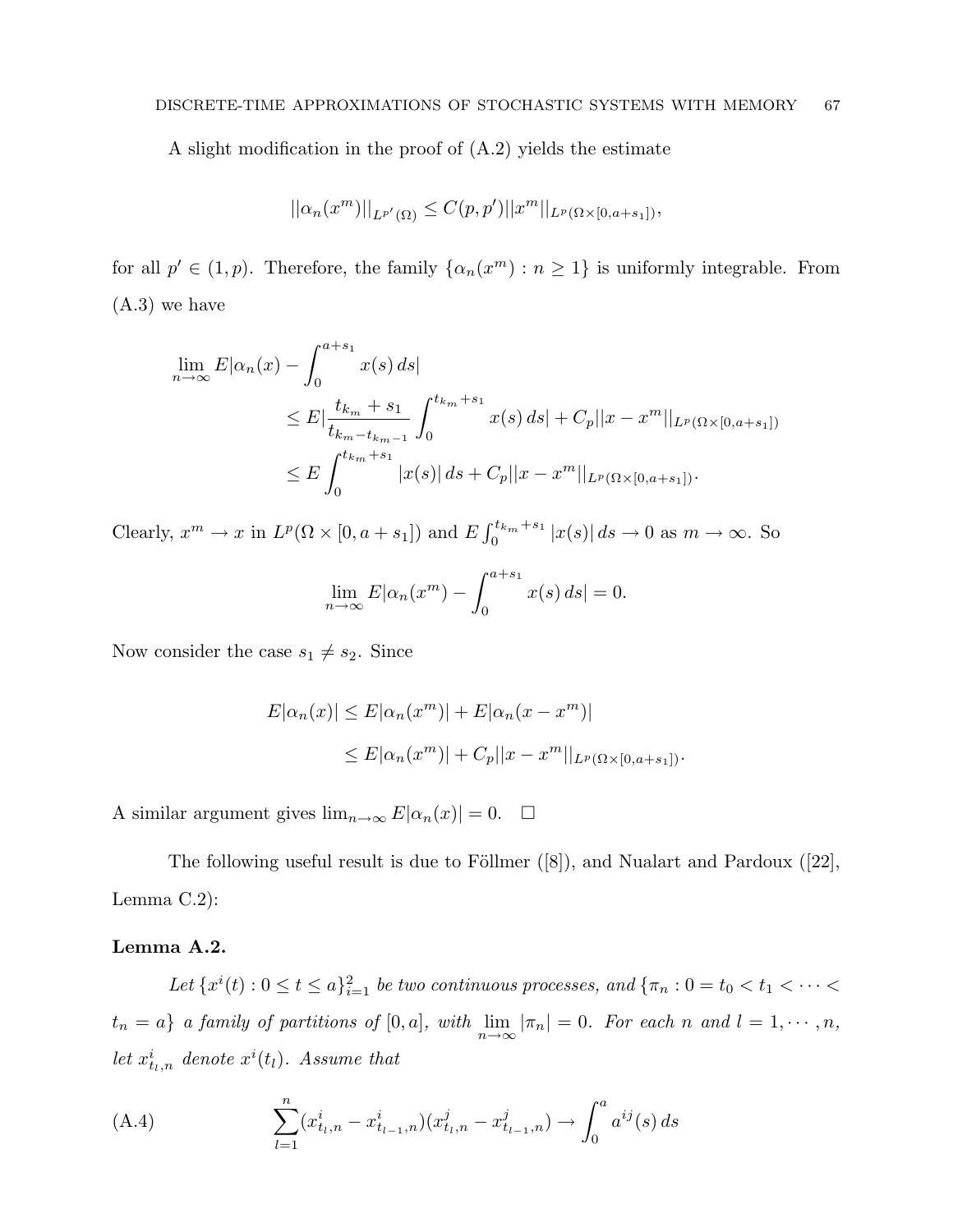A slight modification in the proof of (A.2) yields the estimate

$$||\alpha_n(x^m)||_{L^{p'}(\Omega)} \le C(p,p')||x^m||_{L^p(\Omega\times[0,a+s_1])},$$

for all $p' \in (1,p)$. Therefore, the family $\{\alpha_n(x^m) : n \ge 1\}$ is uniformly integrable. From (A.3) we have

$$\begin{aligned}
\lim_{n\to\infty} E|\alpha_n(x) - \int_0^{a+s_1} x(s)\,ds| & \\
&\le E|\frac{t_{k_m}+s_1}{t_{k_m-t_{k_m-1}}}\int_0^{t_{k_m}+s_1} x(s)\,ds| + C_p||x-x^m||_{L^p(\Omega\times[0,a+s_1])} \\
&\le E\int_0^{t_{k_m}+s_1} |x(s)|\,ds + C_p||x-x^m||_{L^p(\Omega\times[0,a+s_1])}.
\end{aligned}$$

Clearly, $x^m \to x$ in $L^p(\Omega\times[0,a+s_1])$ and $E\int_0^{t_{k_m}+s_1}|x(s)|\,ds \to 0$ as $m\to\infty$. So

$$\lim_{n\to\infty} E|\alpha_n(x^m) - \int_0^{a+s_1} x(s)\,ds| = 0.$$

Now consider the case $s_1 \ne s_2$. Since

$$\begin{aligned}
E|\alpha_n(x)| &\le E|\alpha_n(x^m)| + E|\alpha_n(x-x^m)| \\
&\le E|\alpha_n(x^m)| + C_p||x-x^m||_{L^p(\Omega\times[0,a+s_1])}.
\end{aligned}$$

A similar argument gives $\lim_{n\to\infty} E|\alpha_n(x)| = 0$. $\square$

The following useful result is due to Föllmer ([8]), and Nualart and Pardoux ([22], Lemma C.2):

**Lemma A.2.**

*Let $\{x^i(t) : 0 \le t \le a\}_{i=1}^2$ be two continuous processes, and $\{\pi_n : 0 = t_0 < t_1 < \cdots < t_n = a\}$ a family of partitions of $[0,a]$, with $\lim_{n\to\infty}|\pi_n| = 0$. For each $n$ and $l = 1,\cdots,n$, let $x^i_{t_l,n}$ denote $x^i(t_l)$. Assume that*

$$\text{(A.4)} \qquad \sum_{l=1}^n (x^i_{t_l,n} - x^i_{t_{l-1},n})(x^j_{t_l,n} - x^j_{t_{l-1},n}) \to \int_0^a a^{ij}(s)\,ds$$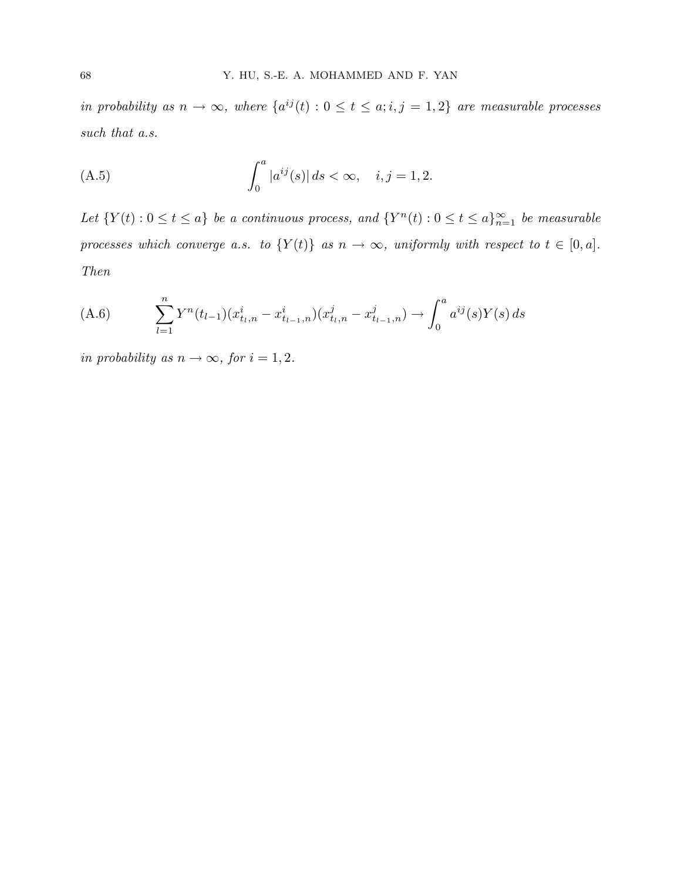*in probability as $n \to \infty$, where $\{a^{ij}(t) : 0 \leq t \leq a; i, j = 1, 2\}$ are measurable processes such that a.s.*

$$\int_0^a |a^{ij}(s)|\, ds < \infty, \quad i, j = 1, 2. \tag{A.5}$$

*Let $\{Y(t) : 0 \leq t \leq a\}$ be a continuous process, and $\{Y^n(t) : 0 \leq t \leq a\}_{n=1}^{\infty}$ be measurable processes which converge a.s. to $\{Y(t)\}$ as $n \to \infty$, uniformly with respect to $t \in [0, a]$. Then*

$$\sum_{l=1}^{n} Y^n(t_{l-1})(x^i_{t_l,n} - x^i_{t_{l-1},n})(x^j_{t_l,n} - x^j_{t_{l-1},n}) \to \int_0^a a^{ij}(s) Y(s)\, ds \tag{A.6}$$

*in probability as $n \to \infty$, for $i = 1, 2$.*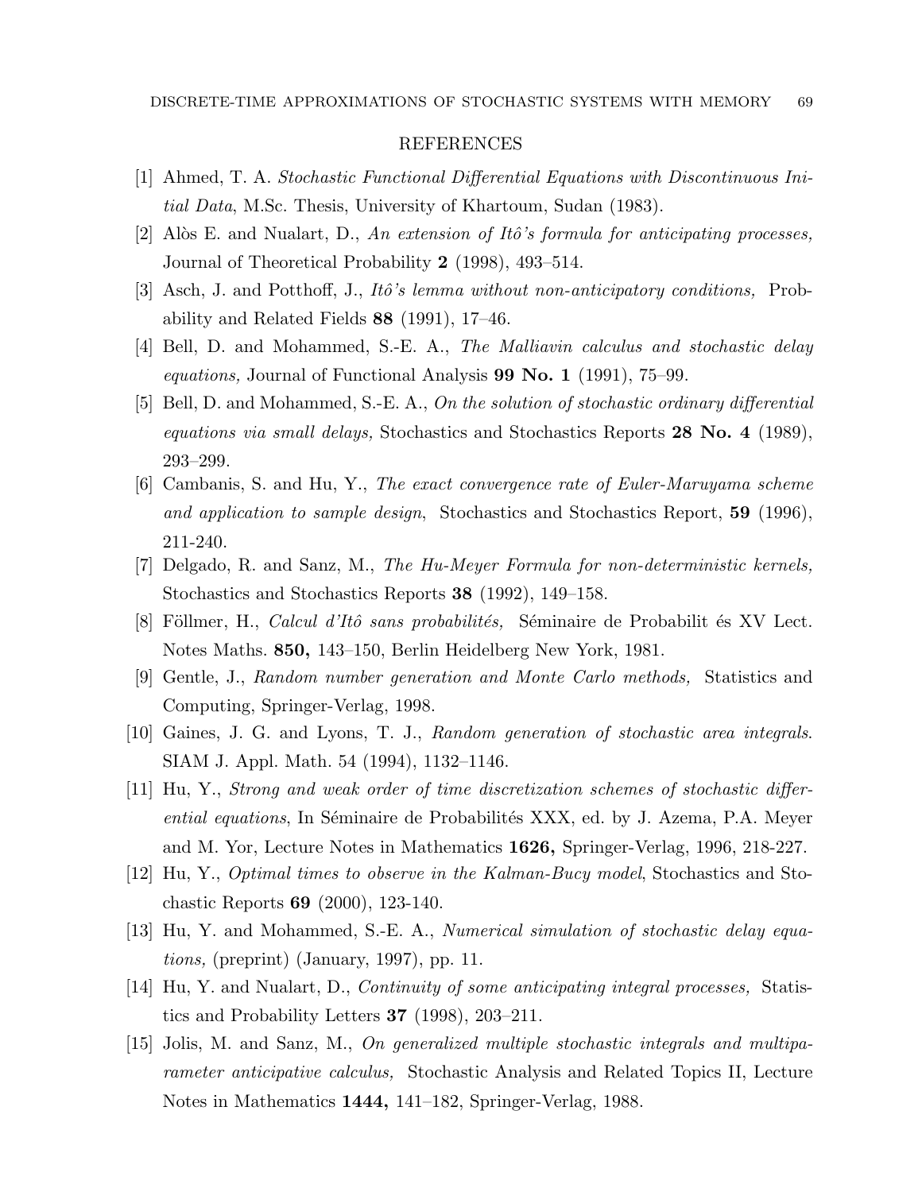## REFERENCES

[1] Ahmed, T. A. *Stochastic Functional Differential Equations with Discontinuous Initial Data*, M.Sc. Thesis, University of Khartoum, Sudan (1983).

[2] Alòs E. and Nualart, D., *An extension of Itô's formula for anticipating processes,* Journal of Theoretical Probability **2** (1998), 493–514.

[3] Asch, J. and Potthoff, J., *Itô's lemma without non-anticipatory conditions,* Probability and Related Fields **88** (1991), 17–46.

[4] Bell, D. and Mohammed, S.-E. A., *The Malliavin calculus and stochastic delay equations,* Journal of Functional Analysis **99 No. 1** (1991), 75–99.

[5] Bell, D. and Mohammed, S.-E. A., *On the solution of stochastic ordinary differential equations via small delays,* Stochastics and Stochastics Reports **28 No. 4** (1989), 293–299.

[6] Cambanis, S. and Hu, Y., *The exact convergence rate of Euler-Maruyama scheme and application to sample design*, Stochastics and Stochastics Report, **59** (1996), 211-240.

[7] Delgado, R. and Sanz, M., *The Hu-Meyer Formula for non-deterministic kernels,* Stochastics and Stochastics Reports **38** (1992), 149–158.

[8] Föllmer, H., *Calcul d'Itô sans probabilités,* Séminaire de Probabilit és XV Lect. Notes Maths. **850,** 143–150, Berlin Heidelberg New York, 1981.

[9] Gentle, J., *Random number generation and Monte Carlo methods,* Statistics and Computing, Springer-Verlag, 1998.

[10] Gaines, J. G. and Lyons, T. J., *Random generation of stochastic area integrals*. SIAM J. Appl. Math. 54 (1994), 1132–1146.

[11] Hu, Y., *Strong and weak order of time discretization schemes of stochastic differential equations*, In Séminaire de Probabilités XXX, ed. by J. Azema, P.A. Meyer and M. Yor, Lecture Notes in Mathematics **1626,** Springer-Verlag, 1996, 218-227.

[12] Hu, Y., *Optimal times to observe in the Kalman-Bucy model*, Stochastics and Stochastic Reports **69** (2000), 123-140.

[13] Hu, Y. and Mohammed, S.-E. A., *Numerical simulation of stochastic delay equations,* (preprint) (January, 1997), pp. 11.

[14] Hu, Y. and Nualart, D., *Continuity of some anticipating integral processes,* Statistics and Probability Letters **37** (1998), 203–211.

[15] Jolis, M. and Sanz, M., *On generalized multiple stochastic integrals and multiparameter anticipative calculus,* Stochastic Analysis and Related Topics II, Lecture Notes in Mathematics **1444,** 141–182, Springer-Verlag, 1988.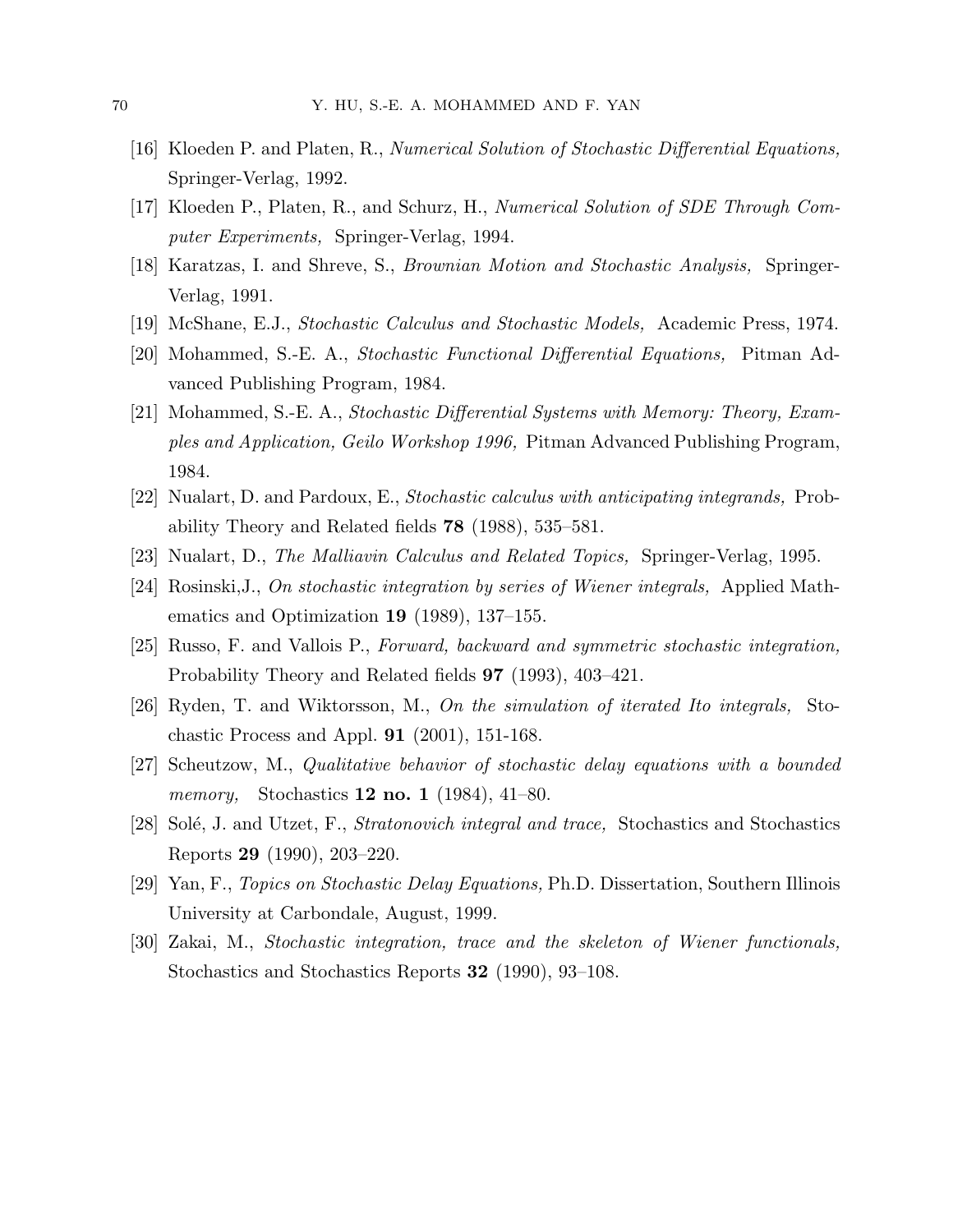[16] Kloeden P. and Platen, R., *Numerical Solution of Stochastic Differential Equations,* Springer-Verlag, 1992.

[17] Kloeden P., Platen, R., and Schurz, H., *Numerical Solution of SDE Through Computer Experiments,* Springer-Verlag, 1994.

[18] Karatzas, I. and Shreve, S., *Brownian Motion and Stochastic Analysis,* Springer-Verlag, 1991.

[19] McShane, E.J., *Stochastic Calculus and Stochastic Models,* Academic Press, 1974.

[20] Mohammed, S.-E. A., *Stochastic Functional Differential Equations,* Pitman Advanced Publishing Program, 1984.

[21] Mohammed, S.-E. A., *Stochastic Differential Systems with Memory: Theory, Examples and Application, Geilo Workshop 1996,* Pitman Advanced Publishing Program, 1984.

[22] Nualart, D. and Pardoux, E., *Stochastic calculus with anticipating integrands,* Probability Theory and Related fields **78** (1988), 535–581.

[23] Nualart, D., *The Malliavin Calculus and Related Topics,* Springer-Verlag, 1995.

[24] Rosinski,J., *On stochastic integration by series of Wiener integrals,* Applied Mathematics and Optimization **19** (1989), 137–155.

[25] Russo, F. and Vallois P., *Forward, backward and symmetric stochastic integration,* Probability Theory and Related fields **97** (1993), 403–421.

[26] Ryden, T. and Wiktorsson, M., *On the simulation of iterated Ito integrals,* Stochastic Process and Appl. **91** (2001), 151-168.

[27] Scheutzow, M., *Qualitative behavior of stochastic delay equations with a bounded memory,* Stochastics **12 no. 1** (1984), 41–80.

[28] Solé, J. and Utzet, F., *Stratonovich integral and trace,* Stochastics and Stochastics Reports **29** (1990), 203–220.

[29] Yan, F., *Topics on Stochastic Delay Equations,* Ph.D. Dissertation, Southern Illinois University at Carbondale, August, 1999.

[30] Zakai, M., *Stochastic integration, trace and the skeleton of Wiener functionals,* Stochastics and Stochastics Reports **32** (1990), 93–108.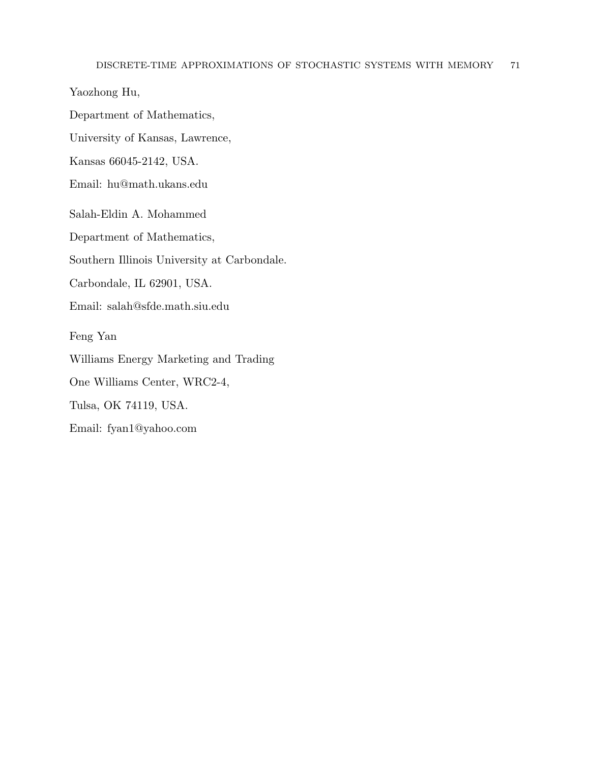Yaozhong Hu,

Department of Mathematics,

University of Kansas, Lawrence,

Kansas 66045-2142, USA.

Email: hu@math.ukans.edu

Salah-Eldin A. Mohammed

Department of Mathematics,

Southern Illinois University at Carbondale.

Carbondale, IL 62901, USA.

Email: salah@sfde.math.siu.edu

Feng Yan

Williams Energy Marketing and Trading

One Williams Center, WRC2-4,

Tulsa, OK 74119, USA.

Email: fyan1@yahoo.com